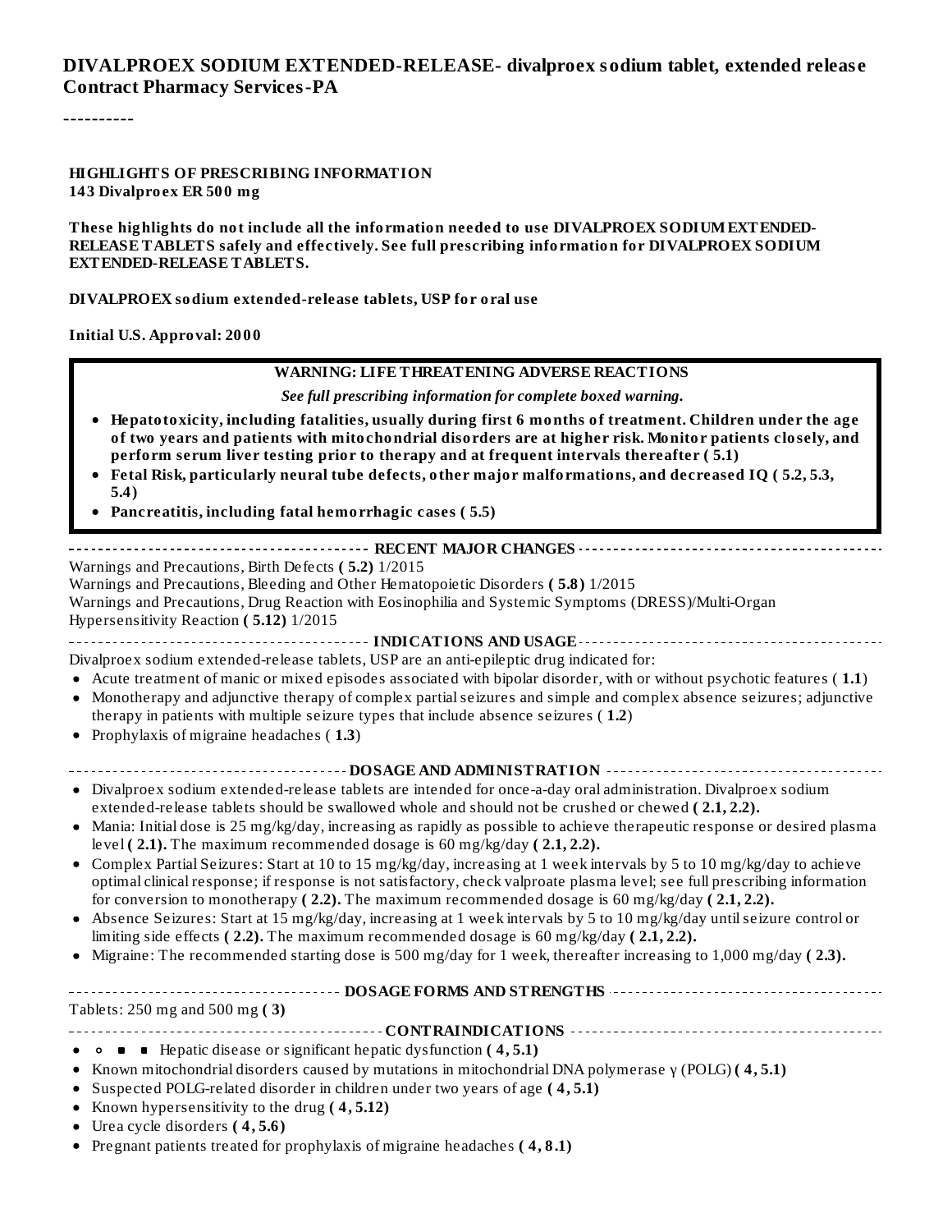# DIVALPROEX SODIUM EXTENDED-RELEASE- divalproex sodium tablet, extended release

**Contract Pharmacy Services-PA**

----------

**HIGHLIGHTS OF PRESCRIBING INFORMATION**
**143 Divalproex ER 500 mg**

**These highlights do not include all the information needed to use DIVALPROEX SODIUM EXTENDED-RELEASE TABLETS safely and effectively. See full prescribing information for DIVALPROEX SODIUM EXTENDED-RELEASE TABLETS.**

**DIVALPROEX sodium extended-release tablets, USP for oral use**

**Initial U.S. Approval: 2000**

> **WARNING: LIFE THREATENING ADVERSE REACTIONS**
>
> ***See full prescribing information for complete boxed warning.***
>
> - **Hepatotoxicity, including fatalities, usually during first 6 months of treatment. Children under the age of two years and patients with mitochondrial disorders are at higher risk. Monitor patients closely, and perform serum liver testing prior to therapy and at frequent intervals thereafter ( 5.1)**
> - **Fetal Risk, particularly neural tube defects, other major malformations, and decreased IQ ( 5.2, 5.3, 5.4)**
> - **Pancreatitis, including fatal hemorrhagic cases ( 5.5)**

**RECENT MAJOR CHANGES**

Warnings and Precautions, Birth Defects **( 5.2)** 1/2015
Warnings and Precautions, Bleeding and Other Hematopoietic Disorders **( 5.8)** 1/2015
Warnings and Precautions, Drug Reaction with Eosinophilia and Systemic Symptoms (DRESS)/Multi-Organ Hypersensitivity Reaction **( 5.12)** 1/2015

**INDICATIONS AND USAGE**

Divalproex sodium extended-release tablets, USP are an anti-epileptic drug indicated for:

- Acute treatment of manic or mixed episodes associated with bipolar disorder, with or without psychotic features ( **1.1**)
- Monotherapy and adjunctive therapy of complex partial seizures and simple and complex absence seizures; adjunctive therapy in patients with multiple seizure types that include absence seizures ( **1.2**)
- Prophylaxis of migraine headaches ( **1.3**)

**DOSAGE AND ADMINISTRATION**

- Divalproex sodium extended-release tablets are intended for once-a-day oral administration. Divalproex sodium extended-release tablets should be swallowed whole and should not be crushed or chewed **( 2.1, 2.2).**
- Mania: Initial dose is 25 mg/kg/day, increasing as rapidly as possible to achieve therapeutic response or desired plasma level **( 2.1).** The maximum recommended dosage is 60 mg/kg/day **( 2.1, 2.2).**
- Complex Partial Seizures: Start at 10 to 15 mg/kg/day, increasing at 1 week intervals by 5 to 10 mg/kg/day to achieve optimal clinical response; if response is not satisfactory, check valproate plasma level; see full prescribing information for conversion to monotherapy **( 2.2).** The maximum recommended dosage is 60 mg/kg/day **( 2.1, 2.2).**
- Absence Seizures: Start at 15 mg/kg/day, increasing at 1 week intervals by 5 to 10 mg/kg/day until seizure control or limiting side effects **( 2.2).** The maximum recommended dosage is 60 mg/kg/day **( 2.1, 2.2).**
- Migraine: The recommended starting dose is 500 mg/day for 1 week, thereafter increasing to 1,000 mg/day **( 2.3).**

**DOSAGE FORMS AND STRENGTHS**

Tablets: 250 mg and 500 mg **( 3)**

**CONTRAINDICATIONS**

- Hepatic disease or significant hepatic dysfunction **( 4, 5.1)**
- Known mitochondrial disorders caused by mutations in mitochondrial DNA polymerase γ (POLG) **( 4, 5.1)**
- Suspected POLG-related disorder in children under two years of age **( 4, 5.1)**
- Known hypersensitivity to the drug **( 4, 5.12)**
- Urea cycle disorders **( 4, 5.6)**
- Pregnant patients treated for prophylaxis of migraine headaches **( 4, 8.1)**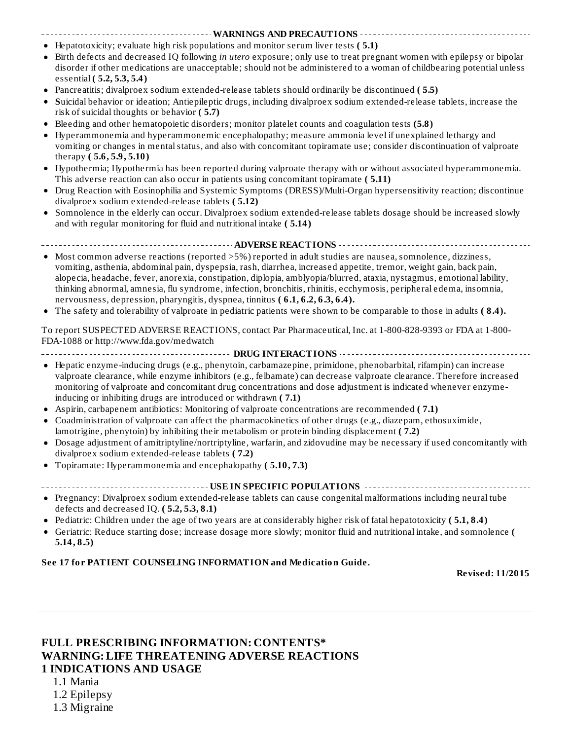## WARNINGS AND PRECAUTIONS

- Hepatotoxicity; evaluate high risk populations and monitor serum liver tests **( 5.1)**
- Birth defects and decreased IQ following *in utero* exposure; only use to treat pregnant women with epilepsy or bipolar disorder if other medications are unacceptable; should not be administered to a woman of childbearing potential unless essential **( 5.2, 5.3, 5.4)**
- Pancreatitis; divalproex sodium extended-release tablets should ordinarily be discontinued **( 5.5)**
- **S**uicidal behavior or ideation; Antiepileptic drugs, including divalproex sodium extended-release tablets, increase the risk of suicidal thoughts or behavior **( 5.7)**
- Bleeding and other hematopoietic disorders; monitor platelet counts and coagulation tests **(5.8)**
- Hyperammonemia and hyperammonemic encephalopathy; measure ammonia level if unexplained lethargy and vomiting or changes in mental status, and also with concomitant topiramate use; consider discontinuation of valproate therapy **( 5.6, 5.9, 5.10)**
- Hypothermia; Hypothermia has been reported during valproate therapy with or without associated hyperammonemia. This adverse reaction can also occur in patients using concomitant topiramate **( 5.11)**
- Drug Reaction with Eosinophilia and Systemic Symptoms (DRESS)/Multi-Organ hypersensitivity reaction; discontinue divalproex sodium extended-release tablets **( 5.12)**
- Somnolence in the elderly can occur. Divalproex sodium extended-release tablets dosage should be increased slowly and with regular monitoring for fluid and nutritional intake **( 5.14)**

## ADVERSE REACTIONS

- Most common adverse reactions (reported >5%) reported in adult studies are nausea, somnolence, dizziness, vomiting, asthenia, abdominal pain, dyspepsia, rash, diarrhea, increased appetite, tremor, weight gain, back pain, alopecia, headache, fever, anorexia, constipation, diplopia, amblyopia/blurred, ataxia, nystagmus, emotional lability, thinking abnormal, amnesia, flu syndrome, infection, bronchitis, rhinitis, ecchymosis, peripheral edema, insomnia, nervousness, depression, pharyngitis, dyspnea, tinnitus **( 6.1, 6.2, 6.3, 6.4).**
- The safety and tolerability of valproate in pediatric patients were shown to be comparable to those in adults **( 8.4).**

To report SUSPECTED ADVERSE REACTIONS, contact Par Pharmaceutical, Inc. at 1-800-828-9393 or FDA at 1-800-FDA-1088 or http://www.fda.gov/medwatch

## DRUG INTERACTIONS

- Hepatic enzyme-inducing drugs (e.g., phenytoin, carbamazepine, primidone, phenobarbital, rifampin) can increase valproate clearance, while enzyme inhibitors (e.g., felbamate) can decrease valproate clearance. Therefore increased monitoring of valproate and concomitant drug concentrations and dose adjustment is indicated whenever enzyme-inducing or inhibiting drugs are introduced or withdrawn **( 7.1)**
- Aspirin, carbapenem antibiotics: Monitoring of valproate concentrations are recommended **( 7.1)**
- Coadministration of valproate can affect the pharmacokinetics of other drugs (e.g., diazepam, ethosuximide, lamotrigine, phenytoin) by inhibiting their metabolism or protein binding displacement **( 7.2)**
- Dosage adjustment of amitriptyline/nortriptyline, warfarin, and zidovudine may be necessary if used concomitantly with divalproex sodium extended-release tablets **( 7.2)**
- Topiramate: Hyperammonemia and encephalopathy **( 5.10, 7.3)**

## USE IN SPECIFIC POPULATIONS

- Pregnancy: Divalproex sodium extended-release tablets can cause congenital malformations including neural tube defects and decreased IQ. **( 5.2, 5.3, 8.1)**
- Pediatric: Children under the age of two years are at considerably higher risk of fatal hepatotoxicity **( 5.1, 8.4)**
- Geriatric: Reduce starting dose; increase dosage more slowly; monitor fluid and nutritional intake, and somnolence **( 5.14, 8.5)**

**See 17 for PATIENT COUNSELING INFORMATION and Medication Guide.**

**Revised: 11/2015**

---

# FULL PRESCRIBING INFORMATION: CONTENTS*

**WARNING: LIFE THREATENING ADVERSE REACTIONS**

**1 INDICATIONS AND USAGE**

1.1 Mania
1.2 Epilepsy
1.3 Migraine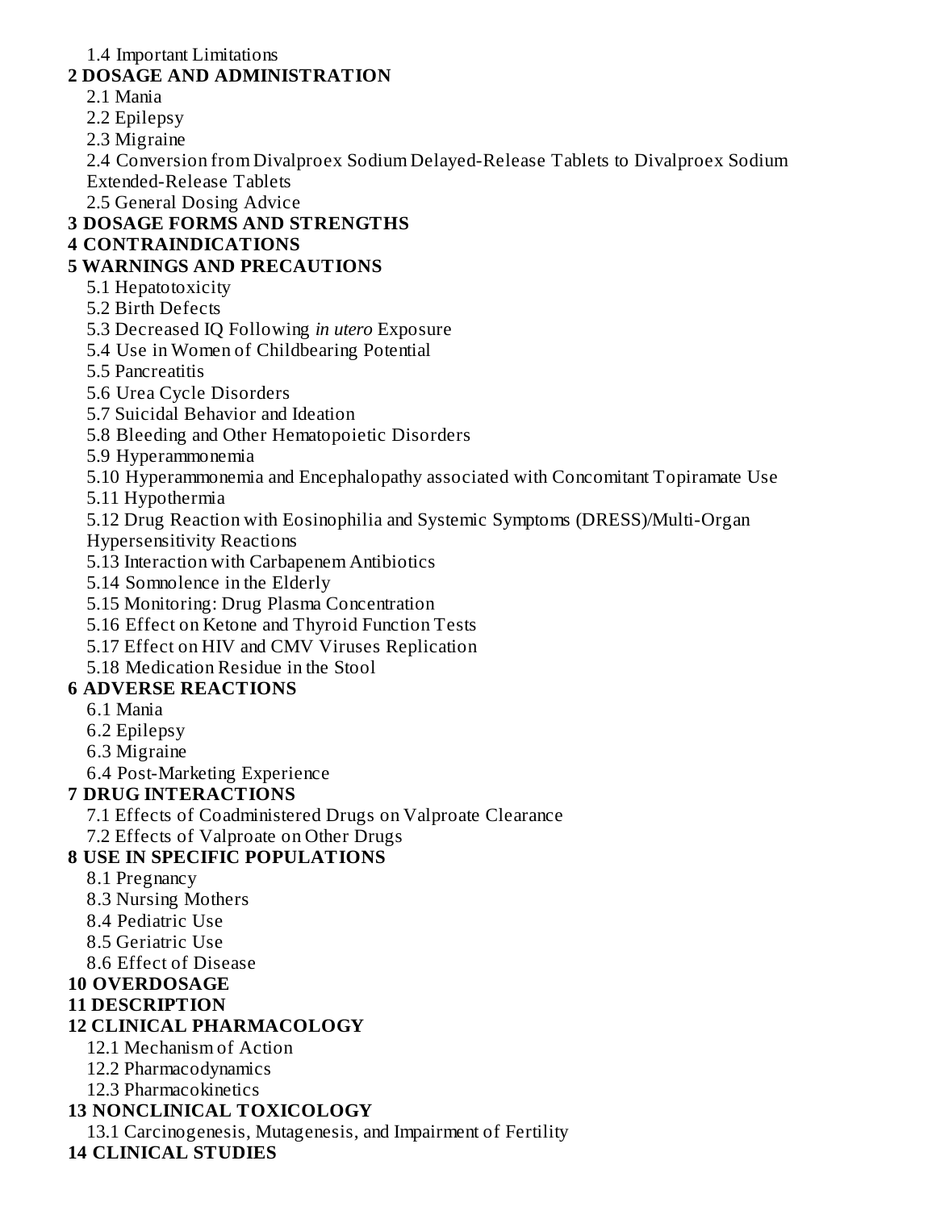1.4 Important Limitations

**2 DOSAGE AND ADMINISTRATION**

2.1 Mania

2.2 Epilepsy

2.3 Migraine

2.4 Conversion from Divalproex Sodium Delayed-Release Tablets to Divalproex Sodium Extended-Release Tablets

2.5 General Dosing Advice

**3 DOSAGE FORMS AND STRENGTHS**

**4 CONTRAINDICATIONS**

**5 WARNINGS AND PRECAUTIONS**

5.1 Hepatotoxicity

5.2 Birth Defects

5.3 Decreased IQ Following *in utero* Exposure

5.4 Use in Women of Childbearing Potential

5.5 Pancreatitis

5.6 Urea Cycle Disorders

5.7 Suicidal Behavior and Ideation

5.8 Bleeding and Other Hematopoietic Disorders

5.9 Hyperammonemia

5.10 Hyperammonemia and Encephalopathy associated with Concomitant Topiramate Use

5.11 Hypothermia

5.12 Drug Reaction with Eosinophilia and Systemic Symptoms (DRESS)/Multi-Organ Hypersensitivity Reactions

5.13 Interaction with Carbapenem Antibiotics

5.14 Somnolence in the Elderly

5.15 Monitoring: Drug Plasma Concentration

5.16 Effect on Ketone and Thyroid Function Tests

5.17 Effect on HIV and CMV Viruses Replication

5.18 Medication Residue in the Stool

**6 ADVERSE REACTIONS**

6.1 Mania

6.2 Epilepsy

6.3 Migraine

6.4 Post-Marketing Experience

**7 DRUG INTERACTIONS**

7.1 Effects of Coadministered Drugs on Valproate Clearance

7.2 Effects of Valproate on Other Drugs

**8 USE IN SPECIFIC POPULATIONS**

8.1 Pregnancy

8.3 Nursing Mothers

8.4 Pediatric Use

8.5 Geriatric Use

8.6 Effect of Disease

**10 OVERDOSAGE**

**11 DESCRIPTION**

**12 CLINICAL PHARMACOLOGY**

12.1 Mechanism of Action

12.2 Pharmacodynamics

12.3 Pharmacokinetics

**13 NONCLINICAL TOXICOLOGY**

13.1 Carcinogenesis, Mutagenesis, and Impairment of Fertility

**14 CLINICAL STUDIES**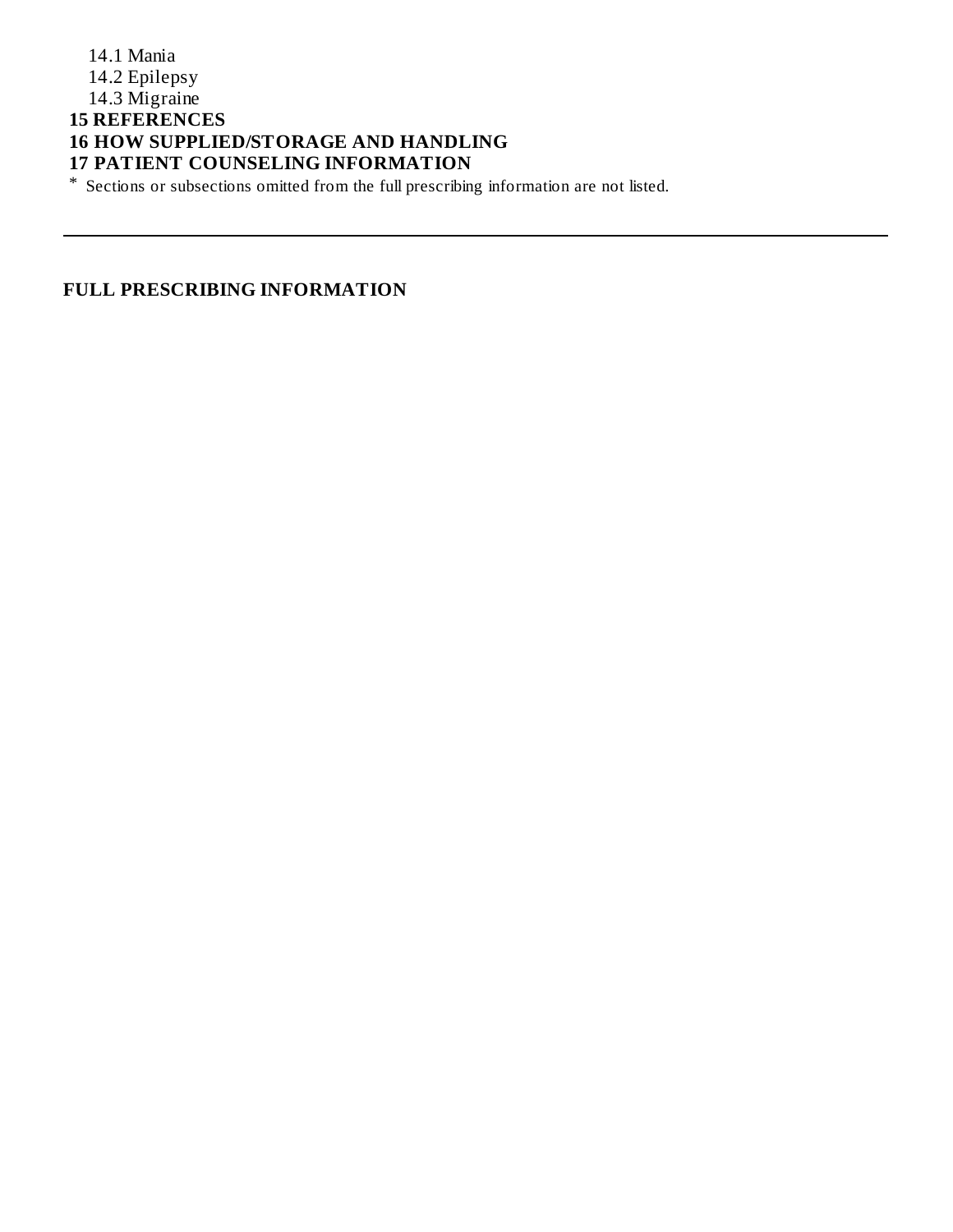14.1 Mania
14.2 Epilepsy
14.3 Migraine

**15 REFERENCES**

**16 HOW SUPPLIED/STORAGE AND HANDLING**

**17 PATIENT COUNSELING INFORMATION**

* Sections or subsections omitted from the full prescribing information are not listed.

---

**FULL PRESCRIBING INFORMATION**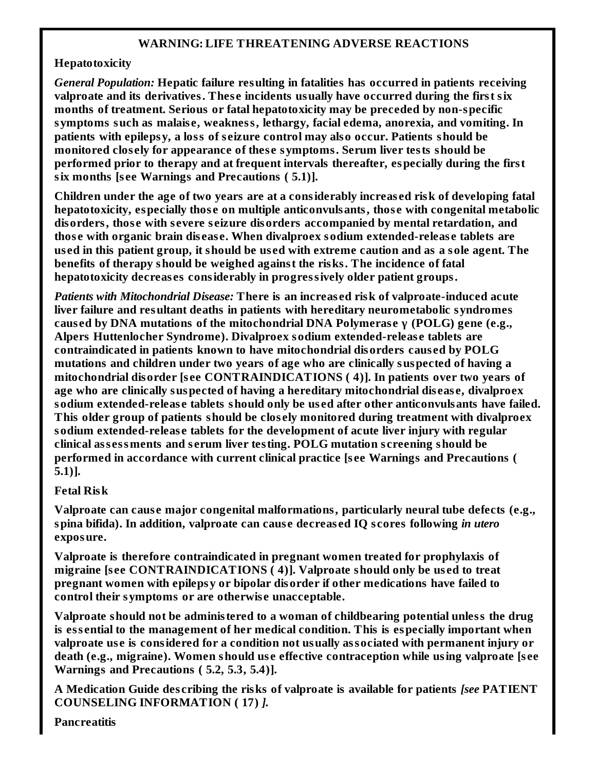## WARNING: LIFE THREATENING ADVERSE REACTIONS

**Hepatotoxicity**

***General Population:*** **Hepatic failure resulting in fatalities has occurred in patients receiving valproate and its derivatives. These incidents usually have occurred during the first six months of treatment. Serious or fatal hepatotoxicity may be preceded by non-specific symptoms such as malaise, weakness, lethargy, facial edema, anorexia, and vomiting. In patients with epilepsy, a loss of seizure control may also occur. Patients should be monitored closely for appearance of these symptoms. Serum liver tests should be performed prior to therapy and at frequent intervals thereafter, especially during the first six months [see Warnings and Precautions ( 5.1)].**

**Children under the age of two years are at a considerably increased risk of developing fatal hepatotoxicity, especially those on multiple anticonvulsants, those with congenital metabolic disorders, those with severe seizure disorders accompanied by mental retardation, and those with organic brain disease. When divalproex sodium extended-release tablets are used in this patient group, it should be used with extreme caution and as a sole agent. The benefits of therapy should be weighed against the risks. The incidence of fatal hepatotoxicity decreases considerably in progressively older patient groups.**

***Patients with Mitochondrial Disease:*** **There is an increased risk of valproate-induced acute liver failure and resultant deaths in patients with hereditary neurometabolic syndromes caused by DNA mutations of the mitochondrial DNA Polymerase γ (POLG) gene (e.g., Alpers Huttenlocher Syndrome). Divalproex sodium extended-release tablets are contraindicated in patients known to have mitochondrial disorders caused by POLG mutations and children under two years of age who are clinically suspected of having a mitochondrial disorder [see CONTRAINDICATIONS ( 4)]. In patients over two years of age who are clinically suspected of having a hereditary mitochondrial disease, divalproex sodium extended-release tablets should only be used after other anticonvulsants have failed. This older group of patients should be closely monitored during treatment with divalproex sodium extended-release tablets for the development of acute liver injury with regular clinical assessments and serum liver testing. POLG mutation screening should be performed in accordance with current clinical practice [see Warnings and Precautions ( 5.1)].**

**Fetal Risk**

**Valproate can cause major congenital malformations, particularly neural tube defects (e.g., spina bifida). In addition, valproate can cause decreased IQ scores following *in utero* exposure.**

**Valproate is therefore contraindicated in pregnant women treated for prophylaxis of migraine [see CONTRAINDICATIONS ( 4)]. Valproate should only be used to treat pregnant women with epilepsy or bipolar disorder if other medications have failed to control their symptoms or are otherwise unacceptable.**

**Valproate should not be administered to a woman of childbearing potential unless the drug is essential to the management of her medical condition. This is especially important when valproate use is considered for a condition not usually associated with permanent injury or death (e.g., migraine). Women should use effective contraception while using valproate [see Warnings and Precautions ( 5.2, 5.3, 5.4)].**

**A Medication Guide describing the risks of valproate is available for patients *[see* PATIENT COUNSELING INFORMATION ( 17) *].***

**Pancreatitis**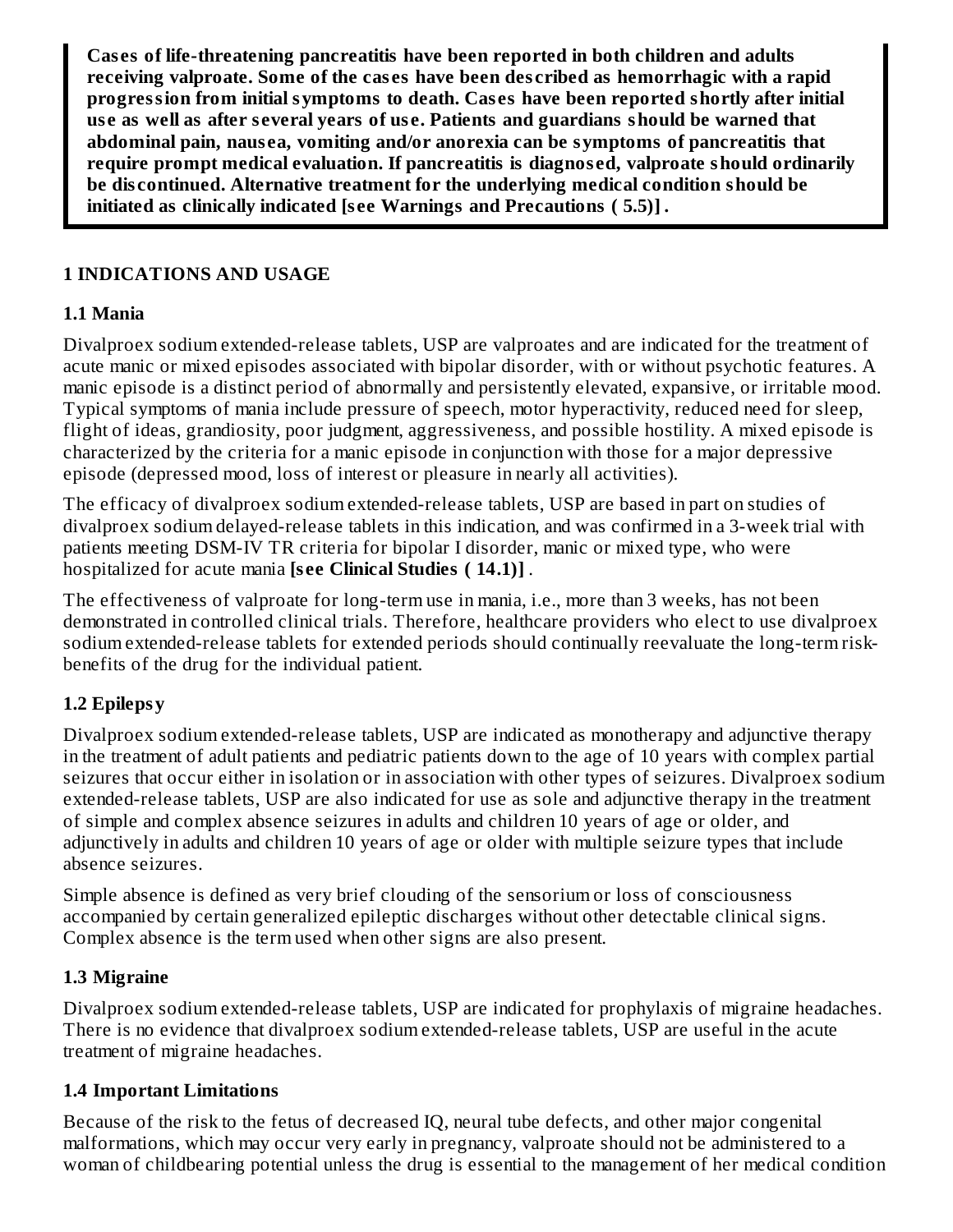**Cases of life-threatening pancreatitis have been reported in both children and adults receiving valproate. Some of the cases have been described as hemorrhagic with a rapid progression from initial symptoms to death. Cases have been reported shortly after initial use as well as after several years of use. Patients and guardians should be warned that abdominal pain, nausea, vomiting and/or anorexia can be symptoms of pancreatitis that require prompt medical evaluation. If pancreatitis is diagnosed, valproate should ordinarily be discontinued. Alternative treatment for the underlying medical condition should be initiated as clinically indicated [see Warnings and Precautions ( 5.5)] .**

## 1 INDICATIONS AND USAGE

### 1.1 Mania

Divalproex sodium extended-release tablets, USP are valproates and are indicated for the treatment of acute manic or mixed episodes associated with bipolar disorder, with or without psychotic features. A manic episode is a distinct period of abnormally and persistently elevated, expansive, or irritable mood. Typical symptoms of mania include pressure of speech, motor hyperactivity, reduced need for sleep, flight of ideas, grandiosity, poor judgment, aggressiveness, and possible hostility. A mixed episode is characterized by the criteria for a manic episode in conjunction with those for a major depressive episode (depressed mood, loss of interest or pleasure in nearly all activities).

The efficacy of divalproex sodium extended-release tablets, USP are based in part on studies of divalproex sodium delayed-release tablets in this indication, and was confirmed in a 3-week trial with patients meeting DSM-IV TR criteria for bipolar I disorder, manic or mixed type, who were hospitalized for acute mania **[see Clinical Studies ( 14.1)]** .

The effectiveness of valproate for long-term use in mania, i.e., more than 3 weeks, has not been demonstrated in controlled clinical trials. Therefore, healthcare providers who elect to use divalproex sodium extended-release tablets for extended periods should continually reevaluate the long-term risk-benefits of the drug for the individual patient.

### 1.2 Epilepsy

Divalproex sodium extended-release tablets, USP are indicated as monotherapy and adjunctive therapy in the treatment of adult patients and pediatric patients down to the age of 10 years with complex partial seizures that occur either in isolation or in association with other types of seizures. Divalproex sodium extended-release tablets, USP are also indicated for use as sole and adjunctive therapy in the treatment of simple and complex absence seizures in adults and children 10 years of age or older, and adjunctively in adults and children 10 years of age or older with multiple seizure types that include absence seizures.

Simple absence is defined as very brief clouding of the sensorium or loss of consciousness accompanied by certain generalized epileptic discharges without other detectable clinical signs. Complex absence is the term used when other signs are also present.

### 1.3 Migraine

Divalproex sodium extended-release tablets, USP are indicated for prophylaxis of migraine headaches. There is no evidence that divalproex sodium extended-release tablets, USP are useful in the acute treatment of migraine headaches.

### 1.4 Important Limitations

Because of the risk to the fetus of decreased IQ, neural tube defects, and other major congenital malformations, which may occur very early in pregnancy, valproate should not be administered to a woman of childbearing potential unless the drug is essential to the management of her medical condition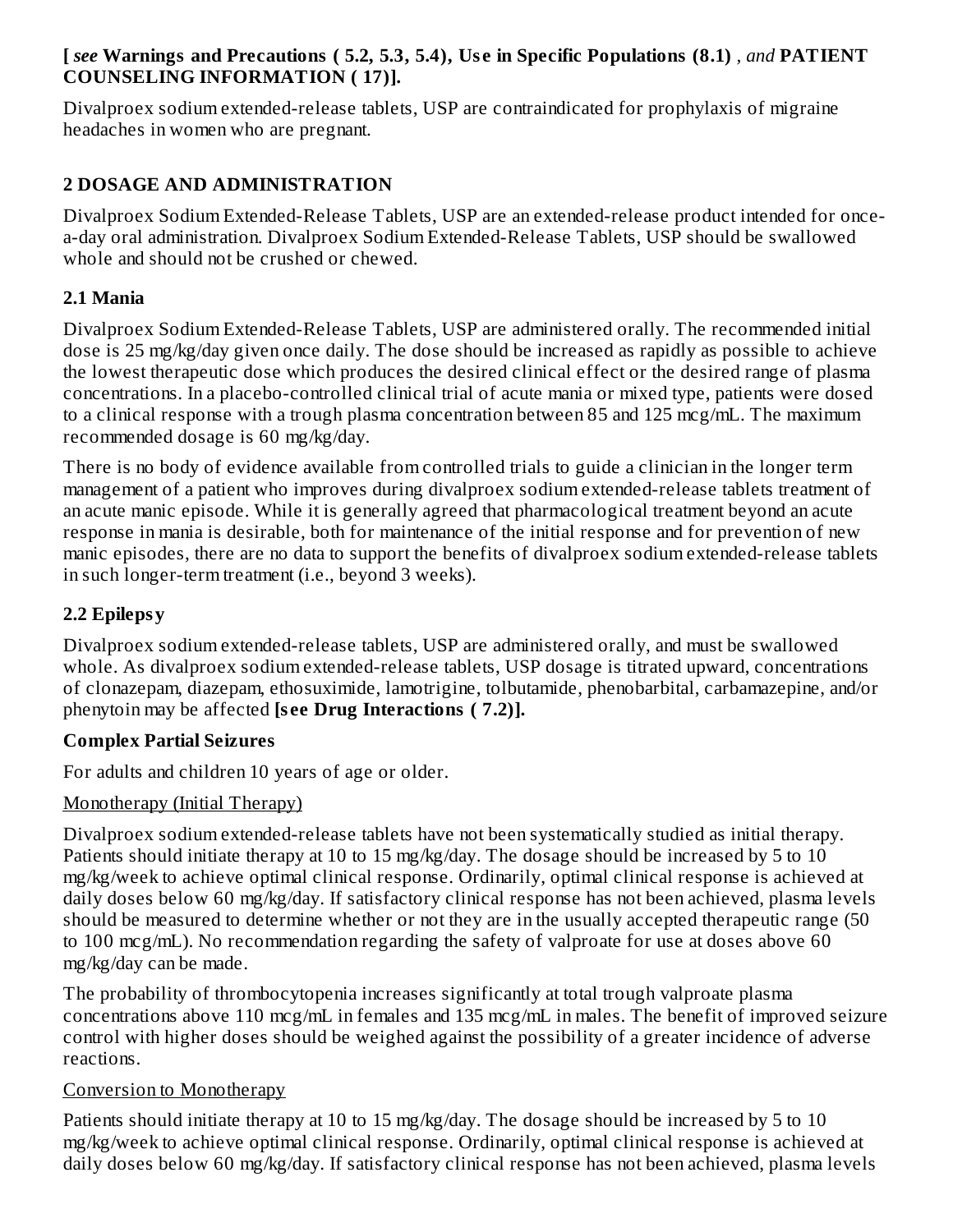**[** ***see*** **Warnings and Precautions ( 5.2, 5.3, 5.4), Use in Specific Populations (8.1)** , *and* **PATIENT COUNSELING INFORMATION ( 17)].**

Divalproex sodium extended-release tablets, USP are contraindicated for prophylaxis of migraine headaches in women who are pregnant.

## 2 DOSAGE AND ADMINISTRATION

Divalproex Sodium Extended-Release Tablets, USP are an extended-release product intended for once-a-day oral administration. Divalproex Sodium Extended-Release Tablets, USP should be swallowed whole and should not be crushed or chewed.

### 2.1 Mania

Divalproex Sodium Extended-Release Tablets, USP are administered orally. The recommended initial dose is 25 mg/kg/day given once daily. The dose should be increased as rapidly as possible to achieve the lowest therapeutic dose which produces the desired clinical effect or the desired range of plasma concentrations. In a placebo-controlled clinical trial of acute mania or mixed type, patients were dosed to a clinical response with a trough plasma concentration between 85 and 125 mcg/mL. The maximum recommended dosage is 60 mg/kg/day.

There is no body of evidence available from controlled trials to guide a clinician in the longer term management of a patient who improves during divalproex sodium extended-release tablets treatment of an acute manic episode. While it is generally agreed that pharmacological treatment beyond an acute response in mania is desirable, both for maintenance of the initial response and for prevention of new manic episodes, there are no data to support the benefits of divalproex sodium extended-release tablets in such longer-term treatment (i.e., beyond 3 weeks).

### 2.2 Epilepsy

Divalproex sodium extended-release tablets, USP are administered orally, and must be swallowed whole. As divalproex sodium extended-release tablets, USP dosage is titrated upward, concentrations of clonazepam, diazepam, ethosuximide, lamotrigine, tolbutamide, phenobarbital, carbamazepine, and/or phenytoin may be affected **[see Drug Interactions ( 7.2)].**

**Complex Partial Seizures**

For adults and children 10 years of age or older.

Monotherapy (Initial Therapy)

Divalproex sodium extended-release tablets have not been systematically studied as initial therapy. Patients should initiate therapy at 10 to 15 mg/kg/day. The dosage should be increased by 5 to 10 mg/kg/week to achieve optimal clinical response. Ordinarily, optimal clinical response is achieved at daily doses below 60 mg/kg/day. If satisfactory clinical response has not been achieved, plasma levels should be measured to determine whether or not they are in the usually accepted therapeutic range (50 to 100 mcg/mL). No recommendation regarding the safety of valproate for use at doses above 60 mg/kg/day can be made.

The probability of thrombocytopenia increases significantly at total trough valproate plasma concentrations above 110 mcg/mL in females and 135 mcg/mL in males. The benefit of improved seizure control with higher doses should be weighed against the possibility of a greater incidence of adverse reactions.

Conversion to Monotherapy

Patients should initiate therapy at 10 to 15 mg/kg/day. The dosage should be increased by 5 to 10 mg/kg/week to achieve optimal clinical response. Ordinarily, optimal clinical response is achieved at daily doses below 60 mg/kg/day. If satisfactory clinical response has not been achieved, plasma levels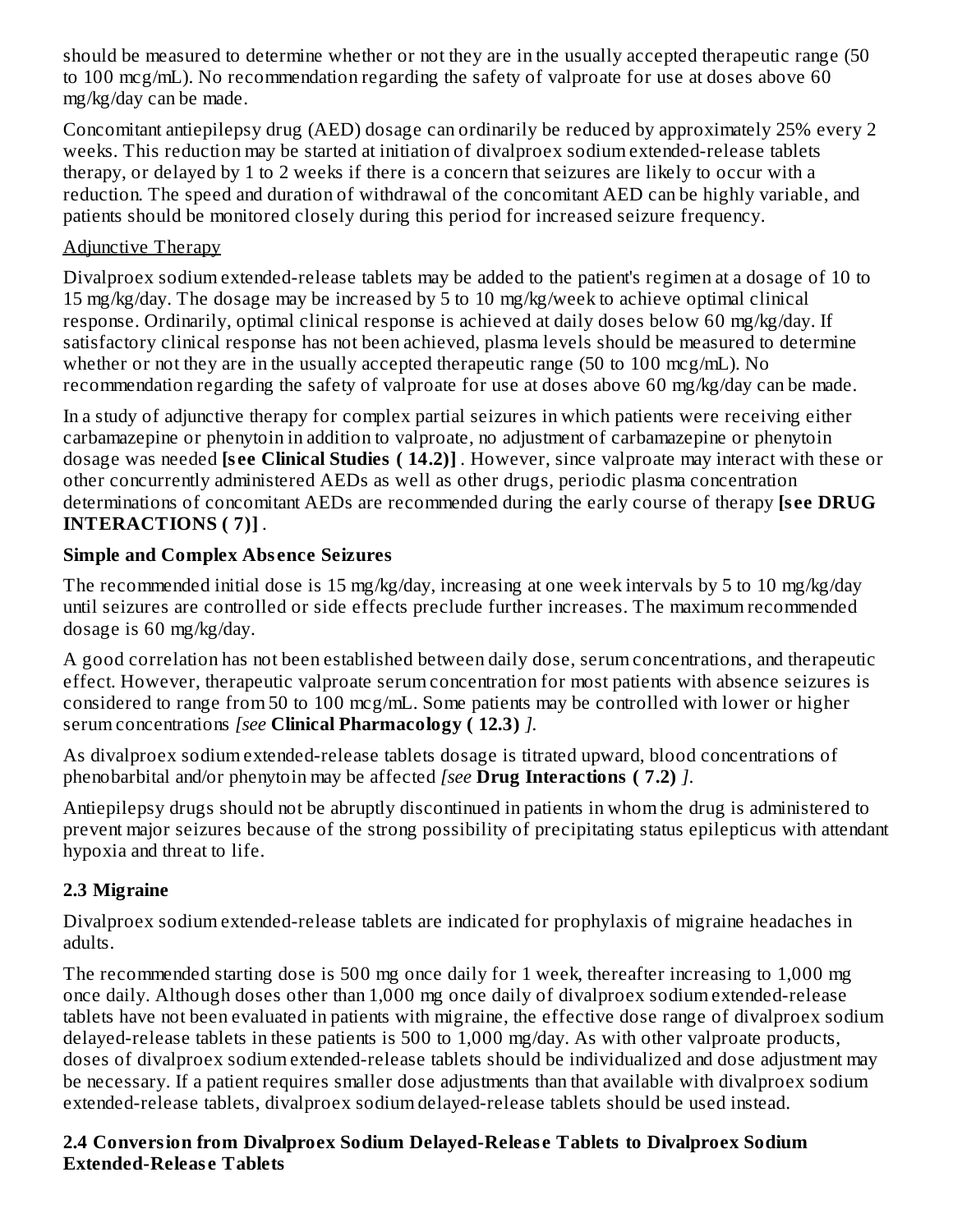should be measured to determine whether or not they are in the usually accepted therapeutic range (50 to 100 mcg/mL). No recommendation regarding the safety of valproate for use at doses above 60 mg/kg/day can be made.

Concomitant antiepilepsy drug (AED) dosage can ordinarily be reduced by approximately 25% every 2 weeks. This reduction may be started at initiation of divalproex sodium extended-release tablets therapy, or delayed by 1 to 2 weeks if there is a concern that seizures are likely to occur with a reduction. The speed and duration of withdrawal of the concomitant AED can be highly variable, and patients should be monitored closely during this period for increased seizure frequency.

Adjunctive Therapy

Divalproex sodium extended-release tablets may be added to the patient's regimen at a dosage of 10 to 15 mg/kg/day. The dosage may be increased by 5 to 10 mg/kg/week to achieve optimal clinical response. Ordinarily, optimal clinical response is achieved at daily doses below 60 mg/kg/day. If satisfactory clinical response has not been achieved, plasma levels should be measured to determine whether or not they are in the usually accepted therapeutic range (50 to 100 mcg/mL). No recommendation regarding the safety of valproate for use at doses above 60 mg/kg/day can be made.

In a study of adjunctive therapy for complex partial seizures in which patients were receiving either carbamazepine or phenytoin in addition to valproate, no adjustment of carbamazepine or phenytoin dosage was needed **[see Clinical Studies ( 14.2)]** . However, since valproate may interact with these or other concurrently administered AEDs as well as other drugs, periodic plasma concentration determinations of concomitant AEDs are recommended during the early course of therapy **[see DRUG INTERACTIONS ( 7)]** .

**Simple and Complex Absence Seizures**

The recommended initial dose is 15 mg/kg/day, increasing at one week intervals by 5 to 10 mg/kg/day until seizures are controlled or side effects preclude further increases. The maximum recommended dosage is 60 mg/kg/day.

A good correlation has not been established between daily dose, serum concentrations, and therapeutic effect. However, therapeutic valproate serum concentration for most patients with absence seizures is considered to range from 50 to 100 mcg/mL. Some patients may be controlled with lower or higher serum concentrations *[see* **Clinical Pharmacology ( 12.3)** *]*.

As divalproex sodium extended-release tablets dosage is titrated upward, blood concentrations of phenobarbital and/or phenytoin may be affected *[see* **Drug Interactions ( 7.2)** *]*.

Antiepilepsy drugs should not be abruptly discontinued in patients in whom the drug is administered to prevent major seizures because of the strong possibility of precipitating status epilepticus with attendant hypoxia and threat to life.

## 2.3 Migraine

Divalproex sodium extended-release tablets are indicated for prophylaxis of migraine headaches in adults.

The recommended starting dose is 500 mg once daily for 1 week, thereafter increasing to 1,000 mg once daily. Although doses other than 1,000 mg once daily of divalproex sodium extended-release tablets have not been evaluated in patients with migraine, the effective dose range of divalproex sodium delayed-release tablets in these patients is 500 to 1,000 mg/day. As with other valproate products, doses of divalproex sodium extended-release tablets should be individualized and dose adjustment may be necessary. If a patient requires smaller dose adjustments than that available with divalproex sodium extended-release tablets, divalproex sodium delayed-release tablets should be used instead.

## 2.4 Conversion from Divalproex Sodium Delayed-Release Tablets to Divalproex Sodium Extended-Release Tablets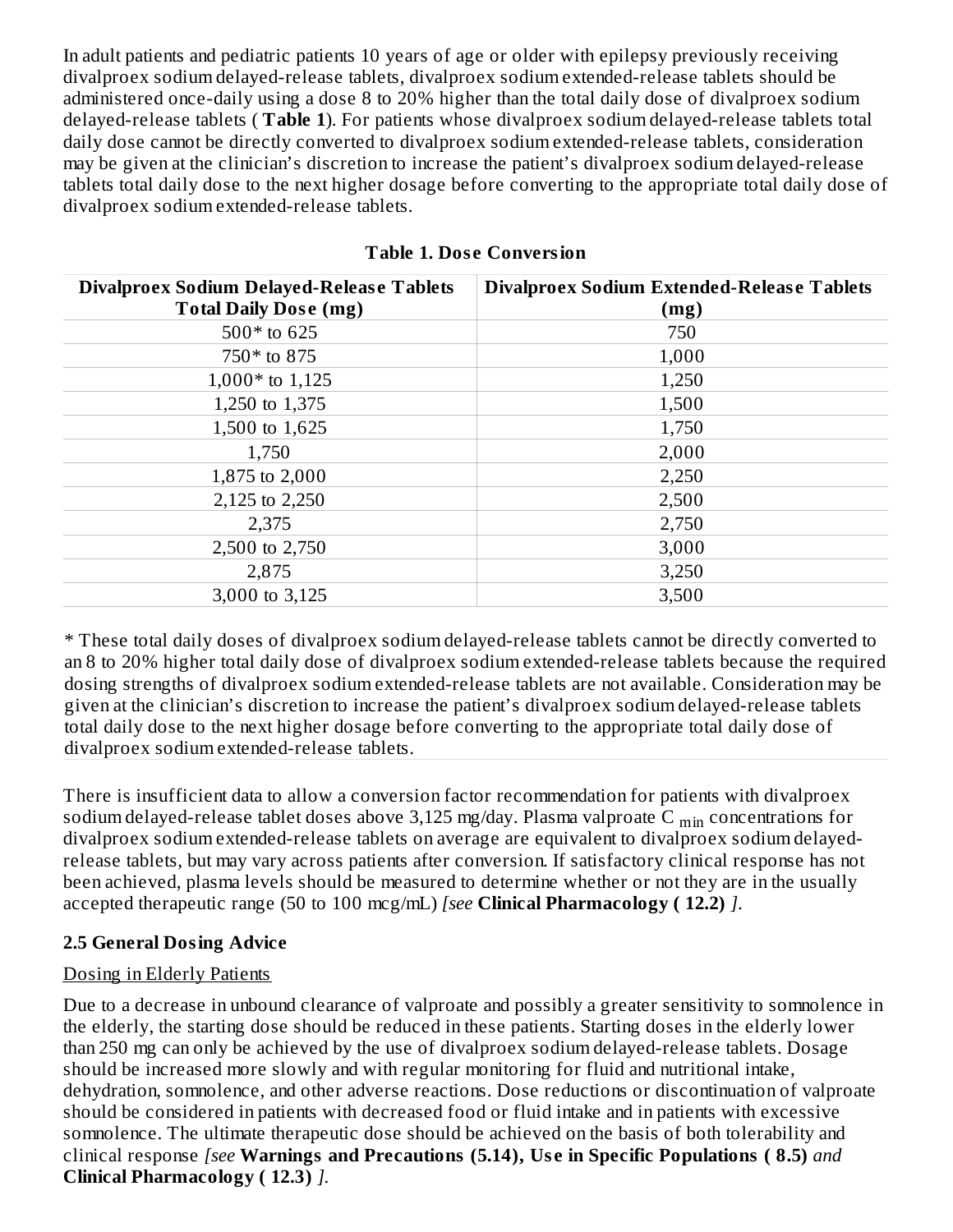In adult patients and pediatric patients 10 years of age or older with epilepsy previously receiving divalproex sodium delayed-release tablets, divalproex sodium extended-release tablets should be administered once-daily using a dose 8 to 20% higher than the total daily dose of divalproex sodium delayed-release tablets ( **Table 1**). For patients whose divalproex sodium delayed-release tablets total daily dose cannot be directly converted to divalproex sodium extended-release tablets, consideration may be given at the clinician's discretion to increase the patient's divalproex sodium delayed-release tablets total daily dose to the next higher dosage before converting to the appropriate total daily dose of divalproex sodium extended-release tablets.

**Table 1. Dose Conversion**

| Divalproex Sodium Delayed-Release Tablets Total Daily Dose (mg) | Divalproex Sodium Extended-Release Tablets (mg) |
|---|---|
| 500* to 625 | 750 |
| 750* to 875 | 1,000 |
| 1,000* to 1,125 | 1,250 |
| 1,250 to 1,375 | 1,500 |
| 1,500 to 1,625 | 1,750 |
| 1,750 | 2,000 |
| 1,875 to 2,000 | 2,250 |
| 2,125 to 2,250 | 2,500 |
| 2,375 | 2,750 |
| 2,500 to 2,750 | 3,000 |
| 2,875 | 3,250 |
| 3,000 to 3,125 | 3,500 |

* These total daily doses of divalproex sodium delayed-release tablets cannot be directly converted to an 8 to 20% higher total daily dose of divalproex sodium extended-release tablets because the required dosing strengths of divalproex sodium extended-release tablets are not available. Consideration may be given at the clinician's discretion to increase the patient's divalproex sodium delayed-release tablets total daily dose to the next higher dosage before converting to the appropriate total daily dose of divalproex sodium extended-release tablets.

There is insufficient data to allow a conversion factor recommendation for patients with divalproex sodium delayed-release tablet doses above 3,125 mg/day. Plasma valproate $C_{min}$ concentrations for divalproex sodium extended-release tablets on average are equivalent to divalproex sodium delayed-release tablets, but may vary across patients after conversion. If satisfactory clinical response has not been achieved, plasma levels should be measured to determine whether or not they are in the usually accepted therapeutic range (50 to 100 mcg/mL) *[see* **Clinical Pharmacology ( 12.2)** *]*.

### 2.5 General Dosing Advice

Dosing in Elderly Patients

Due to a decrease in unbound clearance of valproate and possibly a greater sensitivity to somnolence in the elderly, the starting dose should be reduced in these patients. Starting doses in the elderly lower than 250 mg can only be achieved by the use of divalproex sodium delayed-release tablets. Dosage should be increased more slowly and with regular monitoring for fluid and nutritional intake, dehydration, somnolence, and other adverse reactions. Dose reductions or discontinuation of valproate should be considered in patients with decreased food or fluid intake and in patients with excessive somnolence. The ultimate therapeutic dose should be achieved on the basis of both tolerability and clinical response *[see* **Warnings and Precautions (5.14), Use in Specific Populations ( 8.5)** *and* **Clinical Pharmacology ( 12.3)** *]*.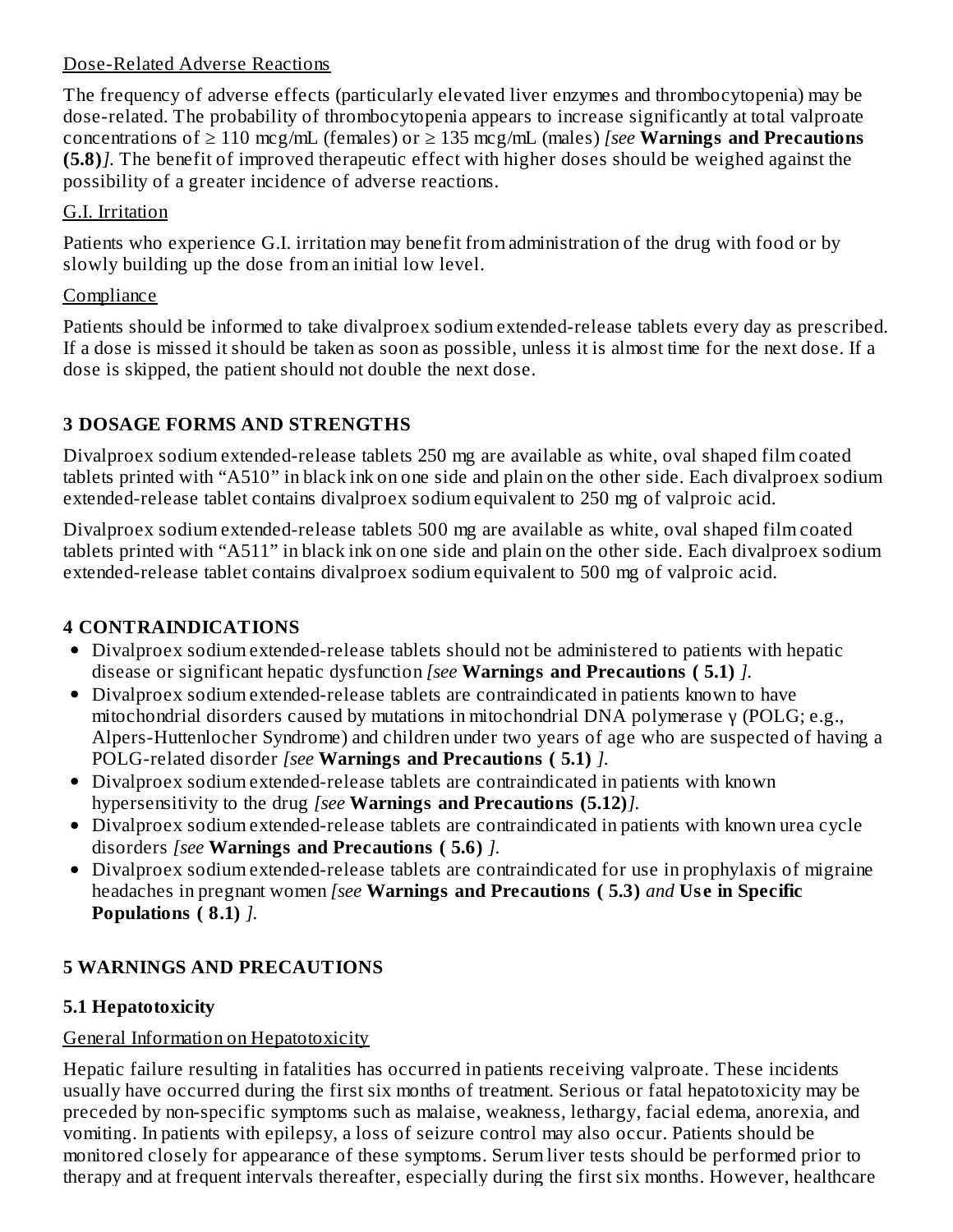Dose-Related Adverse Reactions

The frequency of adverse effects (particularly elevated liver enzymes and thrombocytopenia) may be dose-related. The probability of thrombocytopenia appears to increase significantly at total valproate concentrations of ≥ 110 mcg/mL (females) or ≥ 135 mcg/mL (males) *[see* **Warnings and Precautions (5.8)***]*. The benefit of improved therapeutic effect with higher doses should be weighed against the possibility of a greater incidence of adverse reactions.

G.I. Irritation

Patients who experience G.I. irritation may benefit from administration of the drug with food or by slowly building up the dose from an initial low level.

Compliance

Patients should be informed to take divalproex sodium extended-release tablets every day as prescribed. If a dose is missed it should be taken as soon as possible, unless it is almost time for the next dose. If a dose is skipped, the patient should not double the next dose.

## 3 DOSAGE FORMS AND STRENGTHS

Divalproex sodium extended-release tablets 250 mg are available as white, oval shaped film coated tablets printed with "A510" in black ink on one side and plain on the other side. Each divalproex sodium extended-release tablet contains divalproex sodium equivalent to 250 mg of valproic acid.

Divalproex sodium extended-release tablets 500 mg are available as white, oval shaped film coated tablets printed with "A511" in black ink on one side and plain on the other side. Each divalproex sodium extended-release tablet contains divalproex sodium equivalent to 500 mg of valproic acid.

## 4 CONTRAINDICATIONS

- Divalproex sodium extended-release tablets should not be administered to patients with hepatic disease or significant hepatic dysfunction *[see* **Warnings and Precautions ( 5.1)** *]*.
- Divalproex sodium extended-release tablets are contraindicated in patients known to have mitochondrial disorders caused by mutations in mitochondrial DNA polymerase γ (POLG; e.g., Alpers-Huttenlocher Syndrome) and children under two years of age who are suspected of having a POLG-related disorder *[see* **Warnings and Precautions ( 5.1)** *]*.
- Divalproex sodium extended-release tablets are contraindicated in patients with known hypersensitivity to the drug *[see* **Warnings and Precautions (5.12)***]*.
- Divalproex sodium extended-release tablets are contraindicated in patients with known urea cycle disorders *[see* **Warnings and Precautions ( 5.6)** *]*.
- Divalproex sodium extended-release tablets are contraindicated for use in prophylaxis of migraine headaches in pregnant women *[see* **Warnings and Precautions ( 5.3)** *and* **Use in Specific Populations ( 8.1)** *]*.

## 5 WARNINGS AND PRECAUTIONS

### 5.1 Hepatotoxicity

General Information on Hepatotoxicity

Hepatic failure resulting in fatalities has occurred in patients receiving valproate. These incidents usually have occurred during the first six months of treatment. Serious or fatal hepatotoxicity may be preceded by non-specific symptoms such as malaise, weakness, lethargy, facial edema, anorexia, and vomiting. In patients with epilepsy, a loss of seizure control may also occur. Patients should be monitored closely for appearance of these symptoms. Serum liver tests should be performed prior to therapy and at frequent intervals thereafter, especially during the first six months. However, healthcare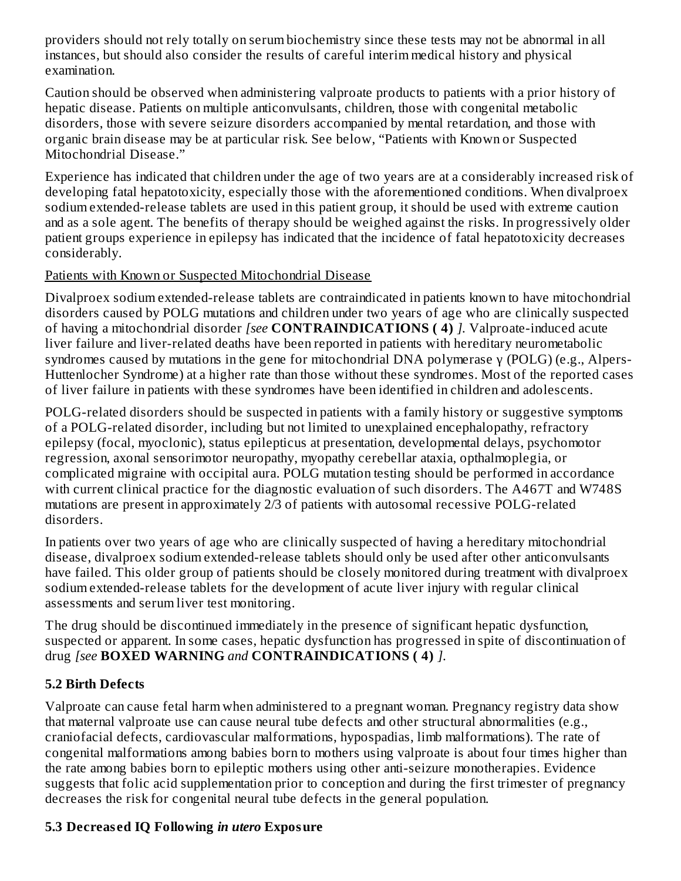providers should not rely totally on serum biochemistry since these tests may not be abnormal in all instances, but should also consider the results of careful interim medical history and physical examination.

Caution should be observed when administering valproate products to patients with a prior history of hepatic disease. Patients on multiple anticonvulsants, children, those with congenital metabolic disorders, those with severe seizure disorders accompanied by mental retardation, and those with organic brain disease may be at particular risk. See below, "Patients with Known or Suspected Mitochondrial Disease."

Experience has indicated that children under the age of two years are at a considerably increased risk of developing fatal hepatotoxicity, especially those with the aforementioned conditions. When divalproex sodium extended-release tablets are used in this patient group, it should be used with extreme caution and as a sole agent. The benefits of therapy should be weighed against the risks. In progressively older patient groups experience in epilepsy has indicated that the incidence of fatal hepatotoxicity decreases considerably.

Patients with Known or Suspected Mitochondrial Disease

Divalproex sodium extended-release tablets are contraindicated in patients known to have mitochondrial disorders caused by POLG mutations and children under two years of age who are clinically suspected of having a mitochondrial disorder *[see* **CONTRAINDICATIONS ( 4)** *].* Valproate-induced acute liver failure and liver-related deaths have been reported in patients with hereditary neurometabolic syndromes caused by mutations in the gene for mitochondrial DNA polymerase γ (POLG) (e.g., Alpers-Huttenlocher Syndrome) at a higher rate than those without these syndromes. Most of the reported cases of liver failure in patients with these syndromes have been identified in children and adolescents.

POLG-related disorders should be suspected in patients with a family history or suggestive symptoms of a POLG-related disorder, including but not limited to unexplained encephalopathy, refractory epilepsy (focal, myoclonic), status epilepticus at presentation, developmental delays, psychomotor regression, axonal sensorimotor neuropathy, myopathy cerebellar ataxia, opthalmoplegia, or complicated migraine with occipital aura. POLG mutation testing should be performed in accordance with current clinical practice for the diagnostic evaluation of such disorders. The A467T and W748S mutations are present in approximately 2/3 of patients with autosomal recessive POLG-related disorders.

In patients over two years of age who are clinically suspected of having a hereditary mitochondrial disease, divalproex sodium extended-release tablets should only be used after other anticonvulsants have failed. This older group of patients should be closely monitored during treatment with divalproex sodium extended-release tablets for the development of acute liver injury with regular clinical assessments and serum liver test monitoring.

The drug should be discontinued immediately in the presence of significant hepatic dysfunction, suspected or apparent. In some cases, hepatic dysfunction has progressed in spite of discontinuation of drug *[see* **BOXED WARNING** *and* **CONTRAINDICATIONS ( 4)** *].*

### 5.2 Birth Defects

Valproate can cause fetal harm when administered to a pregnant woman. Pregnancy registry data show that maternal valproate use can cause neural tube defects and other structural abnormalities (e.g., craniofacial defects, cardiovascular malformations, hypospadias, limb malformations). The rate of congenital malformations among babies born to mothers using valproate is about four times higher than the rate among babies born to epileptic mothers using other anti-seizure monotherapies. Evidence suggests that folic acid supplementation prior to conception and during the first trimester of pregnancy decreases the risk for congenital neural tube defects in the general population.

### 5.3 Decreased IQ Following *in utero* Exposure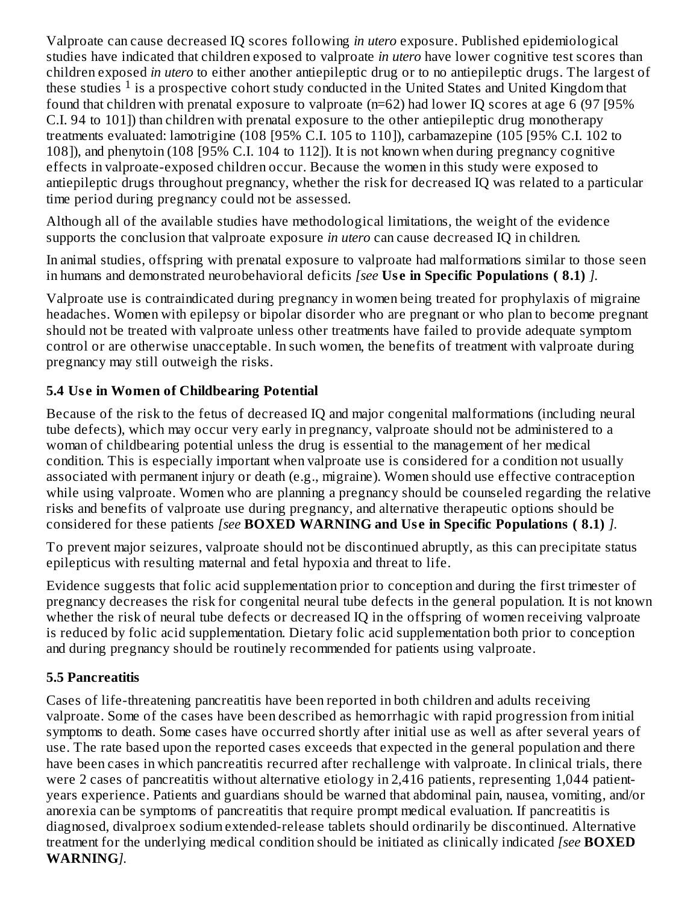Valproate can cause decreased IQ scores following *in utero* exposure. Published epidemiological studies have indicated that children exposed to valproate *in utero* have lower cognitive test scores than children exposed *in utero* to either another antiepileptic drug or to no antiepileptic drugs. The largest of these studies [1] is a prospective cohort study conducted in the United States and United Kingdom that found that children with prenatal exposure to valproate (n=62) had lower IQ scores at age 6 (97 [95% C.I. 94 to 101]) than children with prenatal exposure to the other antiepileptic drug monotherapy treatments evaluated: lamotrigine (108 [95% C.I. 105 to 110]), carbamazepine (105 [95% C.I. 102 to 108]), and phenytoin (108 [95% C.I. 104 to 112]). It is not known when during pregnancy cognitive effects in valproate-exposed children occur. Because the women in this study were exposed to antiepileptic drugs throughout pregnancy, whether the risk for decreased IQ was related to a particular time period during pregnancy could not be assessed.

Although all of the available studies have methodological limitations, the weight of the evidence supports the conclusion that valproate exposure *in utero* can cause decreased IQ in children.

In animal studies, offspring with prenatal exposure to valproate had malformations similar to those seen in humans and demonstrated neurobehavioral deficits *[see* **Use in Specific Populations ( 8.1)** *]*.

Valproate use is contraindicated during pregnancy in women being treated for prophylaxis of migraine headaches. Women with epilepsy or bipolar disorder who are pregnant or who plan to become pregnant should not be treated with valproate unless other treatments have failed to provide adequate symptom control or are otherwise unacceptable. In such women, the benefits of treatment with valproate during pregnancy may still outweigh the risks.

### 5.4 Use in Women of Childbearing Potential

Because of the risk to the fetus of decreased IQ and major congenital malformations (including neural tube defects), which may occur very early in pregnancy, valproate should not be administered to a woman of childbearing potential unless the drug is essential to the management of her medical condition. This is especially important when valproate use is considered for a condition not usually associated with permanent injury or death (e.g., migraine). Women should use effective contraception while using valproate. Women who are planning a pregnancy should be counseled regarding the relative risks and benefits of valproate use during pregnancy, and alternative therapeutic options should be considered for these patients *[see* **BOXED WARNING and Use in Specific Populations ( 8.1)** *]*.

To prevent major seizures, valproate should not be discontinued abruptly, as this can precipitate status epilepticus with resulting maternal and fetal hypoxia and threat to life.

Evidence suggests that folic acid supplementation prior to conception and during the first trimester of pregnancy decreases the risk for congenital neural tube defects in the general population. It is not known whether the risk of neural tube defects or decreased IQ in the offspring of women receiving valproate is reduced by folic acid supplementation. Dietary folic acid supplementation both prior to conception and during pregnancy should be routinely recommended for patients using valproate.

### 5.5 Pancreatitis

Cases of life-threatening pancreatitis have been reported in both children and adults receiving valproate. Some of the cases have been described as hemorrhagic with rapid progression from initial symptoms to death. Some cases have occurred shortly after initial use as well as after several years of use. The rate based upon the reported cases exceeds that expected in the general population and there have been cases in which pancreatitis recurred after rechallenge with valproate. In clinical trials, there were 2 cases of pancreatitis without alternative etiology in 2,416 patients, representing 1,044 patient-years experience. Patients and guardians should be warned that abdominal pain, nausea, vomiting, and/or anorexia can be symptoms of pancreatitis that require prompt medical evaluation. If pancreatitis is diagnosed, divalproex sodium extended-release tablets should ordinarily be discontinued. Alternative treatment for the underlying medical condition should be initiated as clinically indicated *[see* **BOXED WARNING***]*.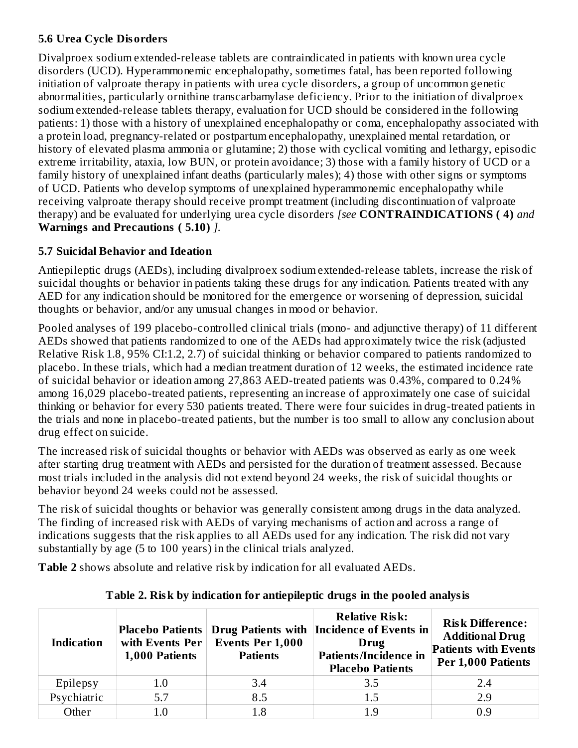### 5.6 Urea Cycle Disorders

Divalproex sodium extended-release tablets are contraindicated in patients with known urea cycle disorders (UCD). Hyperammonemic encephalopathy, sometimes fatal, has been reported following initiation of valproate therapy in patients with urea cycle disorders, a group of uncommon genetic abnormalities, particularly ornithine transcarbamylase deficiency. Prior to the initiation of divalproex sodium extended-release tablets therapy, evaluation for UCD should be considered in the following patients: 1) those with a history of unexplained encephalopathy or coma, encephalopathy associated with a protein load, pregnancy-related or postpartum encephalopathy, unexplained mental retardation, or history of elevated plasma ammonia or glutamine; 2) those with cyclical vomiting and lethargy, episodic extreme irritability, ataxia, low BUN, or protein avoidance; 3) those with a family history of UCD or a family history of unexplained infant deaths (particularly males); 4) those with other signs or symptoms of UCD. Patients who develop symptoms of unexplained hyperammonemic encephalopathy while receiving valproate therapy should receive prompt treatment (including discontinuation of valproate therapy) and be evaluated for underlying urea cycle disorders *[see* **CONTRAINDICATIONS ( 4)** *and* **Warnings and Precautions ( 5.10)** *]*.

### 5.7 Suicidal Behavior and Ideation

Antiepileptic drugs (AEDs), including divalproex sodium extended-release tablets, increase the risk of suicidal thoughts or behavior in patients taking these drugs for any indication. Patients treated with any AED for any indication should be monitored for the emergence or worsening of depression, suicidal thoughts or behavior, and/or any unusual changes in mood or behavior.

Pooled analyses of 199 placebo-controlled clinical trials (mono- and adjunctive therapy) of 11 different AEDs showed that patients randomized to one of the AEDs had approximately twice the risk (adjusted Relative Risk 1.8, 95% CI:1.2, 2.7) of suicidal thinking or behavior compared to patients randomized to placebo. In these trials, which had a median treatment duration of 12 weeks, the estimated incidence rate of suicidal behavior or ideation among 27,863 AED-treated patients was 0.43%, compared to 0.24% among 16,029 placebo-treated patients, representing an increase of approximately one case of suicidal thinking or behavior for every 530 patients treated. There were four suicides in drug-treated patients in the trials and none in placebo-treated patients, but the number is too small to allow any conclusion about drug effect on suicide.

The increased risk of suicidal thoughts or behavior with AEDs was observed as early as one week after starting drug treatment with AEDs and persisted for the duration of treatment assessed. Because most trials included in the analysis did not extend beyond 24 weeks, the risk of suicidal thoughts or behavior beyond 24 weeks could not be assessed.

The risk of suicidal thoughts or behavior was generally consistent among drugs in the data analyzed. The finding of increased risk with AEDs of varying mechanisms of action and across a range of indications suggests that the risk applies to all AEDs used for any indication. The risk did not vary substantially by age (5 to 100 years) in the clinical trials analyzed.

**Table 2** shows absolute and relative risk by indication for all evaluated AEDs.

**Table 2. Risk by indication for antiepileptic drugs in the pooled analysis**

| Indication | Placebo Patients with Events Per 1,000 Patients | Drug Patients with Events Per 1,000 Patients | Relative Risk: Incidence of Events in Drug Patients/Incidence in Placebo Patients | Risk Difference: Additional Drug Patients with Events Per 1,000 Patients |
|---|---|---|---|---|
| Epilepsy | 1.0 | 3.4 | 3.5 | 2.4 |
| Psychiatric | 5.7 | 8.5 | 1.5 | 2.9 |
| Other | 1.0 | 1.8 | 1.9 | 0.9 |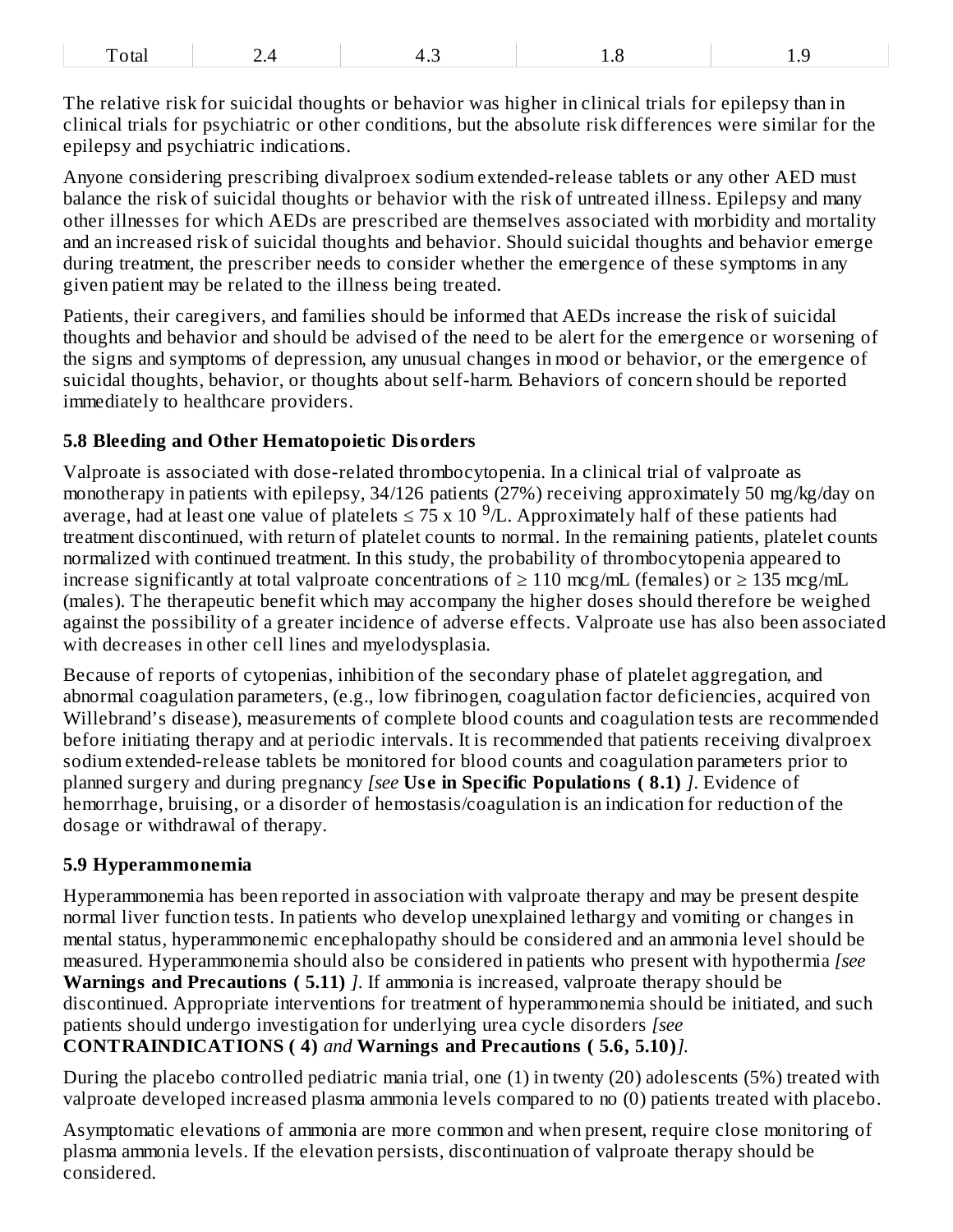| Total | 2.4 | 4.3 | 1.8 | 1.9 |
|---|---|---|---|---|

The relative risk for suicidal thoughts or behavior was higher in clinical trials for epilepsy than in clinical trials for psychiatric or other conditions, but the absolute risk differences were similar for the epilepsy and psychiatric indications.

Anyone considering prescribing divalproex sodium extended-release tablets or any other AED must balance the risk of suicidal thoughts or behavior with the risk of untreated illness. Epilepsy and many other illnesses for which AEDs are prescribed are themselves associated with morbidity and mortality and an increased risk of suicidal thoughts and behavior. Should suicidal thoughts and behavior emerge during treatment, the prescriber needs to consider whether the emergence of these symptoms in any given patient may be related to the illness being treated.

Patients, their caregivers, and families should be informed that AEDs increase the risk of suicidal thoughts and behavior and should be advised of the need to be alert for the emergence or worsening of the signs and symptoms of depression, any unusual changes in mood or behavior, or the emergence of suicidal thoughts, behavior, or thoughts about self-harm. Behaviors of concern should be reported immediately to healthcare providers.

### 5.8 Bleeding and Other Hematopoietic Disorders

Valproate is associated with dose-related thrombocytopenia. In a clinical trial of valproate as monotherapy in patients with epilepsy, 34/126 patients (27%) receiving approximately 50 mg/kg/day on average, had at least one value of platelets $\leq 75 \times 10^{9}$/L. Approximately half of these patients had treatment discontinued, with return of platelet counts to normal. In the remaining patients, platelet counts normalized with continued treatment. In this study, the probability of thrombocytopenia appeared to increase significantly at total valproate concentrations of ≥ 110 mcg/mL (females) or ≥ 135 mcg/mL (males). The therapeutic benefit which may accompany the higher doses should therefore be weighed against the possibility of a greater incidence of adverse effects. Valproate use has also been associated with decreases in other cell lines and myelodysplasia.

Because of reports of cytopenias, inhibition of the secondary phase of platelet aggregation, and abnormal coagulation parameters, (e.g., low fibrinogen, coagulation factor deficiencies, acquired von Willebrand's disease), measurements of complete blood counts and coagulation tests are recommended before initiating therapy and at periodic intervals. It is recommended that patients receiving divalproex sodium extended-release tablets be monitored for blood counts and coagulation parameters prior to planned surgery and during pregnancy *[see* **Use in Specific Populations ( 8.1)** *]*. Evidence of hemorrhage, bruising, or a disorder of hemostasis/coagulation is an indication for reduction of the dosage or withdrawal of therapy.

### 5.9 Hyperammonemia

Hyperammonemia has been reported in association with valproate therapy and may be present despite normal liver function tests. In patients who develop unexplained lethargy and vomiting or changes in mental status, hyperammonemic encephalopathy should be considered and an ammonia level should be measured. Hyperammonemia should also be considered in patients who present with hypothermia *[see* **Warnings and Precautions ( 5.11)** *]*. If ammonia is increased, valproate therapy should be discontinued. Appropriate interventions for treatment of hyperammonemia should be initiated, and such patients should undergo investigation for underlying urea cycle disorders *[see* **CONTRAINDICATIONS ( 4)** *and* **Warnings and Precautions ( 5.6, 5.10)***]*.

During the placebo controlled pediatric mania trial, one (1) in twenty (20) adolescents (5%) treated with valproate developed increased plasma ammonia levels compared to no (0) patients treated with placebo.

Asymptomatic elevations of ammonia are more common and when present, require close monitoring of plasma ammonia levels. If the elevation persists, discontinuation of valproate therapy should be considered.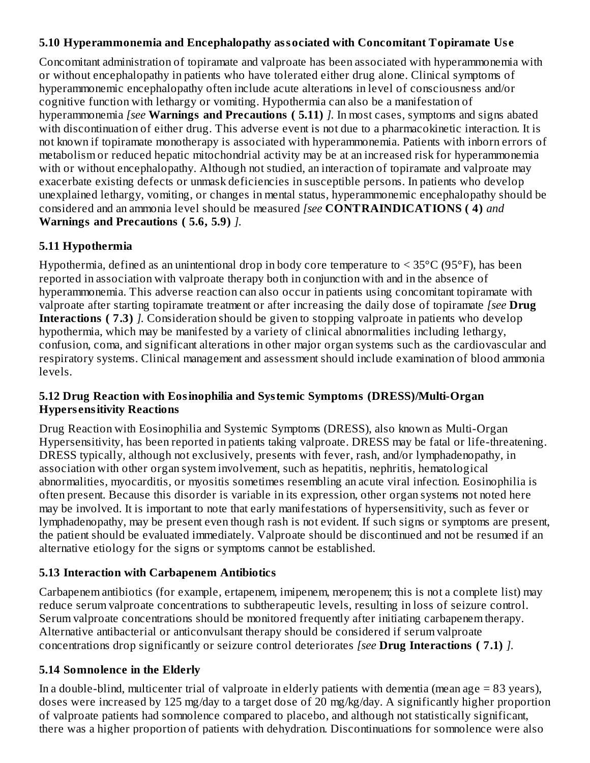### 5.10 Hyperammonemia and Encephalopathy associated with Concomitant Topiramate Use

Concomitant administration of topiramate and valproate has been associated with hyperammonemia with or without encephalopathy in patients who have tolerated either drug alone. Clinical symptoms of hyperammonemic encephalopathy often include acute alterations in level of consciousness and/or cognitive function with lethargy or vomiting. Hypothermia can also be a manifestation of hyperammonemia *[see* **Warnings and Precautions ( 5.11)** *].* In most cases, symptoms and signs abated with discontinuation of either drug. This adverse event is not due to a pharmacokinetic interaction. It is not known if topiramate monotherapy is associated with hyperammonemia. Patients with inborn errors of metabolism or reduced hepatic mitochondrial activity may be at an increased risk for hyperammonemia with or without encephalopathy. Although not studied, an interaction of topiramate and valproate may exacerbate existing defects or unmask deficiencies in susceptible persons. In patients who develop unexplained lethargy, vomiting, or changes in mental status, hyperammonemic encephalopathy should be considered and an ammonia level should be measured *[see* **CONTRAINDICATIONS ( 4)** *and* **Warnings and Precautions ( 5.6, 5.9)** *].*

### 5.11 Hypothermia

Hypothermia, defined as an unintentional drop in body core temperature to < 35°C (95°F), has been reported in association with valproate therapy both in conjunction with and in the absence of hyperammonemia. This adverse reaction can also occur in patients using concomitant topiramate with valproate after starting topiramate treatment or after increasing the daily dose of topiramate *[see* **Drug Interactions ( 7.3)** *].* Consideration should be given to stopping valproate in patients who develop hypothermia, which may be manifested by a variety of clinical abnormalities including lethargy, confusion, coma, and significant alterations in other major organ systems such as the cardiovascular and respiratory systems. Clinical management and assessment should include examination of blood ammonia levels.

### 5.12 Drug Reaction with Eosinophilia and Systemic Symptoms (DRESS)/Multi-Organ Hypersensitivity Reactions

Drug Reaction with Eosinophilia and Systemic Symptoms (DRESS), also known as Multi-Organ Hypersensitivity, has been reported in patients taking valproate. DRESS may be fatal or life-threatening. DRESS typically, although not exclusively, presents with fever, rash, and/or lymphadenopathy, in association with other organ system involvement, such as hepatitis, nephritis, hematological abnormalities, myocarditis, or myositis sometimes resembling an acute viral infection. Eosinophilia is often present. Because this disorder is variable in its expression, other organ systems not noted here may be involved. It is important to note that early manifestations of hypersensitivity, such as fever or lymphadenopathy, may be present even though rash is not evident. If such signs or symptoms are present, the patient should be evaluated immediately. Valproate should be discontinued and not be resumed if an alternative etiology for the signs or symptoms cannot be established.

### 5.13 Interaction with Carbapenem Antibiotics

Carbapenem antibiotics (for example, ertapenem, imipenem, meropenem; this is not a complete list) may reduce serum valproate concentrations to subtherapeutic levels, resulting in loss of seizure control. Serum valproate concentrations should be monitored frequently after initiating carbapenem therapy. Alternative antibacterial or anticonvulsant therapy should be considered if serum valproate concentrations drop significantly or seizure control deteriorates *[see* **Drug Interactions ( 7.1)** *].*

### 5.14 Somnolence in the Elderly

In a double-blind, multicenter trial of valproate in elderly patients with dementia (mean age = 83 years), doses were increased by 125 mg/day to a target dose of 20 mg/kg/day. A significantly higher proportion of valproate patients had somnolence compared to placebo, and although not statistically significant, there was a higher proportion of patients with dehydration. Discontinuations for somnolence were also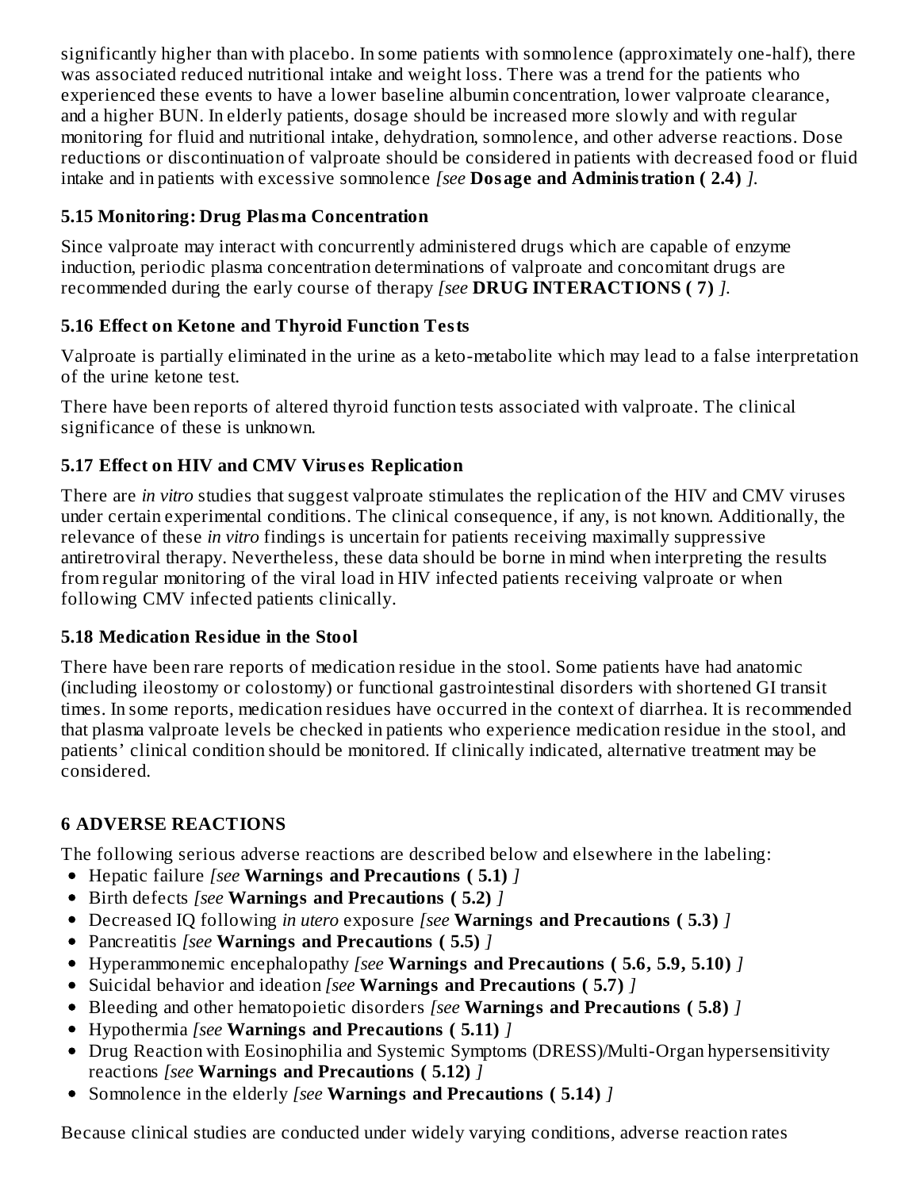significantly higher than with placebo. In some patients with somnolence (approximately one-half), there was associated reduced nutritional intake and weight loss. There was a trend for the patients who experienced these events to have a lower baseline albumin concentration, lower valproate clearance, and a higher BUN. In elderly patients, dosage should be increased more slowly and with regular monitoring for fluid and nutritional intake, dehydration, somnolence, and other adverse reactions. Dose reductions or discontinuation of valproate should be considered in patients with decreased food or fluid intake and in patients with excessive somnolence *[see* **Dosage and Administration ( 2.4)** *]*.

### 5.15 Monitoring: Drug Plasma Concentration

Since valproate may interact with concurrently administered drugs which are capable of enzyme induction, periodic plasma concentration determinations of valproate and concomitant drugs are recommended during the early course of therapy *[see* **DRUG INTERACTIONS ( 7)** *]*.

### 5.16 Effect on Ketone and Thyroid Function Tests

Valproate is partially eliminated in the urine as a keto-metabolite which may lead to a false interpretation of the urine ketone test.

There have been reports of altered thyroid function tests associated with valproate. The clinical significance of these is unknown.

### 5.17 Effect on HIV and CMV Viruses Replication

There are *in vitro* studies that suggest valproate stimulates the replication of the HIV and CMV viruses under certain experimental conditions. The clinical consequence, if any, is not known. Additionally, the relevance of these *in vitro* findings is uncertain for patients receiving maximally suppressive antiretroviral therapy. Nevertheless, these data should be borne in mind when interpreting the results from regular monitoring of the viral load in HIV infected patients receiving valproate or when following CMV infected patients clinically.

### 5.18 Medication Residue in the Stool

There have been rare reports of medication residue in the stool. Some patients have had anatomic (including ileostomy or colostomy) or functional gastrointestinal disorders with shortened GI transit times. In some reports, medication residues have occurred in the context of diarrhea. It is recommended that plasma valproate levels be checked in patients who experience medication residue in the stool, and patients' clinical condition should be monitored. If clinically indicated, alternative treatment may be considered.

## 6 ADVERSE REACTIONS

The following serious adverse reactions are described below and elsewhere in the labeling:

- Hepatic failure *[see* **Warnings and Precautions ( 5.1)** *]*
- Birth defects *[see* **Warnings and Precautions ( 5.2)** *]*
- Decreased IQ following *in utero* exposure *[see* **Warnings and Precautions ( 5.3)** *]*
- Pancreatitis *[see* **Warnings and Precautions ( 5.5)** *]*
- Hyperammonemic encephalopathy *[see* **Warnings and Precautions ( 5.6, 5.9, 5.10)** *]*
- Suicidal behavior and ideation *[see* **Warnings and Precautions ( 5.7)** *]*
- Bleeding and other hematopoietic disorders *[see* **Warnings and Precautions ( 5.8)** *]*
- Hypothermia *[see* **Warnings and Precautions ( 5.11)** *]*
- Drug Reaction with Eosinophilia and Systemic Symptoms (DRESS)/Multi-Organ hypersensitivity reactions *[see* **Warnings and Precautions ( 5.12)** *]*
- Somnolence in the elderly *[see* **Warnings and Precautions ( 5.14)** *]*

Because clinical studies are conducted under widely varying conditions, adverse reaction rates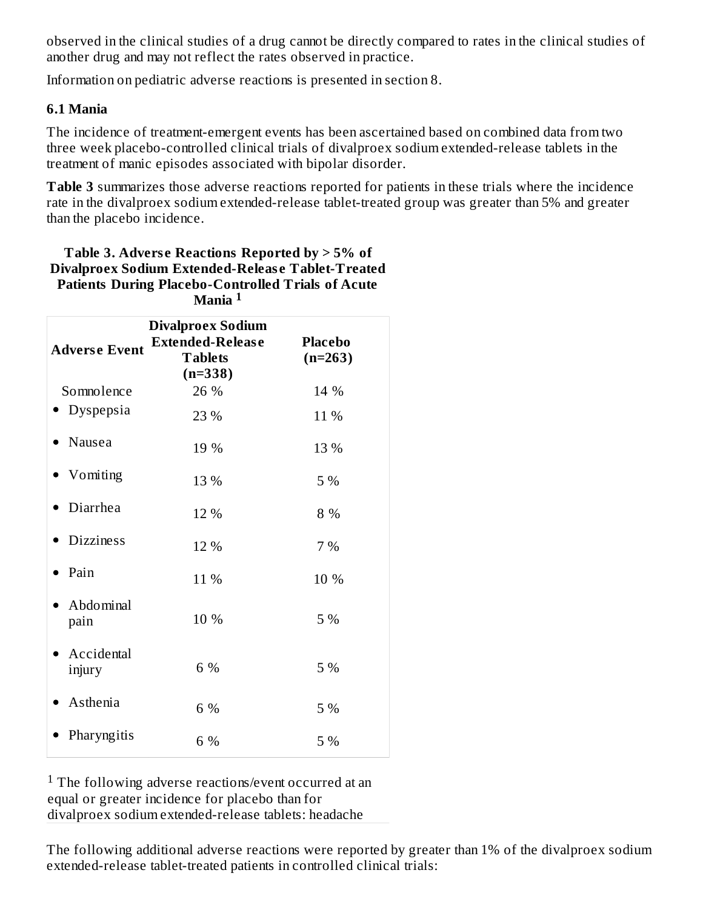observed in the clinical studies of a drug cannot be directly compared to rates in the clinical studies of another drug and may not reflect the rates observed in practice.

Information on pediatric adverse reactions is presented in section 8.

### 6.1 Mania

The incidence of treatment-emergent events has been ascertained based on combined data from two three week placebo-controlled clinical trials of divalproex sodium extended-release tablets in the treatment of manic episodes associated with bipolar disorder.

**Table 3** summarizes those adverse reactions reported for patients in these trials where the incidence rate in the divalproex sodium extended-release tablet-treated group was greater than 5% and greater than the placebo incidence.

**Table 3. Adverse Reactions Reported by > 5% of Divalproex Sodium Extended-Release Tablet-Treated Patients During Placebo-Controlled Trials of Acute Mania [1]**

| Adverse Event | Divalproex Sodium Extended-Release Tablets (n=338) | Placebo (n=263) |
|---|---|---|
| Somnolence | 26 % | 14 % |
| • Dyspepsia | 23 % | 11 % |
| • Nausea | 19 % | 13 % |
| • Vomiting | 13 % | 5 % |
| • Diarrhea | 12 % | 8 % |
| • Dizziness | 12 % | 7 % |
| • Pain | 11 % | 10 % |
| • Abdominal pain | 10 % | 5 % |
| • Accidental injury | 6 % | 5 % |
| • Asthenia | 6 % | 5 % |
| • Pharyngitis | 6 % | 5 % |

[1] The following adverse reactions/event occurred at an equal or greater incidence for placebo than for divalproex sodium extended-release tablets: headache

The following additional adverse reactions were reported by greater than 1% of the divalproex sodium extended-release tablet-treated patients in controlled clinical trials: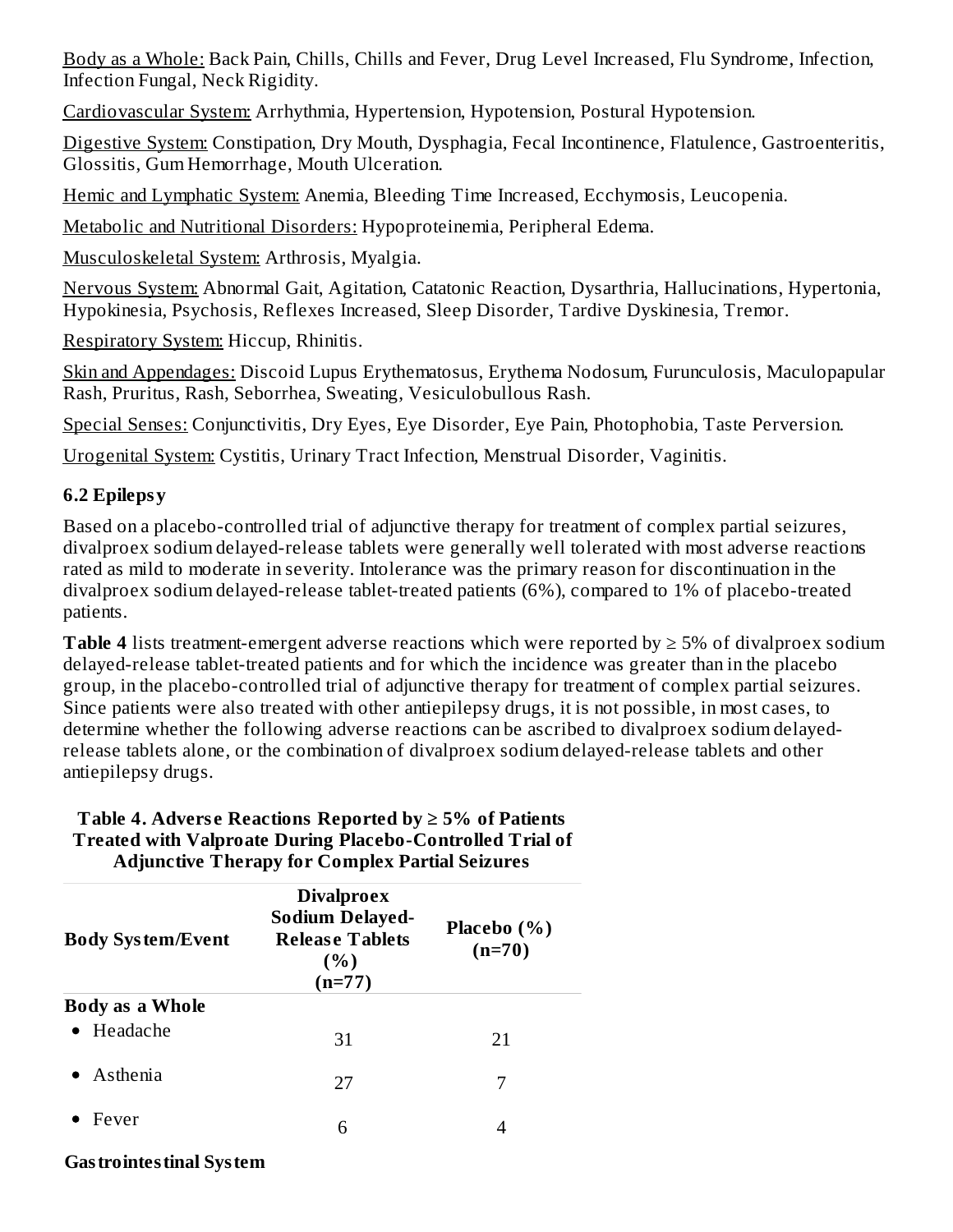Body as a Whole: Back Pain, Chills, Chills and Fever, Drug Level Increased, Flu Syndrome, Infection, Infection Fungal, Neck Rigidity.

Cardiovascular System: Arrhythmia, Hypertension, Hypotension, Postural Hypotension.

Digestive System: Constipation, Dry Mouth, Dysphagia, Fecal Incontinence, Flatulence, Gastroenteritis, Glossitis, Gum Hemorrhage, Mouth Ulceration.

Hemic and Lymphatic System: Anemia, Bleeding Time Increased, Ecchymosis, Leucopenia.

Metabolic and Nutritional Disorders: Hypoproteinemia, Peripheral Edema.

Musculoskeletal System: Arthrosis, Myalgia.

Nervous System: Abnormal Gait, Agitation, Catatonic Reaction, Dysarthria, Hallucinations, Hypertonia, Hypokinesia, Psychosis, Reflexes Increased, Sleep Disorder, Tardive Dyskinesia, Tremor.

Respiratory System: Hiccup, Rhinitis.

Skin and Appendages: Discoid Lupus Erythematosus, Erythema Nodosum, Furunculosis, Maculopapular Rash, Pruritus, Rash, Seborrhea, Sweating, Vesiculobullous Rash.

Special Senses: Conjunctivitis, Dry Eyes, Eye Disorder, Eye Pain, Photophobia, Taste Perversion.

Urogenital System: Cystitis, Urinary Tract Infection, Menstrual Disorder, Vaginitis.

### 6.2 Epilepsy

Based on a placebo-controlled trial of adjunctive therapy for treatment of complex partial seizures, divalproex sodium delayed-release tablets were generally well tolerated with most adverse reactions rated as mild to moderate in severity. Intolerance was the primary reason for discontinuation in the divalproex sodium delayed-release tablet-treated patients (6%), compared to 1% of placebo-treated patients.

**Table 4** lists treatment-emergent adverse reactions which were reported by ≥ 5% of divalproex sodium delayed-release tablet-treated patients and for which the incidence was greater than in the placebo group, in the placebo-controlled trial of adjunctive therapy for treatment of complex partial seizures. Since patients were also treated with other antiepilepsy drugs, it is not possible, in most cases, to determine whether the following adverse reactions can be ascribed to divalproex sodium delayed-release tablets alone, or the combination of divalproex sodium delayed-release tablets and other antiepilepsy drugs.

**Table 4. Adverse Reactions Reported by ≥ 5% of Patients Treated with Valproate During Placebo-Controlled Trial of Adjunctive Therapy for Complex Partial Seizures**

| Body System/Event | Divalproex Sodium Delayed-Release Tablets (%) (n=77) | Placebo (%) (n=70) |
|---|---|---|
| **Body as a Whole** | | |
| • Headache | 31 | 21 |
| • Asthenia | 27 | 7 |
| • Fever | 6 | 4 |
| **Gastrointestinal System** | | |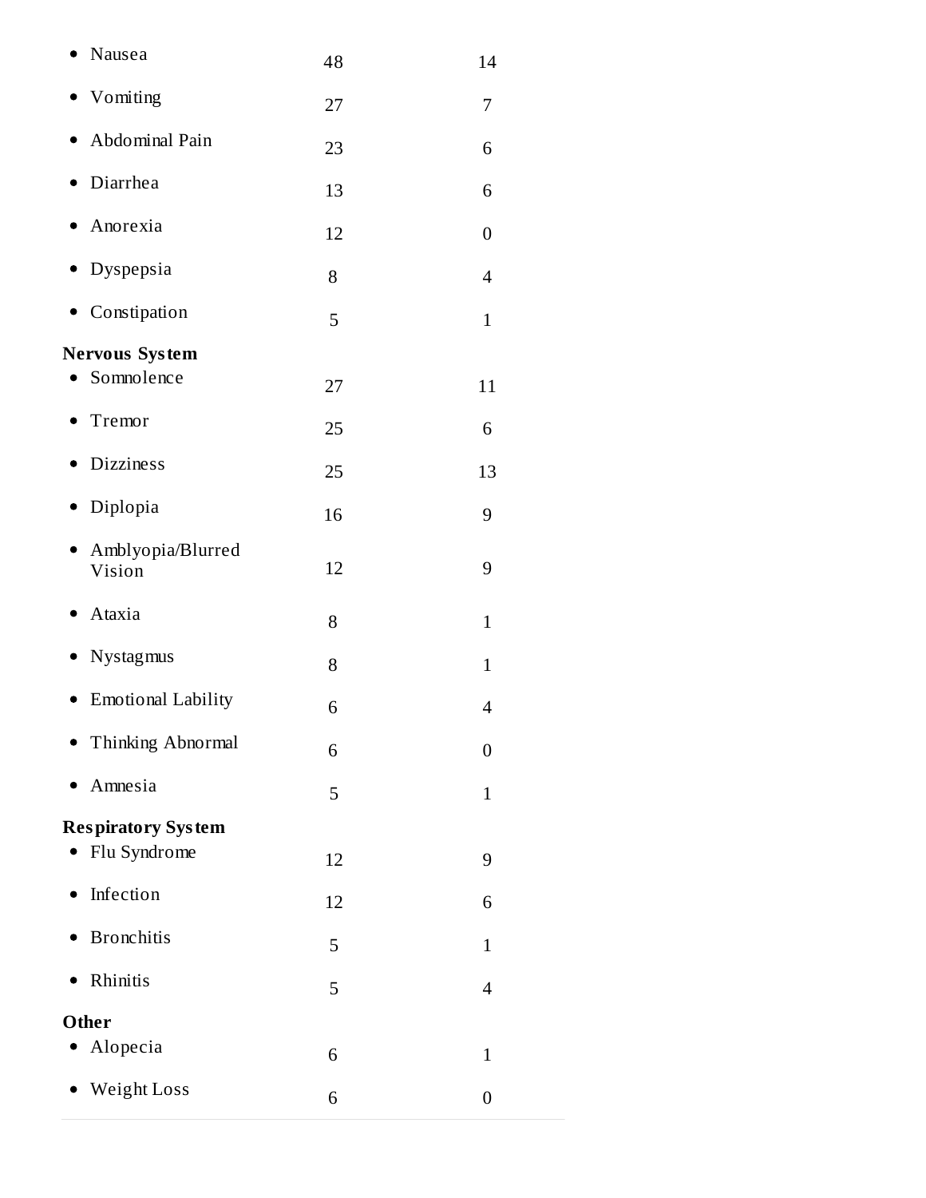| | | |
|---|---|---|
| • Nausea | 48 | 14 |
| • Vomiting | 27 | 7 |
| • Abdominal Pain | 23 | 6 |
| • Diarrhea | 13 | 6 |
| • Anorexia | 12 | 0 |
| • Dyspepsia | 8 | 4 |
| • Constipation | 5 | 1 |
| **Nervous System** | | |
| • Somnolence | 27 | 11 |
| • Tremor | 25 | 6 |
| • Dizziness | 25 | 13 |
| • Diplopia | 16 | 9 |
| • Amblyopia/Blurred Vision | 12 | 9 |
| • Ataxia | 8 | 1 |
| • Nystagmus | 8 | 1 |
| • Emotional Lability | 6 | 4 |
| • Thinking Abnormal | 6 | 0 |
| • Amnesia | 5 | 1 |
| **Respiratory System** | | |
| • Flu Syndrome | 12 | 9 |
| • Infection | 12 | 6 |
| • Bronchitis | 5 | 1 |
| • Rhinitis | 5 | 4 |
| **Other** | | |
| • Alopecia | 6 | 1 |
| • Weight Loss | 6 | 0 |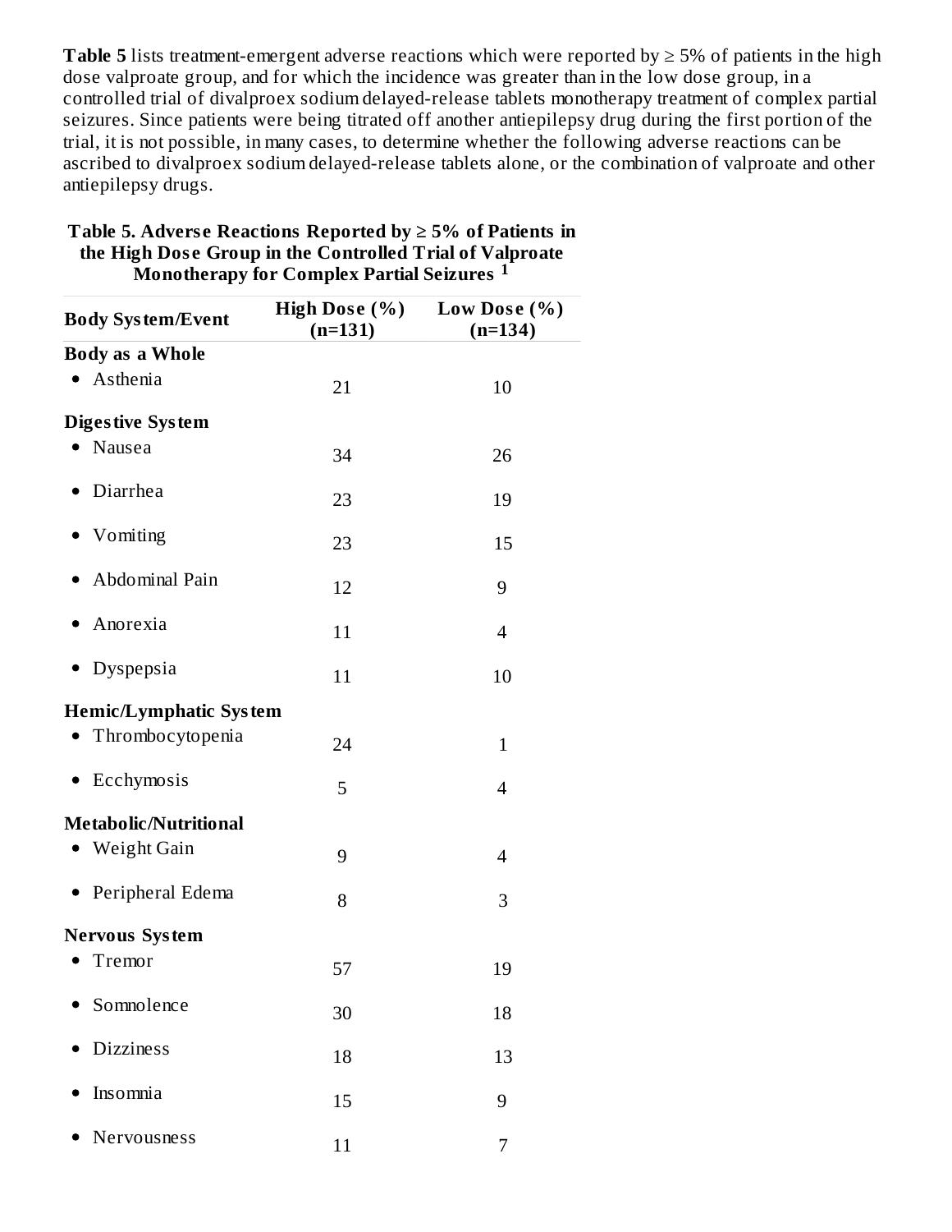**Table 5** lists treatment-emergent adverse reactions which were reported by ≥ 5% of patients in the high dose valproate group, and for which the incidence was greater than in the low dose group, in a controlled trial of divalproex sodium delayed-release tablets monotherapy treatment of complex partial seizures. Since patients were being titrated off another antiepilepsy drug during the first portion of the trial, it is not possible, in many cases, to determine whether the following adverse reactions can be ascribed to divalproex sodium delayed-release tablets alone, or the combination of valproate and other antiepilepsy drugs.

**Table 5. Adverse Reactions Reported by ≥ 5% of Patients in the High Dose Group in the Controlled Trial of Valproate Monotherapy for Complex Partial Seizures [1]**

| Body System/Event | High Dose (%) (n=131) | Low Dose (%) (n=134) |
|---|---|---|
| **Body as a Whole** | | |
| • Asthenia | 21 | 10 |
| **Digestive System** | | |
| • Nausea | 34 | 26 |
| • Diarrhea | 23 | 19 |
| • Vomiting | 23 | 15 |
| • Abdominal Pain | 12 | 9 |
| • Anorexia | 11 | 4 |
| • Dyspepsia | 11 | 10 |
| **Hemic/Lymphatic System** | | |
| • Thrombocytopenia | 24 | 1 |
| • Ecchymosis | 5 | 4 |
| **Metabolic/Nutritional** | | |
| • Weight Gain | 9 | 4 |
| • Peripheral Edema | 8 | 3 |
| **Nervous System** | | |
| • Tremor | 57 | 19 |
| • Somnolence | 30 | 18 |
| • Dizziness | 18 | 13 |
| • Insomnia | 15 | 9 |
| • Nervousness | 11 | 7 |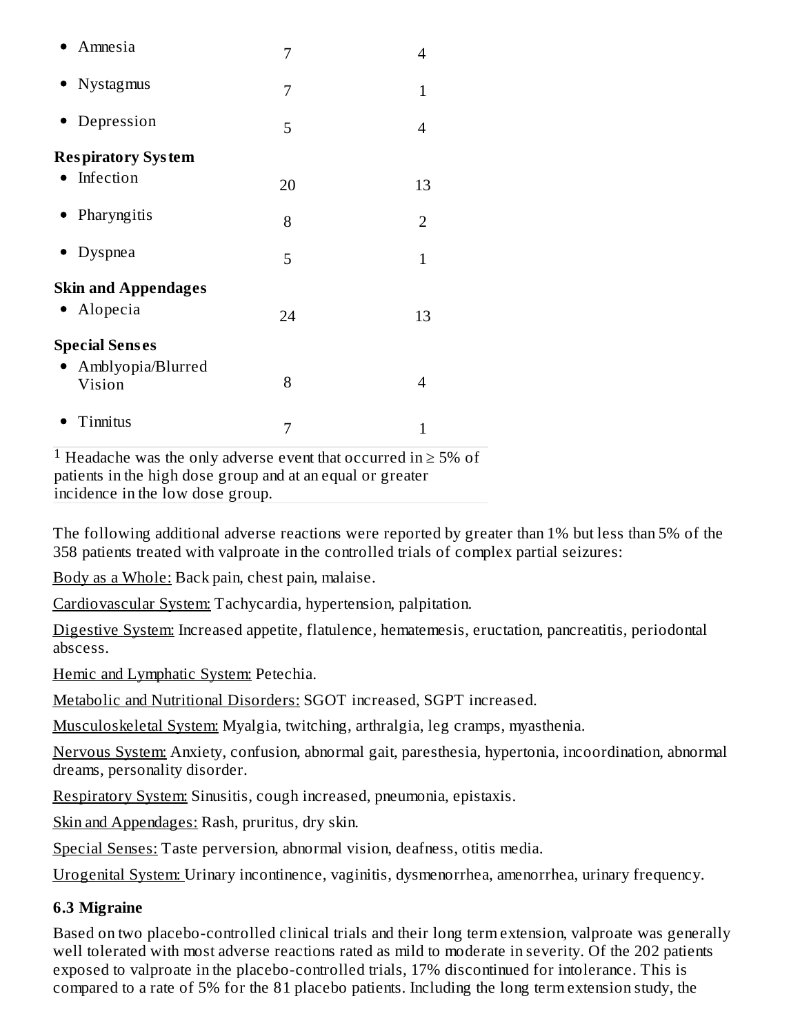| | | |
|---|---|---|
| • Amnesia | 7 | 4 |
| • Nystagmus | 7 | 1 |
| • Depression | 5 | 4 |
| **Respiratory System** | | |
| • Infection | 20 | 13 |
| • Pharyngitis | 8 | 2 |
| • Dyspnea | 5 | 1 |
| **Skin and Appendages** | | |
| • Alopecia | 24 | 13 |
| **Special Senses** | | |
| • Amblyopia/Blurred Vision | 8 | 4 |
| • Tinnitus | 7 | 1 |

[1] Headache was the only adverse event that occurred in ≥ 5% of patients in the high dose group and at an equal or greater incidence in the low dose group.

The following additional adverse reactions were reported by greater than 1% but less than 5% of the 358 patients treated with valproate in the controlled trials of complex partial seizures:

Body as a Whole: Back pain, chest pain, malaise.

Cardiovascular System: Tachycardia, hypertension, palpitation.

Digestive System: Increased appetite, flatulence, hematemesis, eructation, pancreatitis, periodontal abscess.

Hemic and Lymphatic System: Petechia.

Metabolic and Nutritional Disorders: SGOT increased, SGPT increased.

Musculoskeletal System: Myalgia, twitching, arthralgia, leg cramps, myasthenia.

Nervous System: Anxiety, confusion, abnormal gait, paresthesia, hypertonia, incoordination, abnormal dreams, personality disorder.

Respiratory System: Sinusitis, cough increased, pneumonia, epistaxis.

Skin and Appendages: Rash, pruritus, dry skin.

Special Senses: Taste perversion, abnormal vision, deafness, otitis media.

Urogenital System: Urinary incontinence, vaginitis, dysmenorrhea, amenorrhea, urinary frequency.

### 6.3 Migraine

Based on two placebo-controlled clinical trials and their long term extension, valproate was generally well tolerated with most adverse reactions rated as mild to moderate in severity. Of the 202 patients exposed to valproate in the placebo-controlled trials, 17% discontinued for intolerance. This is compared to a rate of 5% for the 81 placebo patients. Including the long term extension study, the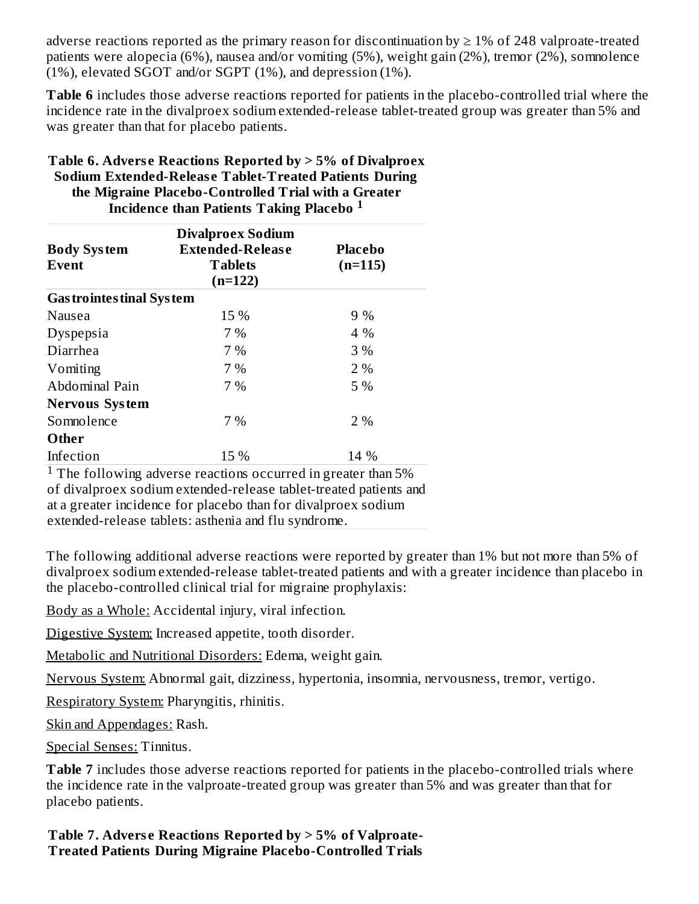adverse reactions reported as the primary reason for discontinuation by ≥ 1% of 248 valproate-treated patients were alopecia (6%), nausea and/or vomiting (5%), weight gain (2%), tremor (2%), somnolence (1%), elevated SGOT and/or SGPT (1%), and depression (1%).

**Table 6** includes those adverse reactions reported for patients in the placebo-controlled trial where the incidence rate in the divalproex sodium extended-release tablet-treated group was greater than 5% and was greater than that for placebo patients.

**Table 6. Adverse Reactions Reported by > 5% of Divalproex Sodium Extended-Release Tablet-Treated Patients During the Migraine Placebo-Controlled Trial with a Greater Incidence than Patients Taking Placebo [1]**

| Body System Event | Divalproex Sodium Extended-Release Tablets (n=122) | Placebo (n=115) |
|---|---|---|
| **Gastrointestinal System** | | |
| Nausea | 15 % | 9 % |
| Dyspepsia | 7 % | 4 % |
| Diarrhea | 7 % | 3 % |
| Vomiting | 7 % | 2 % |
| Abdominal Pain | 7 % | 5 % |
| **Nervous System** | | |
| Somnolence | 7 % | 2 % |
| **Other** | | |
| Infection | 15 % | 14 % |

[1] The following adverse reactions occurred in greater than 5% of divalproex sodium extended-release tablet-treated patients and at a greater incidence for placebo than for divalproex sodium extended-release tablets: asthenia and flu syndrome.

The following additional adverse reactions were reported by greater than 1% but not more than 5% of divalproex sodium extended-release tablet-treated patients and with a greater incidence than placebo in the placebo-controlled clinical trial for migraine prophylaxis:

Body as a Whole: Accidental injury, viral infection.

Digestive System: Increased appetite, tooth disorder.

Metabolic and Nutritional Disorders: Edema, weight gain.

Nervous System: Abnormal gait, dizziness, hypertonia, insomnia, nervousness, tremor, vertigo.

Respiratory System: Pharyngitis, rhinitis.

Skin and Appendages: Rash.

Special Senses: Tinnitus.

**Table 7** includes those adverse reactions reported for patients in the placebo-controlled trials where the incidence rate in the valproate-treated group was greater than 5% and was greater than that for placebo patients.

**Table 7. Adverse Reactions Reported by > 5% of Valproate-Treated Patients During Migraine Placebo-Controlled Trials**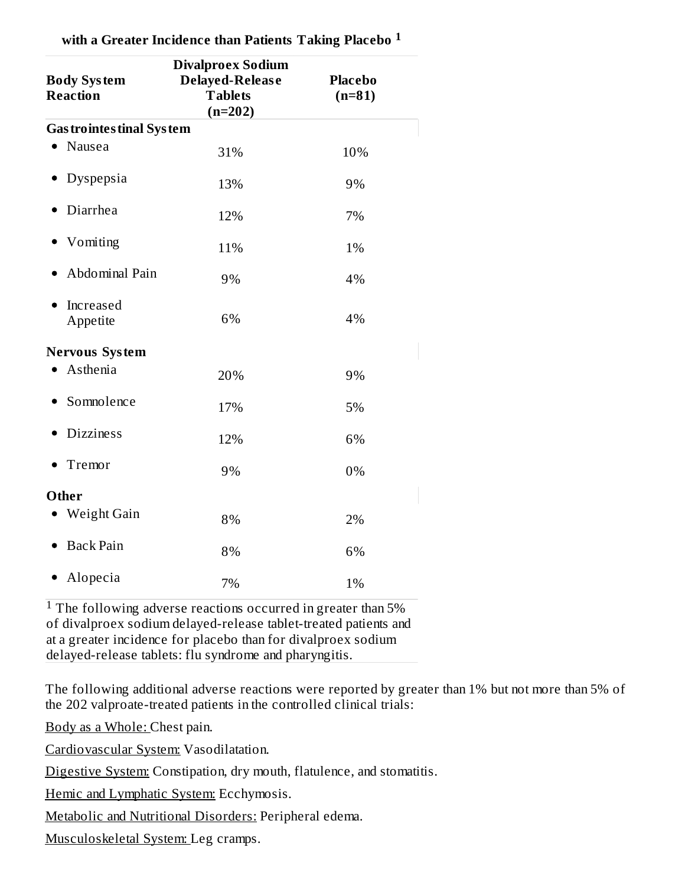**with a Greater Incidence than Patients Taking Placebo [1]**

| Body System Reaction | Divalproex Sodium Delayed-Release Tablets (n=202) | Placebo (n=81) |
|---|---|---|
| **Gastrointestinal System** | | |
| • Nausea | 31% | 10% |
| • Dyspepsia | 13% | 9% |
| • Diarrhea | 12% | 7% |
| • Vomiting | 11% | 1% |
| • Abdominal Pain | 9% | 4% |
| • Increased Appetite | 6% | 4% |
| **Nervous System** | | |
| • Asthenia | 20% | 9% |
| • Somnolence | 17% | 5% |
| • Dizziness | 12% | 6% |
| • Tremor | 9% | 0% |
| **Other** | | |
| • Weight Gain | 8% | 2% |
| • Back Pain | 8% | 6% |
| • Alopecia | 7% | 1% |

[1] The following adverse reactions occurred in greater than 5% of divalproex sodium delayed-release tablet-treated patients and at a greater incidence for placebo than for divalproex sodium delayed-release tablets: flu syndrome and pharyngitis.

The following additional adverse reactions were reported by greater than 1% but not more than 5% of the 202 valproate-treated patients in the controlled clinical trials:

Body as a Whole: Chest pain.

Cardiovascular System: Vasodilatation.

Digestive System: Constipation, dry mouth, flatulence, and stomatitis.

Hemic and Lymphatic System: Ecchymosis.

Metabolic and Nutritional Disorders: Peripheral edema.

Musculoskeletal System: Leg cramps.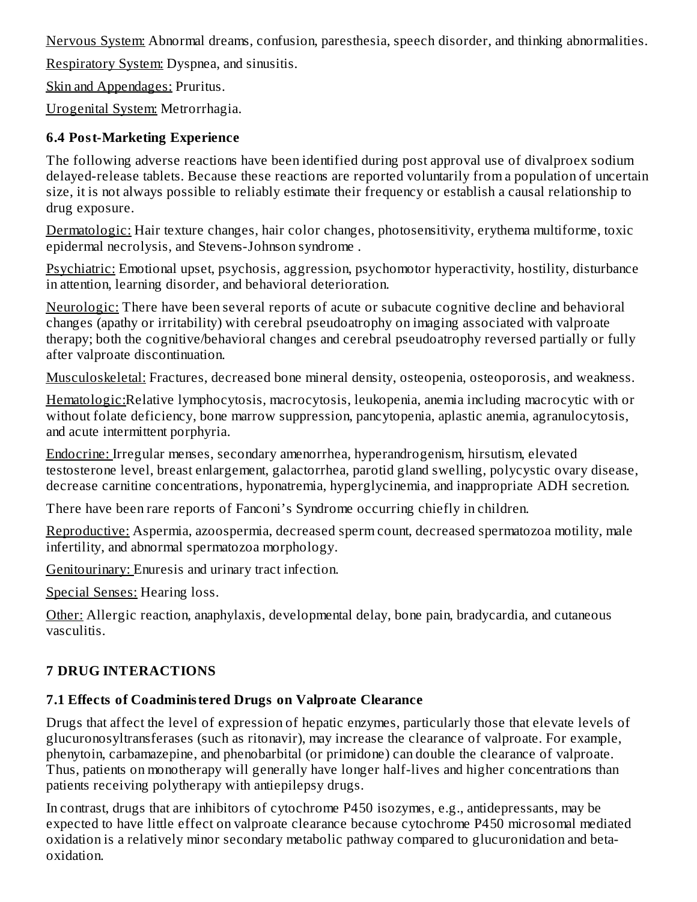Nervous System: Abnormal dreams, confusion, paresthesia, speech disorder, and thinking abnormalities.

Respiratory System: Dyspnea, and sinusitis.

Skin and Appendages: Pruritus.

Urogenital System: Metrorrhagia.

### 6.4 Post-Marketing Experience

The following adverse reactions have been identified during post approval use of divalproex sodium delayed-release tablets. Because these reactions are reported voluntarily from a population of uncertain size, it is not always possible to reliably estimate their frequency or establish a causal relationship to drug exposure.

Dermatologic: Hair texture changes, hair color changes, photosensitivity, erythema multiforme, toxic epidermal necrolysis, and Stevens-Johnson syndrome .

Psychiatric: Emotional upset, psychosis, aggression, psychomotor hyperactivity, hostility, disturbance in attention, learning disorder, and behavioral deterioration.

Neurologic: There have been several reports of acute or subacute cognitive decline and behavioral changes (apathy or irritability) with cerebral pseudoatrophy on imaging associated with valproate therapy; both the cognitive/behavioral changes and cerebral pseudoatrophy reversed partially or fully after valproate discontinuation.

Musculoskeletal: Fractures, decreased bone mineral density, osteopenia, osteoporosis, and weakness.

Hematologic:Relative lymphocytosis, macrocytosis, leukopenia, anemia including macrocytic with or without folate deficiency, bone marrow suppression, pancytopenia, aplastic anemia, agranulocytosis, and acute intermittent porphyria.

Endocrine: Irregular menses, secondary amenorrhea, hyperandrogenism, hirsutism, elevated testosterone level, breast enlargement, galactorrhea, parotid gland swelling, polycystic ovary disease, decrease carnitine concentrations, hyponatremia, hyperglycinemia, and inappropriate ADH secretion.

There have been rare reports of Fanconi's Syndrome occurring chiefly in children.

Reproductive: Aspermia, azoospermia, decreased sperm count, decreased spermatozoa motility, male infertility, and abnormal spermatozoa morphology.

Genitourinary: Enuresis and urinary tract infection.

Special Senses: Hearing loss.

Other: Allergic reaction, anaphylaxis, developmental delay, bone pain, bradycardia, and cutaneous vasculitis.

## 7 DRUG INTERACTIONS

### 7.1 Effects of Coadministered Drugs on Valproate Clearance

Drugs that affect the level of expression of hepatic enzymes, particularly those that elevate levels of glucuronosyltransferases (such as ritonavir), may increase the clearance of valproate. For example, phenytoin, carbamazepine, and phenobarbital (or primidone) can double the clearance of valproate. Thus, patients on monotherapy will generally have longer half-lives and higher concentrations than patients receiving polytherapy with antiepilepsy drugs.

In contrast, drugs that are inhibitors of cytochrome P450 isozymes, e.g., antidepressants, may be expected to have little effect on valproate clearance because cytochrome P450 microsomal mediated oxidation is a relatively minor secondary metabolic pathway compared to glucuronidation and beta-oxidation.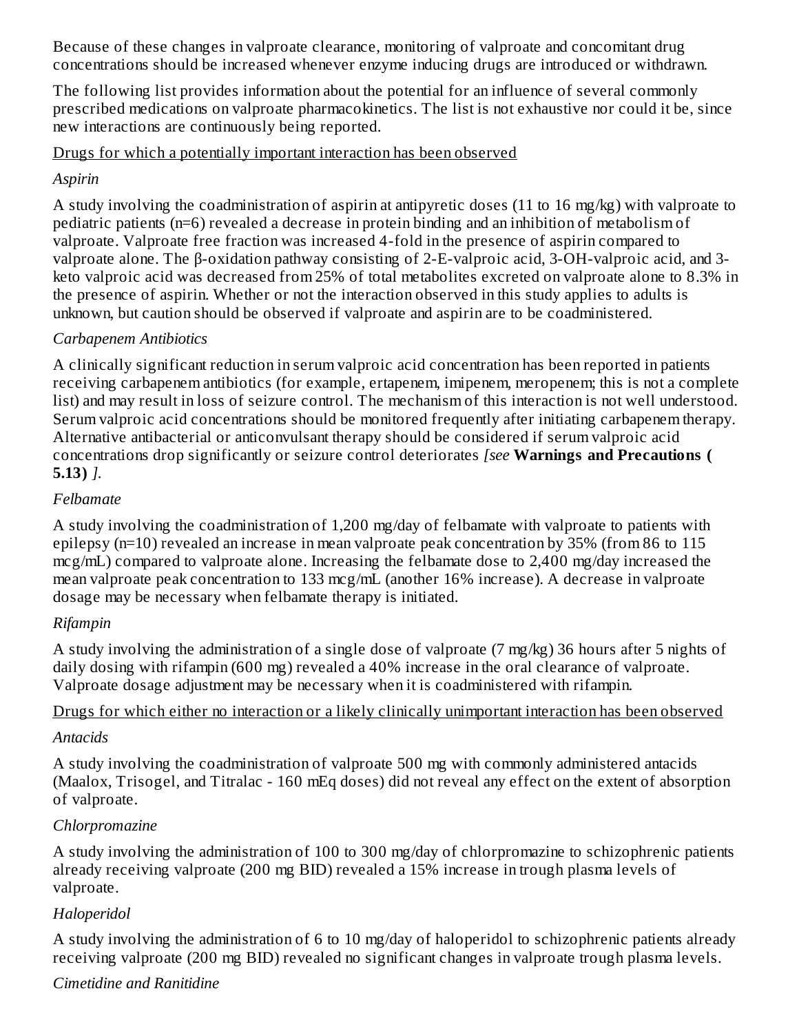Because of these changes in valproate clearance, monitoring of valproate and concomitant drug concentrations should be increased whenever enzyme inducing drugs are introduced or withdrawn.

The following list provides information about the potential for an influence of several commonly prescribed medications on valproate pharmacokinetics. The list is not exhaustive nor could it be, since new interactions are continuously being reported.

<u>Drugs for which a potentially important interaction has been observed</u>

*Aspirin*

A study involving the coadministration of aspirin at antipyretic doses (11 to 16 mg/kg) with valproate to pediatric patients (n=6) revealed a decrease in protein binding and an inhibition of metabolism of valproate. Valproate free fraction was increased 4-fold in the presence of aspirin compared to valproate alone. The β-oxidation pathway consisting of 2-E-valproic acid, 3-OH-valproic acid, and 3-keto valproic acid was decreased from 25% of total metabolites excreted on valproate alone to 8.3% in the presence of aspirin. Whether or not the interaction observed in this study applies to adults is unknown, but caution should be observed if valproate and aspirin are to be coadministered.

*Carbapenem Antibiotics*

A clinically significant reduction in serum valproic acid concentration has been reported in patients receiving carbapenem antibiotics (for example, ertapenem, imipenem, meropenem; this is not a complete list) and may result in loss of seizure control. The mechanism of this interaction is not well understood. Serum valproic acid concentrations should be monitored frequently after initiating carbapenem therapy. Alternative antibacterial or anticonvulsant therapy should be considered if serum valproic acid concentrations drop significantly or seizure control deteriorates *[see* **Warnings and Precautions (5.13)** *]*.

*Felbamate*

A study involving the coadministration of 1,200 mg/day of felbamate with valproate to patients with epilepsy (n=10) revealed an increase in mean valproate peak concentration by 35% (from 86 to 115 mcg/mL) compared to valproate alone. Increasing the felbamate dose to 2,400 mg/day increased the mean valproate peak concentration to 133 mcg/mL (another 16% increase). A decrease in valproate dosage may be necessary when felbamate therapy is initiated.

*Rifampin*

A study involving the administration of a single dose of valproate (7 mg/kg) 36 hours after 5 nights of daily dosing with rifampin (600 mg) revealed a 40% increase in the oral clearance of valproate. Valproate dosage adjustment may be necessary when it is coadministered with rifampin.

<u>Drugs for which either no interaction or a likely clinically unimportant interaction has been observed</u>

*Antacids*

A study involving the coadministration of valproate 500 mg with commonly administered antacids (Maalox, Trisogel, and Titralac - 160 mEq doses) did not reveal any effect on the extent of absorption of valproate.

*Chlorpromazine*

A study involving the administration of 100 to 300 mg/day of chlorpromazine to schizophrenic patients already receiving valproate (200 mg BID) revealed a 15% increase in trough plasma levels of valproate.

*Haloperidol*

A study involving the administration of 6 to 10 mg/day of haloperidol to schizophrenic patients already receiving valproate (200 mg BID) revealed no significant changes in valproate trough plasma levels.

*Cimetidine and Ranitidine*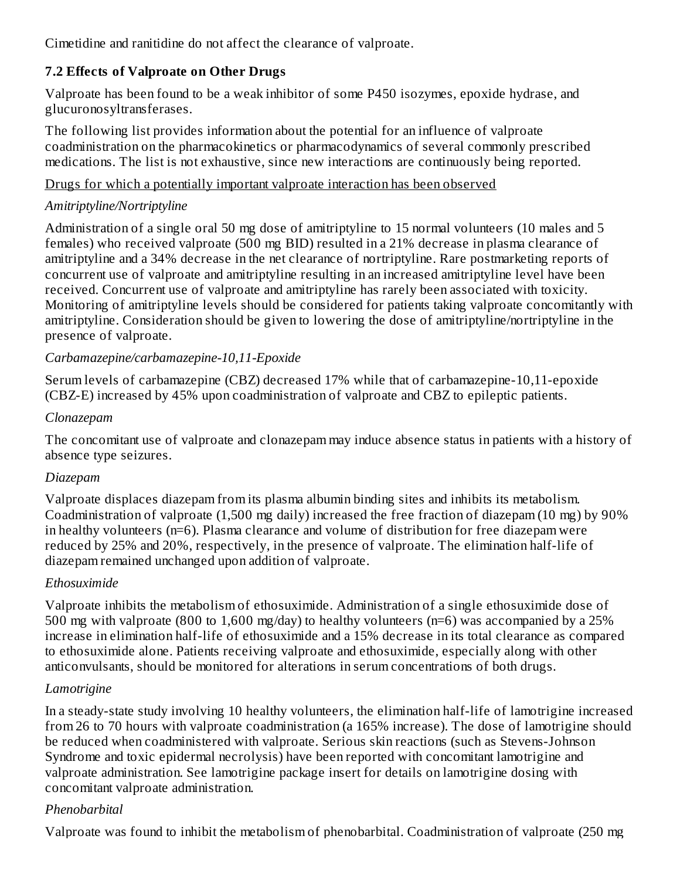Cimetidine and ranitidine do not affect the clearance of valproate.

### 7.2 Effects of Valproate on Other Drugs

Valproate has been found to be a weak inhibitor of some P450 isozymes, epoxide hydrase, and glucuronosyltransferases.

The following list provides information about the potential for an influence of valproate coadministration on the pharmacokinetics or pharmacodynamics of several commonly prescribed medications. The list is not exhaustive, since new interactions are continuously being reported.

<u>Drugs for which a potentially important valproate interaction has been observed</u>

*Amitriptyline/Nortriptyline*

Administration of a single oral 50 mg dose of amitriptyline to 15 normal volunteers (10 males and 5 females) who received valproate (500 mg BID) resulted in a 21% decrease in plasma clearance of amitriptyline and a 34% decrease in the net clearance of nortriptyline. Rare postmarketing reports of concurrent use of valproate and amitriptyline resulting in an increased amitriptyline level have been received. Concurrent use of valproate and amitriptyline has rarely been associated with toxicity. Monitoring of amitriptyline levels should be considered for patients taking valproate concomitantly with amitriptyline. Consideration should be given to lowering the dose of amitriptyline/nortriptyline in the presence of valproate.

*Carbamazepine/carbamazepine-10,11-Epoxide*

Serum levels of carbamazepine (CBZ) decreased 17% while that of carbamazepine-10,11-epoxide (CBZ-E) increased by 45% upon coadministration of valproate and CBZ to epileptic patients.

*Clonazepam*

The concomitant use of valproate and clonazepam may induce absence status in patients with a history of absence type seizures.

*Diazepam*

Valproate displaces diazepam from its plasma albumin binding sites and inhibits its metabolism. Coadministration of valproate (1,500 mg daily) increased the free fraction of diazepam (10 mg) by 90% in healthy volunteers (n=6). Plasma clearance and volume of distribution for free diazepam were reduced by 25% and 20%, respectively, in the presence of valproate. The elimination half-life of diazepam remained unchanged upon addition of valproate.

*Ethosuximide*

Valproate inhibits the metabolism of ethosuximide. Administration of a single ethosuximide dose of 500 mg with valproate (800 to 1,600 mg/day) to healthy volunteers (n=6) was accompanied by a 25% increase in elimination half-life of ethosuximide and a 15% decrease in its total clearance as compared to ethosuximide alone. Patients receiving valproate and ethosuximide, especially along with other anticonvulsants, should be monitored for alterations in serum concentrations of both drugs.

*Lamotrigine*

In a steady-state study involving 10 healthy volunteers, the elimination half-life of lamotrigine increased from 26 to 70 hours with valproate coadministration (a 165% increase). The dose of lamotrigine should be reduced when coadministered with valproate. Serious skin reactions (such as Stevens-Johnson Syndrome and toxic epidermal necrolysis) have been reported with concomitant lamotrigine and valproate administration. See lamotrigine package insert for details on lamotrigine dosing with concomitant valproate administration.

*Phenobarbital*

Valproate was found to inhibit the metabolism of phenobarbital. Coadministration of valproate (250 mg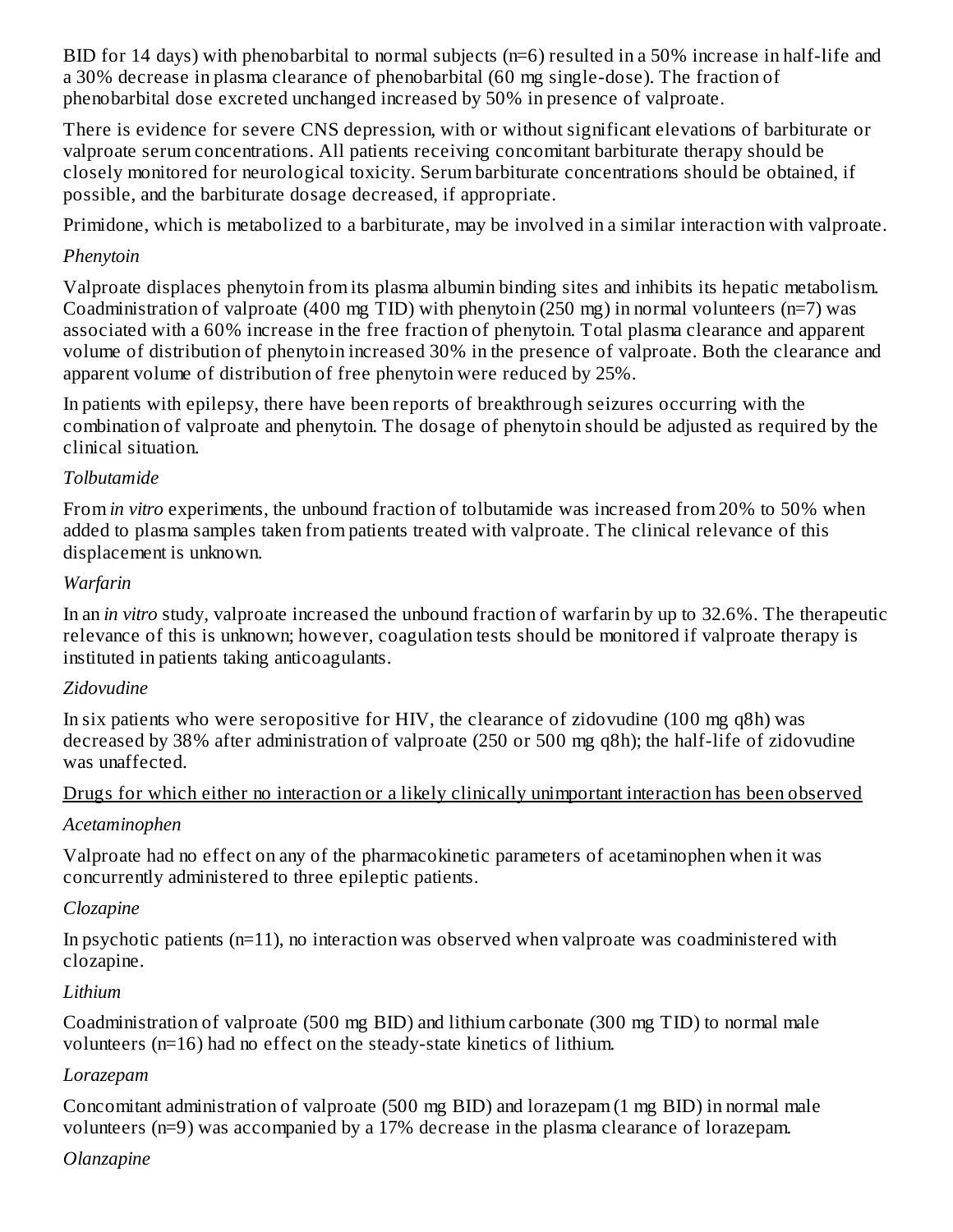BID for 14 days) with phenobarbital to normal subjects (n=6) resulted in a 50% increase in half-life and a 30% decrease in plasma clearance of phenobarbital (60 mg single-dose). The fraction of phenobarbital dose excreted unchanged increased by 50% in presence of valproate.

There is evidence for severe CNS depression, with or without significant elevations of barbiturate or valproate serum concentrations. All patients receiving concomitant barbiturate therapy should be closely monitored for neurological toxicity. Serum barbiturate concentrations should be obtained, if possible, and the barbiturate dosage decreased, if appropriate.

Primidone, which is metabolized to a barbiturate, may be involved in a similar interaction with valproate.

*Phenytoin*

Valproate displaces phenytoin from its plasma albumin binding sites and inhibits its hepatic metabolism. Coadministration of valproate (400 mg TID) with phenytoin (250 mg) in normal volunteers (n=7) was associated with a 60% increase in the free fraction of phenytoin. Total plasma clearance and apparent volume of distribution of phenytoin increased 30% in the presence of valproate. Both the clearance and apparent volume of distribution of free phenytoin were reduced by 25%.

In patients with epilepsy, there have been reports of breakthrough seizures occurring with the combination of valproate and phenytoin. The dosage of phenytoin should be adjusted as required by the clinical situation.

*Tolbutamide*

From *in vitro* experiments, the unbound fraction of tolbutamide was increased from 20% to 50% when added to plasma samples taken from patients treated with valproate. The clinical relevance of this displacement is unknown.

*Warfarin*

In an *in vitro* study, valproate increased the unbound fraction of warfarin by up to 32.6%. The therapeutic relevance of this is unknown; however, coagulation tests should be monitored if valproate therapy is instituted in patients taking anticoagulants.

*Zidovudine*

In six patients who were seropositive for HIV, the clearance of zidovudine (100 mg q8h) was decreased by 38% after administration of valproate (250 or 500 mg q8h); the half-life of zidovudine was unaffected.

Drugs for which either no interaction or a likely clinically unimportant interaction has been observed

*Acetaminophen*

Valproate had no effect on any of the pharmacokinetic parameters of acetaminophen when it was concurrently administered to three epileptic patients.

*Clozapine*

In psychotic patients (n=11), no interaction was observed when valproate was coadministered with clozapine.

*Lithium*

Coadministration of valproate (500 mg BID) and lithium carbonate (300 mg TID) to normal male volunteers (n=16) had no effect on the steady-state kinetics of lithium.

*Lorazepam*

Concomitant administration of valproate (500 mg BID) and lorazepam (1 mg BID) in normal male volunteers (n=9) was accompanied by a 17% decrease in the plasma clearance of lorazepam.

*Olanzapine*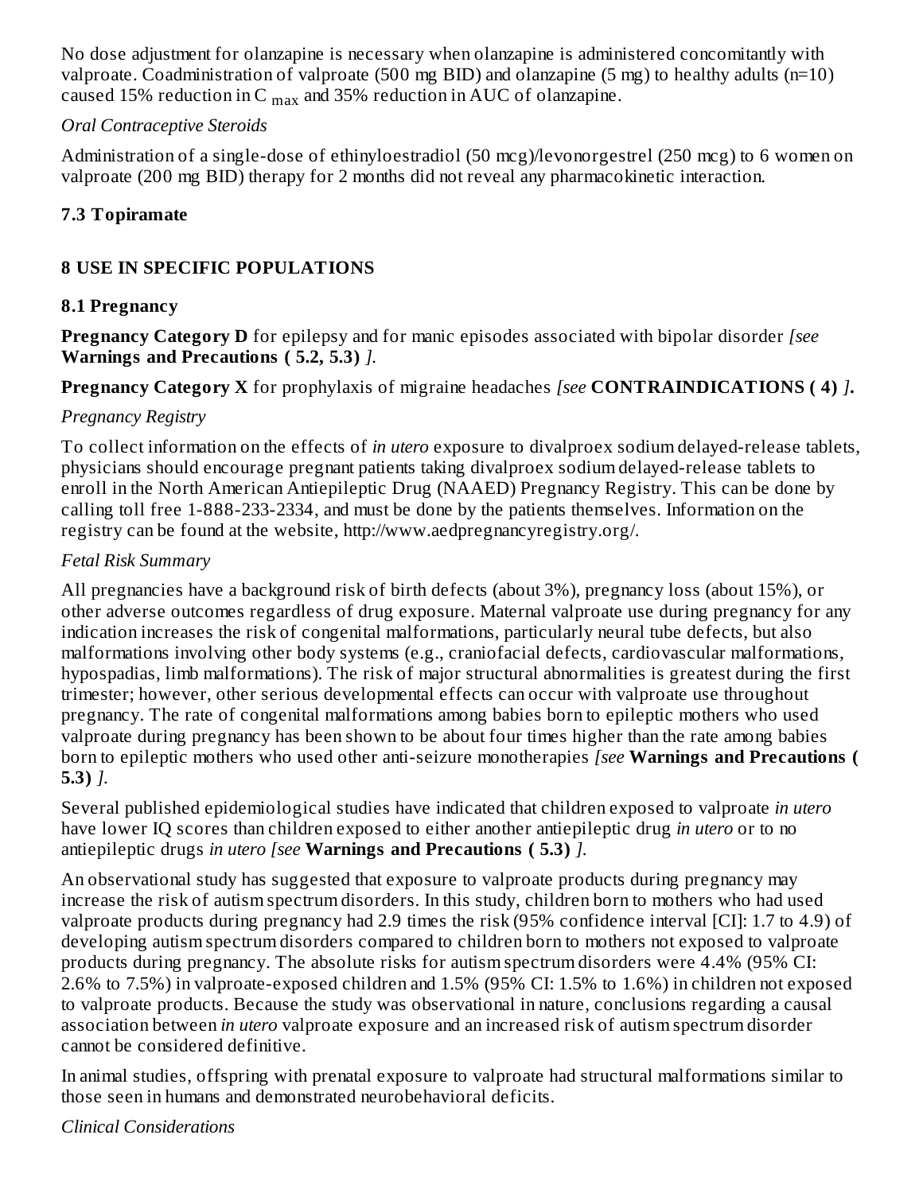No dose adjustment for olanzapine is necessary when olanzapine is administered concomitantly with valproate. Coadministration of valproate (500 mg BID) and olanzapine (5 mg) to healthy adults (n=10) caused 15% reduction in $C_{max}$ and 35% reduction in AUC of olanzapine.

*Oral Contraceptive Steroids*

Administration of a single-dose of ethinyloestradiol (50 mcg)/levonorgestrel (250 mcg) to 6 women on valproate (200 mg BID) therapy for 2 months did not reveal any pharmacokinetic interaction.

### 7.3 Topiramate

## 8 USE IN SPECIFIC POPULATIONS

### 8.1 Pregnancy

**Pregnancy Category D** for epilepsy and for manic episodes associated with bipolar disorder *[see* **Warnings and Precautions ( 5.2, 5.3)** *].*

**Pregnancy Category X** for prophylaxis of migraine headaches *[see* **CONTRAINDICATIONS ( 4)** *]***.**

*Pregnancy Registry*

To collect information on the effects of *in utero* exposure to divalproex sodium delayed-release tablets, physicians should encourage pregnant patients taking divalproex sodium delayed-release tablets to enroll in the North American Antiepileptic Drug (NAAED) Pregnancy Registry. This can be done by calling toll free 1-888-233-2334, and must be done by the patients themselves. Information on the registry can be found at the website, http://www.aedpregnancyregistry.org/.

*Fetal Risk Summary*

All pregnancies have a background risk of birth defects (about 3%), pregnancy loss (about 15%), or other adverse outcomes regardless of drug exposure. Maternal valproate use during pregnancy for any indication increases the risk of congenital malformations, particularly neural tube defects, but also malformations involving other body systems (e.g., craniofacial defects, cardiovascular malformations, hypospadias, limb malformations). The risk of major structural abnormalities is greatest during the first trimester; however, other serious developmental effects can occur with valproate use throughout pregnancy. The rate of congenital malformations among babies born to epileptic mothers who used valproate during pregnancy has been shown to be about four times higher than the rate among babies born to epileptic mothers who used other anti-seizure monotherapies *[see* **Warnings and Precautions ( 5.3)** *].*

Several published epidemiological studies have indicated that children exposed to valproate *in utero* have lower IQ scores than children exposed to either another antiepileptic drug *in utero* or to no antiepileptic drugs *in utero [see* **Warnings and Precautions ( 5.3)** *].*

An observational study has suggested that exposure to valproate products during pregnancy may increase the risk of autism spectrum disorders. In this study, children born to mothers who had used valproate products during pregnancy had 2.9 times the risk (95% confidence interval [CI]: 1.7 to 4.9) of developing autism spectrum disorders compared to children born to mothers not exposed to valproate products during pregnancy. The absolute risks for autism spectrum disorders were 4.4% (95% CI: 2.6% to 7.5%) in valproate-exposed children and 1.5% (95% CI: 1.5% to 1.6%) in children not exposed to valproate products. Because the study was observational in nature, conclusions regarding a causal association between *in utero* valproate exposure and an increased risk of autism spectrum disorder cannot be considered definitive.

In animal studies, offspring with prenatal exposure to valproate had structural malformations similar to those seen in humans and demonstrated neurobehavioral deficits.

*Clinical Considerations*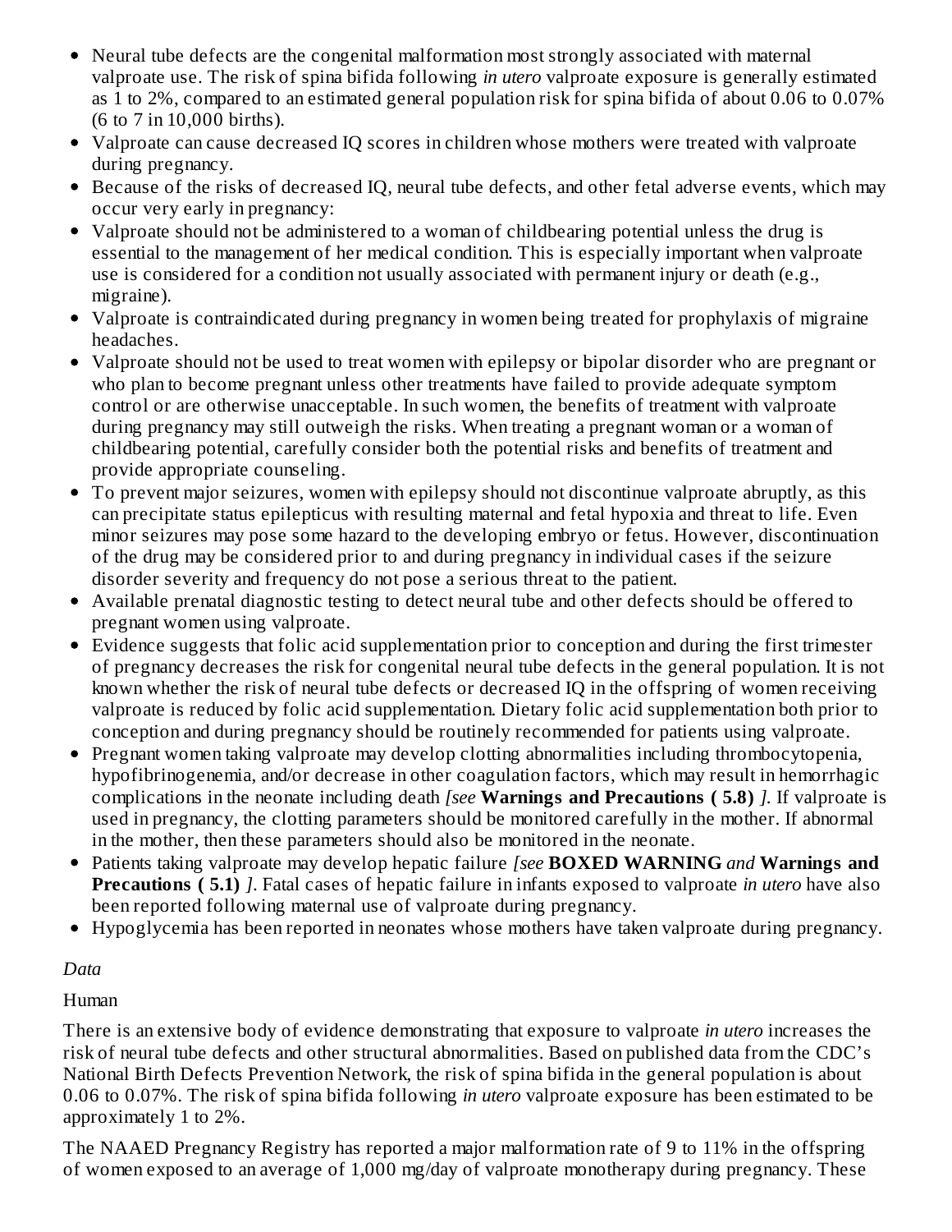- Neural tube defects are the congenital malformation most strongly associated with maternal valproate use. The risk of spina bifida following *in utero* valproate exposure is generally estimated as 1 to 2%, compared to an estimated general population risk for spina bifida of about 0.06 to 0.07% (6 to 7 in 10,000 births).
- Valproate can cause decreased IQ scores in children whose mothers were treated with valproate during pregnancy.
- Because of the risks of decreased IQ, neural tube defects, and other fetal adverse events, which may occur very early in pregnancy:
- Valproate should not be administered to a woman of childbearing potential unless the drug is essential to the management of her medical condition. This is especially important when valproate use is considered for a condition not usually associated with permanent injury or death (e.g., migraine).
- Valproate is contraindicated during pregnancy in women being treated for prophylaxis of migraine headaches.
- Valproate should not be used to treat women with epilepsy or bipolar disorder who are pregnant or who plan to become pregnant unless other treatments have failed to provide adequate symptom control or are otherwise unacceptable. In such women, the benefits of treatment with valproate during pregnancy may still outweigh the risks. When treating a pregnant woman or a woman of childbearing potential, carefully consider both the potential risks and benefits of treatment and provide appropriate counseling.
- To prevent major seizures, women with epilepsy should not discontinue valproate abruptly, as this can precipitate status epilepticus with resulting maternal and fetal hypoxia and threat to life. Even minor seizures may pose some hazard to the developing embryo or fetus. However, discontinuation of the drug may be considered prior to and during pregnancy in individual cases if the seizure disorder severity and frequency do not pose a serious threat to the patient.
- Available prenatal diagnostic testing to detect neural tube and other defects should be offered to pregnant women using valproate.
- Evidence suggests that folic acid supplementation prior to conception and during the first trimester of pregnancy decreases the risk for congenital neural tube defects in the general population. It is not known whether the risk of neural tube defects or decreased IQ in the offspring of women receiving valproate is reduced by folic acid supplementation. Dietary folic acid supplementation both prior to conception and during pregnancy should be routinely recommended for patients using valproate.
- Pregnant women taking valproate may develop clotting abnormalities including thrombocytopenia, hypofibrinogenemia, and/or decrease in other coagulation factors, which may result in hemorrhagic complications in the neonate including death *[see* **Warnings and Precautions ( 5.8)** *]*. If valproate is used in pregnancy, the clotting parameters should be monitored carefully in the mother. If abnormal in the mother, then these parameters should also be monitored in the neonate.
- Patients taking valproate may develop hepatic failure *[see* **BOXED WARNING** *and* **Warnings and Precautions ( 5.1)** *]*. Fatal cases of hepatic failure in infants exposed to valproate *in utero* have also been reported following maternal use of valproate during pregnancy.
- Hypoglycemia has been reported in neonates whose mothers have taken valproate during pregnancy.

*Data*

Human

There is an extensive body of evidence demonstrating that exposure to valproate *in utero* increases the risk of neural tube defects and other structural abnormalities. Based on published data from the CDC's National Birth Defects Prevention Network, the risk of spina bifida in the general population is about 0.06 to 0.07%. The risk of spina bifida following *in utero* valproate exposure has been estimated to be approximately 1 to 2%.

The NAAED Pregnancy Registry has reported a major malformation rate of 9 to 11% in the offspring of women exposed to an average of 1,000 mg/day of valproate monotherapy during pregnancy. These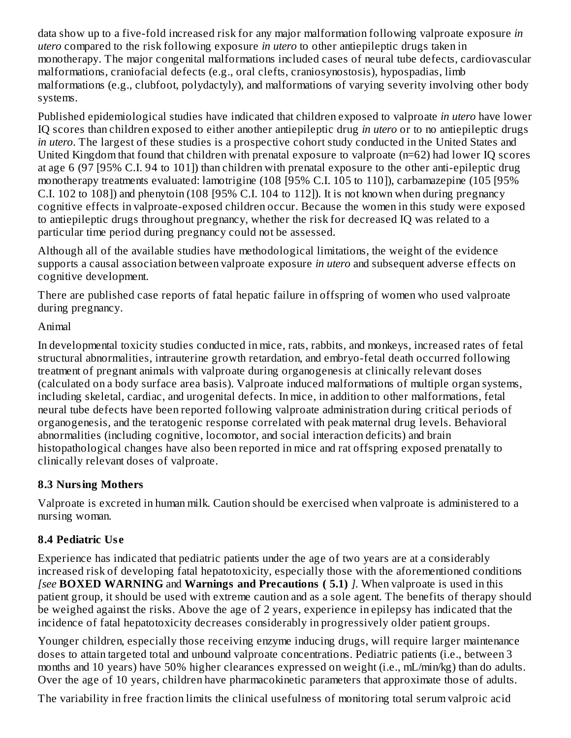data show up to a five-fold increased risk for any major malformation following valproate exposure *in utero* compared to the risk following exposure *in utero* to other antiepileptic drugs taken in monotherapy. The major congenital malformations included cases of neural tube defects, cardiovascular malformations, craniofacial defects (e.g., oral clefts, craniosynostosis), hypospadias, limb malformations (e.g., clubfoot, polydactyly), and malformations of varying severity involving other body systems.

Published epidemiological studies have indicated that children exposed to valproate *in utero* have lower IQ scores than children exposed to either another antiepileptic drug *in utero* or to no antiepileptic drugs *in utero*. The largest of these studies is a prospective cohort study conducted in the United States and United Kingdom that found that children with prenatal exposure to valproate (n=62) had lower IQ scores at age 6 (97 [95% C.I. 94 to 101]) than children with prenatal exposure to the other anti-epileptic drug monotherapy treatments evaluated: lamotrigine (108 [95% C.I. 105 to 110]), carbamazepine (105 [95% C.I. 102 to 108]) and phenytoin (108 [95% C.I. 104 to 112]). It is not known when during pregnancy cognitive effects in valproate-exposed children occur. Because the women in this study were exposed to antiepileptic drugs throughout pregnancy, whether the risk for decreased IQ was related to a particular time period during pregnancy could not be assessed.

Although all of the available studies have methodological limitations, the weight of the evidence supports a causal association between valproate exposure *in utero* and subsequent adverse effects on cognitive development.

There are published case reports of fatal hepatic failure in offspring of women who used valproate during pregnancy.

Animal

In developmental toxicity studies conducted in mice, rats, rabbits, and monkeys, increased rates of fetal structural abnormalities, intrauterine growth retardation, and embryo-fetal death occurred following treatment of pregnant animals with valproate during organogenesis at clinically relevant doses (calculated on a body surface area basis). Valproate induced malformations of multiple organ systems, including skeletal, cardiac, and urogenital defects. In mice, in addition to other malformations, fetal neural tube defects have been reported following valproate administration during critical periods of organogenesis, and the teratogenic response correlated with peak maternal drug levels. Behavioral abnormalities (including cognitive, locomotor, and social interaction deficits) and brain histopathological changes have also been reported in mice and rat offspring exposed prenatally to clinically relevant doses of valproate.

### 8.3 Nursing Mothers

Valproate is excreted in human milk. Caution should be exercised when valproate is administered to a nursing woman.

### 8.4 Pediatric Use

Experience has indicated that pediatric patients under the age of two years are at a considerably increased risk of developing fatal hepatotoxicity, especially those with the aforementioned conditions *[see* **BOXED WARNING** and **Warnings and Precautions ( 5.1)** *]*. When valproate is used in this patient group, it should be used with extreme caution and as a sole agent. The benefits of therapy should be weighed against the risks. Above the age of 2 years, experience in epilepsy has indicated that the incidence of fatal hepatotoxicity decreases considerably in progressively older patient groups.

Younger children, especially those receiving enzyme inducing drugs, will require larger maintenance doses to attain targeted total and unbound valproate concentrations. Pediatric patients (i.e., between 3 months and 10 years) have 50% higher clearances expressed on weight (i.e., mL/min/kg) than do adults. Over the age of 10 years, children have pharmacokinetic parameters that approximate those of adults.

The variability in free fraction limits the clinical usefulness of monitoring total serum valproic acid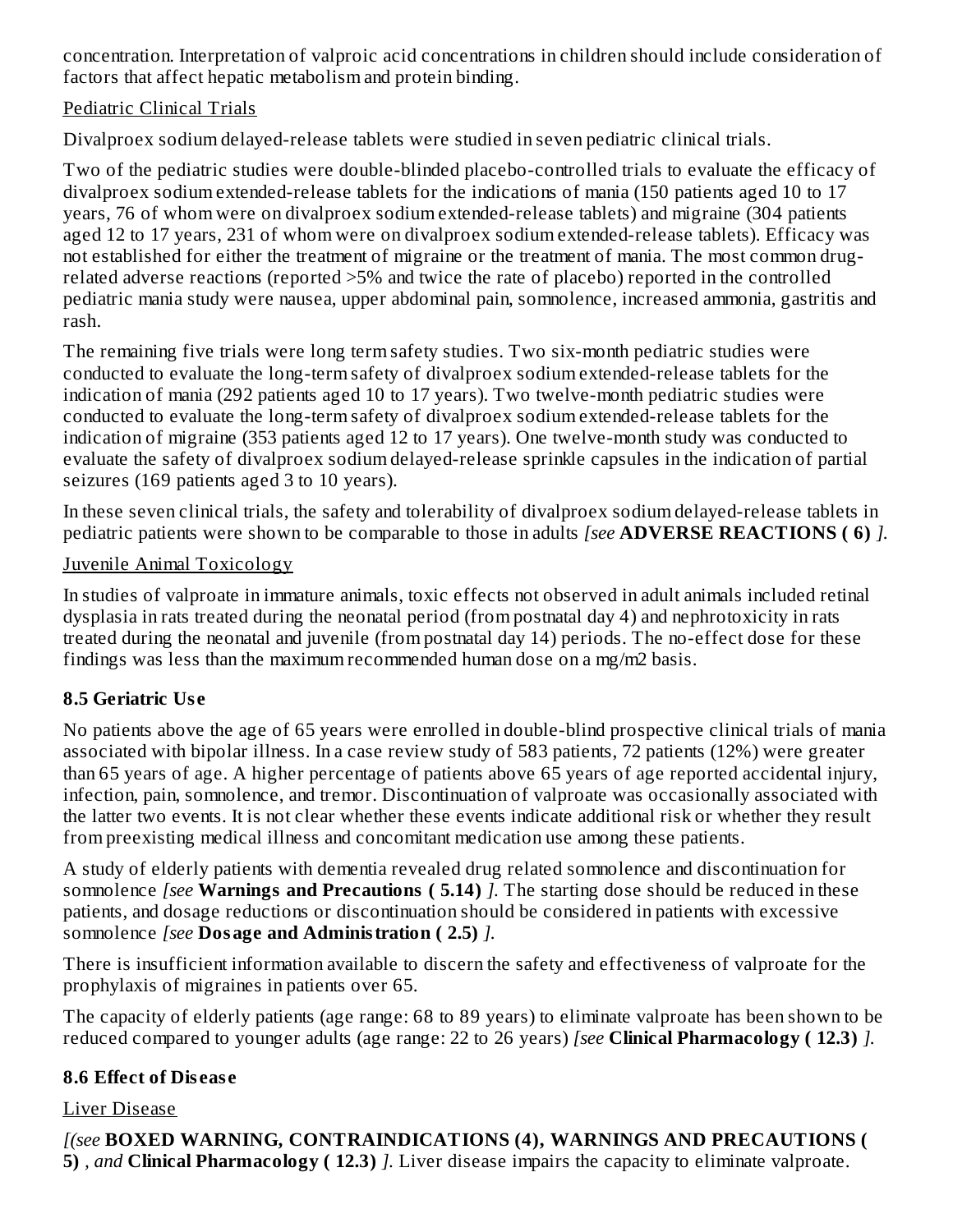concentration. Interpretation of valproic acid concentrations in children should include consideration of factors that affect hepatic metabolism and protein binding.

Pediatric Clinical Trials

Divalproex sodium delayed-release tablets were studied in seven pediatric clinical trials.

Two of the pediatric studies were double-blinded placebo-controlled trials to evaluate the efficacy of divalproex sodium extended-release tablets for the indications of mania (150 patients aged 10 to 17 years, 76 of whom were on divalproex sodium extended-release tablets) and migraine (304 patients aged 12 to 17 years, 231 of whom were on divalproex sodium extended-release tablets). Efficacy was not established for either the treatment of migraine or the treatment of mania. The most common drug-related adverse reactions (reported >5% and twice the rate of placebo) reported in the controlled pediatric mania study were nausea, upper abdominal pain, somnolence, increased ammonia, gastritis and rash.

The remaining five trials were long term safety studies. Two six-month pediatric studies were conducted to evaluate the long-term safety of divalproex sodium extended-release tablets for the indication of mania (292 patients aged 10 to 17 years). Two twelve-month pediatric studies were conducted to evaluate the long-term safety of divalproex sodium extended-release tablets for the indication of migraine (353 patients aged 12 to 17 years). One twelve-month study was conducted to evaluate the safety of divalproex sodium delayed-release sprinkle capsules in the indication of partial seizures (169 patients aged 3 to 10 years).

In these seven clinical trials, the safety and tolerability of divalproex sodium delayed-release tablets in pediatric patients were shown to be comparable to those in adults *[see* **ADVERSE REACTIONS ( 6)** *]*.

Juvenile Animal Toxicology

In studies of valproate in immature animals, toxic effects not observed in adult animals included retinal dysplasia in rats treated during the neonatal period (from postnatal day 4) and nephrotoxicity in rats treated during the neonatal and juvenile (from postnatal day 14) periods. The no-effect dose for these findings was less than the maximum recommended human dose on a mg/m2 basis.

### 8.5 Geriatric Use

No patients above the age of 65 years were enrolled in double-blind prospective clinical trials of mania associated with bipolar illness. In a case review study of 583 patients, 72 patients (12%) were greater than 65 years of age. A higher percentage of patients above 65 years of age reported accidental injury, infection, pain, somnolence, and tremor. Discontinuation of valproate was occasionally associated with the latter two events. It is not clear whether these events indicate additional risk or whether they result from preexisting medical illness and concomitant medication use among these patients.

A study of elderly patients with dementia revealed drug related somnolence and discontinuation for somnolence *[see* **Warnings and Precautions ( 5.14)** *]*. The starting dose should be reduced in these patients, and dosage reductions or discontinuation should be considered in patients with excessive somnolence *[see* **Dosage and Administration ( 2.5)** *]*.

There is insufficient information available to discern the safety and effectiveness of valproate for the prophylaxis of migraines in patients over 65.

The capacity of elderly patients (age range: 68 to 89 years) to eliminate valproate has been shown to be reduced compared to younger adults (age range: 22 to 26 years) *[see* **Clinical Pharmacology ( 12.3)** *]*.

### 8.6 Effect of Disease

Liver Disease

*[(see* **BOXED WARNING, CONTRAINDICATIONS (4), WARNINGS AND PRECAUTIONS ( 5)** *, and* **Clinical Pharmacology ( 12.3)** *]*. Liver disease impairs the capacity to eliminate valproate.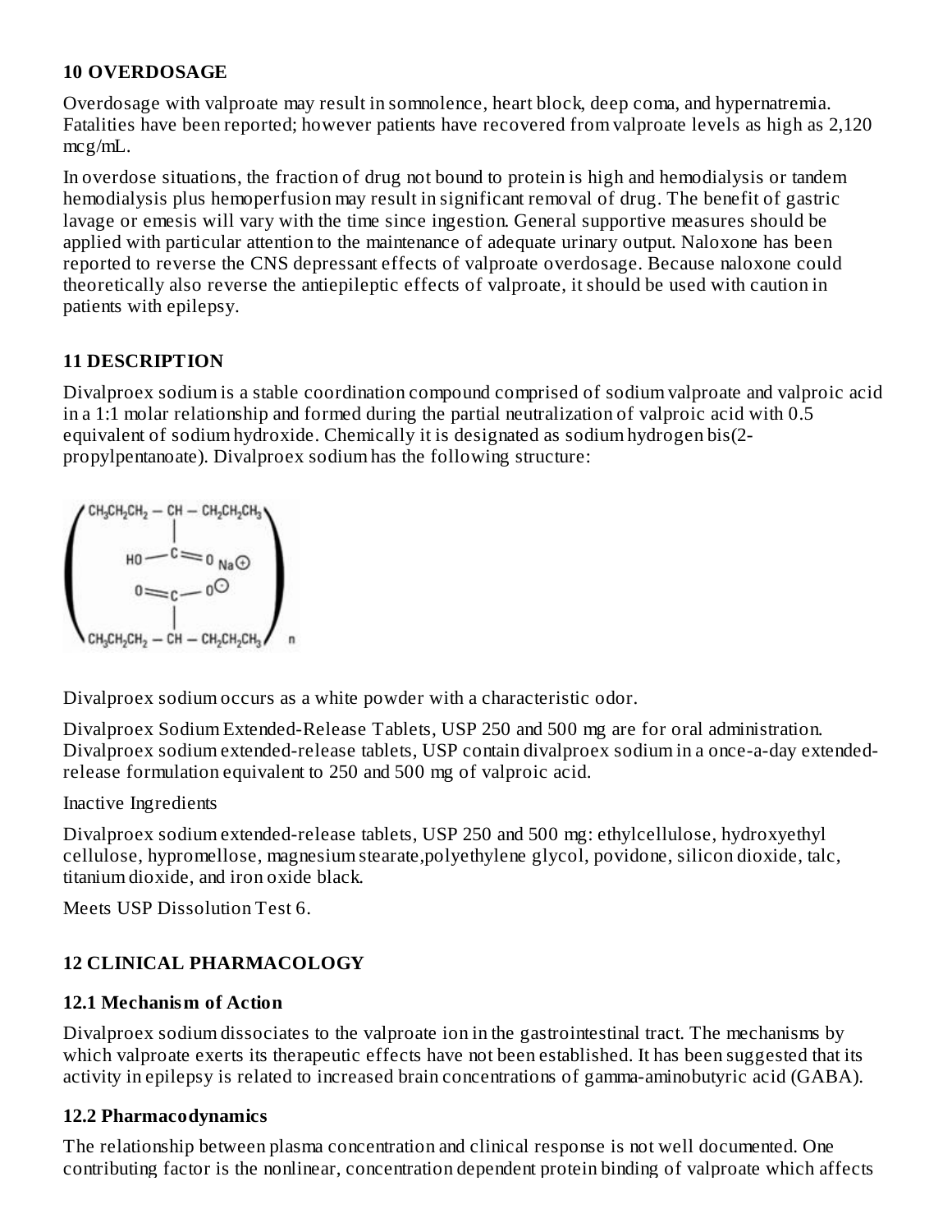## 10 OVERDOSAGE

Overdosage with valproate may result in somnolence, heart block, deep coma, and hypernatremia. Fatalities have been reported; however patients have recovered from valproate levels as high as 2,120 mcg/mL.

In overdose situations, the fraction of drug not bound to protein is high and hemodialysis or tandem hemodialysis plus hemoperfusion may result in significant removal of drug. The benefit of gastric lavage or emesis will vary with the time since ingestion. General supportive measures should be applied with particular attention to the maintenance of adequate urinary output. Naloxone has been reported to reverse the CNS depressant effects of valproate overdosage. Because naloxone could theoretically also reverse the antiepileptic effects of valproate, it should be used with caution in patients with epilepsy.

## 11 DESCRIPTION

Divalproex sodium is a stable coordination compound comprised of sodium valproate and valproic acid in a 1:1 molar relationship and formed during the partial neutralization of valproic acid with 0.5 equivalent of sodium hydroxide. Chemically it is designated as sodium hydrogen bis(2-propylpentanoate). Divalproex sodium has the following structure:

Divalproex sodium occurs as a white powder with a characteristic odor.

Divalproex Sodium Extended-Release Tablets, USP 250 and 500 mg are for oral administration. Divalproex sodium extended-release tablets, USP contain divalproex sodium in a once-a-day extended-release formulation equivalent to 250 and 500 mg of valproic acid.

Inactive Ingredients

Divalproex sodium extended-release tablets, USP 250 and 500 mg: ethylcellulose, hydroxyethyl cellulose, hypromellose, magnesium stearate,polyethylene glycol, povidone, silicon dioxide, talc, titanium dioxide, and iron oxide black.

Meets USP Dissolution Test 6.

## 12 CLINICAL PHARMACOLOGY

### 12.1 Mechanism of Action

Divalproex sodium dissociates to the valproate ion in the gastrointestinal tract. The mechanisms by which valproate exerts its therapeutic effects have not been established. It has been suggested that its activity in epilepsy is related to increased brain concentrations of gamma-aminobutyric acid (GABA).

### 12.2 Pharmacodynamics

The relationship between plasma concentration and clinical response is not well documented. One contributing factor is the nonlinear, concentration dependent protein binding of valproate which affects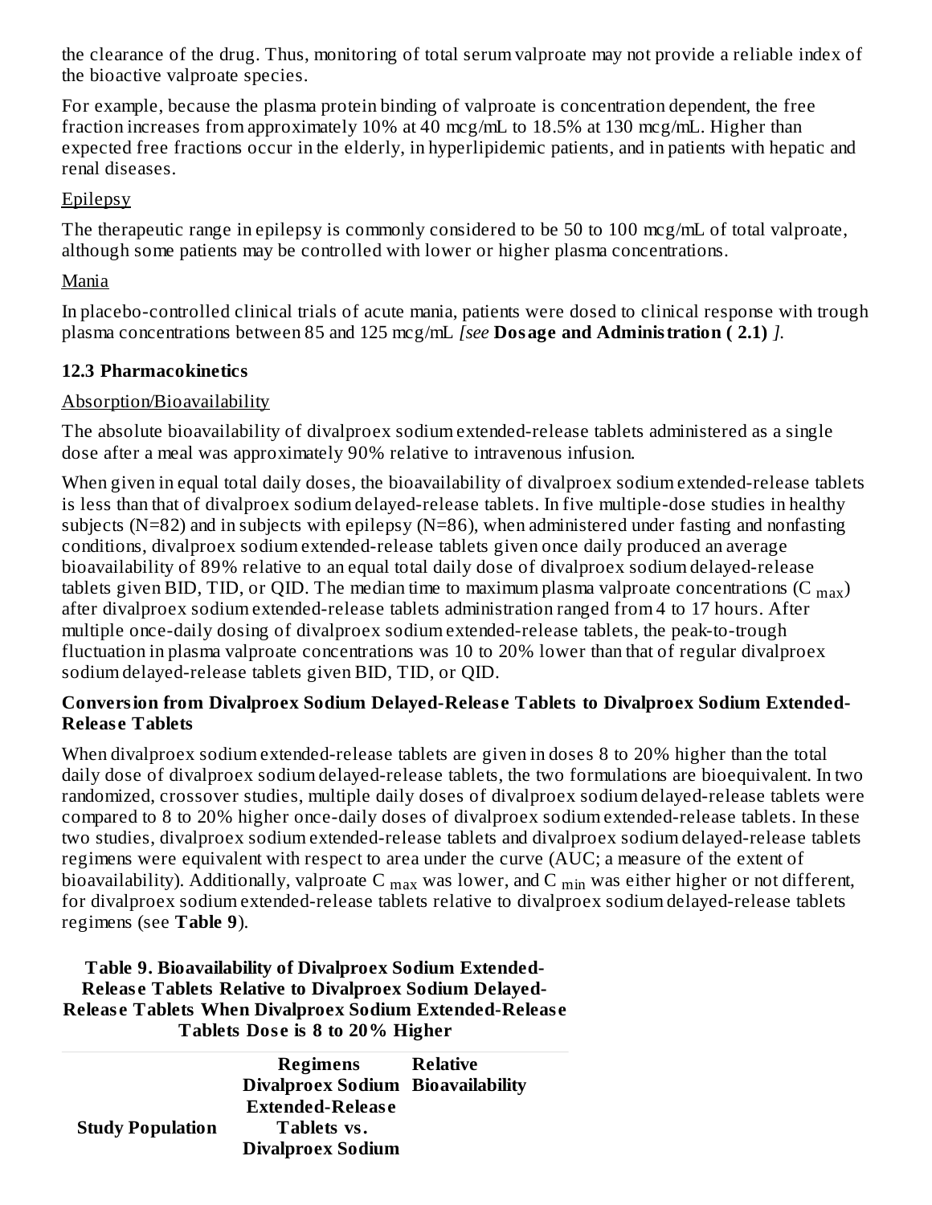the clearance of the drug. Thus, monitoring of total serum valproate may not provide a reliable index of the bioactive valproate species.

For example, because the plasma protein binding of valproate is concentration dependent, the free fraction increases from approximately 10% at 40 mcg/mL to 18.5% at 130 mcg/mL. Higher than expected free fractions occur in the elderly, in hyperlipidemic patients, and in patients with hepatic and renal diseases.

Epilepsy

The therapeutic range in epilepsy is commonly considered to be 50 to 100 mcg/mL of total valproate, although some patients may be controlled with lower or higher plasma concentrations.

Mania

In placebo-controlled clinical trials of acute mania, patients were dosed to clinical response with trough plasma concentrations between 85 and 125 mcg/mL *[see* **Dosage and Administration ( 2.1)** *]*.

### 12.3 Pharmacokinetics

Absorption/Bioavailability

The absolute bioavailability of divalproex sodium extended-release tablets administered as a single dose after a meal was approximately 90% relative to intravenous infusion.

When given in equal total daily doses, the bioavailability of divalproex sodium extended-release tablets is less than that of divalproex sodium delayed-release tablets. In five multiple-dose studies in healthy subjects (N=82) and in subjects with epilepsy (N=86), when administered under fasting and nonfasting conditions, divalproex sodium extended-release tablets given once daily produced an average bioavailability of 89% relative to an equal total daily dose of divalproex sodium delayed-release tablets given BID, TID, or QID. The median time to maximum plasma valproate concentrations ($C_{max}$) after divalproex sodium extended-release tablets administration ranged from 4 to 17 hours. After multiple once-daily dosing of divalproex sodium extended-release tablets, the peak-to-trough fluctuation in plasma valproate concentrations was 10 to 20% lower than that of regular divalproex sodium delayed-release tablets given BID, TID, or QID.

**Conversion from Divalproex Sodium Delayed-Release Tablets to Divalproex Sodium Extended-Release Tablets**

When divalproex sodium extended-release tablets are given in doses 8 to 20% higher than the total daily dose of divalproex sodium delayed-release tablets, the two formulations are bioequivalent. In two randomized, crossover studies, multiple daily doses of divalproex sodium delayed-release tablets were compared to 8 to 20% higher once-daily doses of divalproex sodium extended-release tablets. In these two studies, divalproex sodium extended-release tablets and divalproex sodium delayed-release tablets regimens were equivalent with respect to area under the curve (AUC; a measure of the extent of bioavailability). Additionally, valproate $C_{max}$ was lower, and $C_{min}$ was either higher or not different, for divalproex sodium extended-release tablets relative to divalproex sodium delayed-release tablets regimens (see **Table 9**).

**Table 9. Bioavailability of Divalproex Sodium Extended-Release Tablets Relative to Divalproex Sodium Delayed-Release Tablets When Divalproex Sodium Extended-Release Tablets Dose is 8 to 20% Higher**

| Study Population | Regimens Divalproex Sodium Extended-Release Tablets vs. Divalproex Sodium | Relative Bioavailability |
|---|---|---|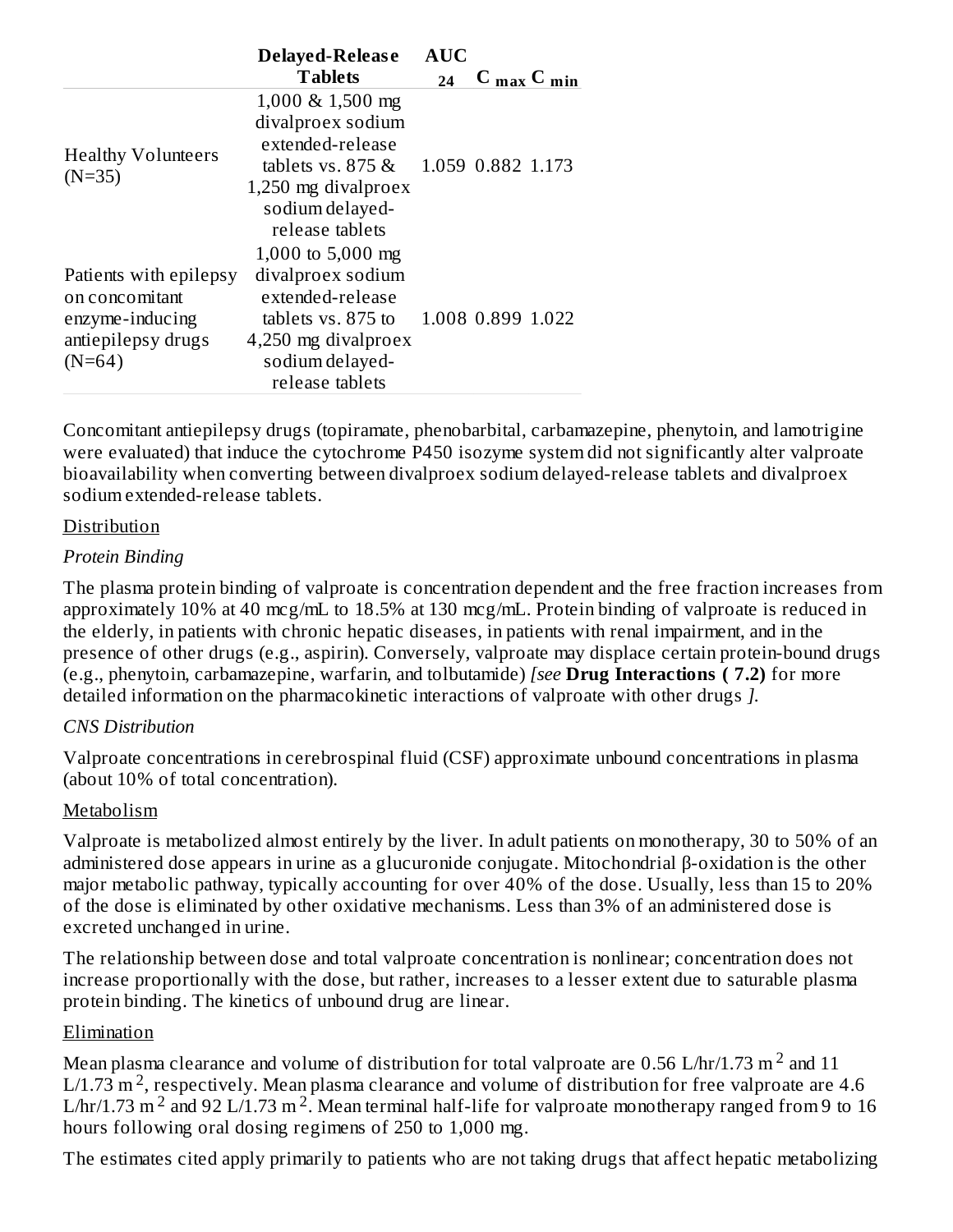| | Delayed-Release Tablets | $AUC_{24}$ | $C_{max}$ | $C_{min}$ |
|---|---|---|---|---|
| Healthy Volunteers (N=35) | 1,000 & 1,500 mg divalproex sodium extended-release tablets vs. 875 & 1,250 mg divalproex sodium delayed-release tablets | 1.059 | 0.882 | 1.173 |
| Patients with epilepsy on concomitant enzyme-inducing antiepilepsy drugs (N=64) | 1,000 to 5,000 mg divalproex sodium extended-release tablets vs. 875 to 4,250 mg divalproex sodium delayed-release tablets | 1.008 | 0.899 | 1.022 |

Concomitant antiepilepsy drugs (topiramate, phenobarbital, carbamazepine, phenytoin, and lamotrigine were evaluated) that induce the cytochrome P450 isozyme system did not significantly alter valproate bioavailability when converting between divalproex sodium delayed-release tablets and divalproex sodium extended-release tablets.

Distribution

*Protein Binding*

The plasma protein binding of valproate is concentration dependent and the free fraction increases from approximately 10% at 40 mcg/mL to 18.5% at 130 mcg/mL. Protein binding of valproate is reduced in the elderly, in patients with chronic hepatic diseases, in patients with renal impairment, and in the presence of other drugs (e.g., aspirin). Conversely, valproate may displace certain protein-bound drugs (e.g., phenytoin, carbamazepine, warfarin, and tolbutamide) *[see* **Drug Interactions ( 7.2)** for more detailed information on the pharmacokinetic interactions of valproate with other drugs *].*

*CNS Distribution*

Valproate concentrations in cerebrospinal fluid (CSF) approximate unbound concentrations in plasma (about 10% of total concentration).

Metabolism

Valproate is metabolized almost entirely by the liver. In adult patients on monotherapy, 30 to 50% of an administered dose appears in urine as a glucuronide conjugate. Mitochondrial β-oxidation is the other major metabolic pathway, typically accounting for over 40% of the dose. Usually, less than 15 to 20% of the dose is eliminated by other oxidative mechanisms. Less than 3% of an administered dose is excreted unchanged in urine.

The relationship between dose and total valproate concentration is nonlinear; concentration does not increase proportionally with the dose, but rather, increases to a lesser extent due to saturable plasma protein binding. The kinetics of unbound drug are linear.

Elimination

Mean plasma clearance and volume of distribution for total valproate are 0.56 L/hr/1.73 $m^2$ and 11 L/1.73 $m^2$, respectively. Mean plasma clearance and volume of distribution for free valproate are 4.6 L/hr/1.73 $m^2$ and 92 L/1.73 $m^2$. Mean terminal half-life for valproate monotherapy ranged from 9 to 16 hours following oral dosing regimens of 250 to 1,000 mg.

The estimates cited apply primarily to patients who are not taking drugs that affect hepatic metabolizing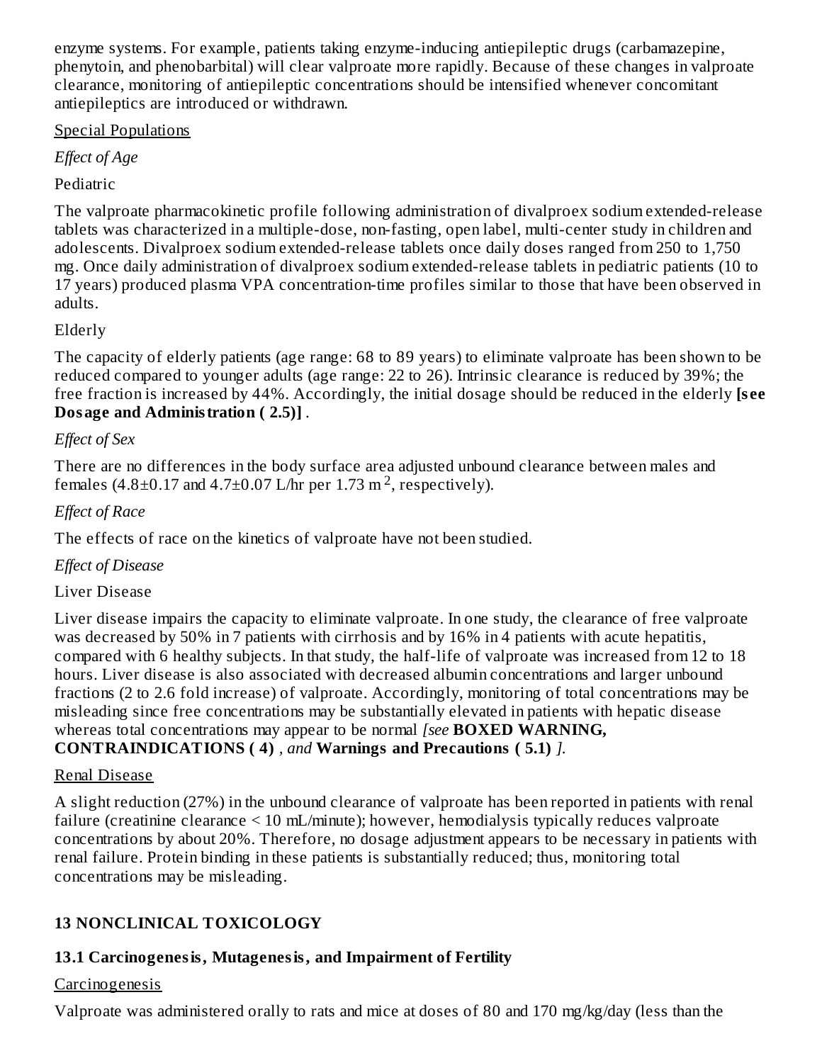enzyme systems. For example, patients taking enzyme-inducing antiepileptic drugs (carbamazepine, phenytoin, and phenobarbital) will clear valproate more rapidly. Because of these changes in valproate clearance, monitoring of antiepileptic concentrations should be intensified whenever concomitant antiepileptics are introduced or withdrawn.

Special Populations

*Effect of Age*

Pediatric

The valproate pharmacokinetic profile following administration of divalproex sodium extended-release tablets was characterized in a multiple-dose, non-fasting, open label, multi-center study in children and adolescents. Divalproex sodium extended-release tablets once daily doses ranged from 250 to 1,750 mg. Once daily administration of divalproex sodium extended-release tablets in pediatric patients (10 to 17 years) produced plasma VPA concentration-time profiles similar to those that have been observed in adults.

Elderly

The capacity of elderly patients (age range: 68 to 89 years) to eliminate valproate has been shown to be reduced compared to younger adults (age range: 22 to 26). Intrinsic clearance is reduced by 39%; the free fraction is increased by 44%. Accordingly, the initial dosage should be reduced in the elderly **[see Dosage and Administration ( 2.5)]** .

*Effect of Sex*

There are no differences in the body surface area adjusted unbound clearance between males and females ($4.8 \pm 0.17$ and $4.7 \pm 0.07$ L/hr per 1.73 $m^2$, respectively).

*Effect of Race*

The effects of race on the kinetics of valproate have not been studied.

*Effect of Disease*

Liver Disease

Liver disease impairs the capacity to eliminate valproate. In one study, the clearance of free valproate was decreased by 50% in 7 patients with cirrhosis and by 16% in 4 patients with acute hepatitis, compared with 6 healthy subjects. In that study, the half-life of valproate was increased from 12 to 18 hours. Liver disease is also associated with decreased albumin concentrations and larger unbound fractions (2 to 2.6 fold increase) of valproate. Accordingly, monitoring of total concentrations may be misleading since free concentrations may be substantially elevated in patients with hepatic disease whereas total concentrations may appear to be normal *[see* **BOXED WARNING, CONTRAINDICATIONS ( 4)** *, and* **Warnings and Precautions ( 5.1)** *].*

Renal Disease

A slight reduction (27%) in the unbound clearance of valproate has been reported in patients with renal failure (creatinine clearance < 10 mL/minute); however, hemodialysis typically reduces valproate concentrations by about 20%. Therefore, no dosage adjustment appears to be necessary in patients with renal failure. Protein binding in these patients is substantially reduced; thus, monitoring total concentrations may be misleading.

## 13 NONCLINICAL TOXICOLOGY

### 13.1 Carcinogenesis, Mutagenesis, and Impairment of Fertility

Carcinogenesis

Valproate was administered orally to rats and mice at doses of 80 and 170 mg/kg/day (less than the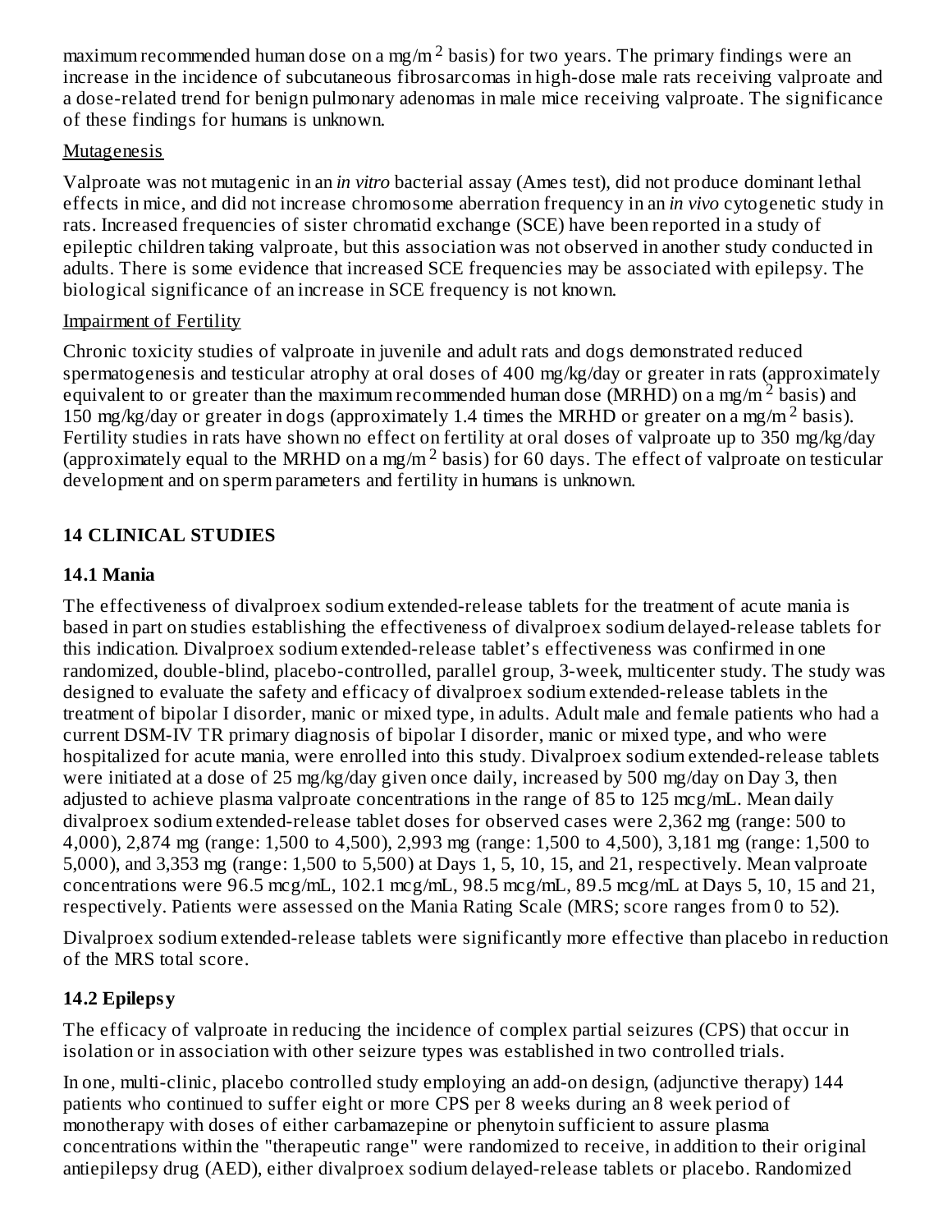maximum recommended human dose on a mg/m $^2$ basis) for two years. The primary findings were an increase in the incidence of subcutaneous fibrosarcomas in high-dose male rats receiving valproate and a dose-related trend for benign pulmonary adenomas in male mice receiving valproate. The significance of these findings for humans is unknown.

Mutagenesis

Valproate was not mutagenic in an *in vitro* bacterial assay (Ames test), did not produce dominant lethal effects in mice, and did not increase chromosome aberration frequency in an *in vivo* cytogenetic study in rats. Increased frequencies of sister chromatid exchange (SCE) have been reported in a study of epileptic children taking valproate, but this association was not observed in another study conducted in adults. There is some evidence that increased SCE frequencies may be associated with epilepsy. The biological significance of an increase in SCE frequency is not known.

Impairment of Fertility

Chronic toxicity studies of valproate in juvenile and adult rats and dogs demonstrated reduced spermatogenesis and testicular atrophy at oral doses of 400 mg/kg/day or greater in rats (approximately equivalent to or greater than the maximum recommended human dose (MRHD) on a mg/m $^2$ basis) and 150 mg/kg/day or greater in dogs (approximately 1.4 times the MRHD or greater on a mg/m $^2$ basis). Fertility studies in rats have shown no effect on fertility at oral doses of valproate up to 350 mg/kg/day (approximately equal to the MRHD on a mg/m $^2$ basis) for 60 days. The effect of valproate on testicular development and on sperm parameters and fertility in humans is unknown.

## 14 CLINICAL STUDIES

### 14.1 Mania

The effectiveness of divalproex sodium extended-release tablets for the treatment of acute mania is based in part on studies establishing the effectiveness of divalproex sodium delayed-release tablets for this indication. Divalproex sodium extended-release tablet's effectiveness was confirmed in one randomized, double-blind, placebo-controlled, parallel group, 3-week, multicenter study. The study was designed to evaluate the safety and efficacy of divalproex sodium extended-release tablets in the treatment of bipolar I disorder, manic or mixed type, in adults. Adult male and female patients who had a current DSM-IV TR primary diagnosis of bipolar I disorder, manic or mixed type, and who were hospitalized for acute mania, were enrolled into this study. Divalproex sodium extended-release tablets were initiated at a dose of 25 mg/kg/day given once daily, increased by 500 mg/day on Day 3, then adjusted to achieve plasma valproate concentrations in the range of 85 to 125 mcg/mL. Mean daily divalproex sodium extended-release tablet doses for observed cases were 2,362 mg (range: 500 to 4,000), 2,874 mg (range: 1,500 to 4,500), 2,993 mg (range: 1,500 to 4,500), 3,181 mg (range: 1,500 to 5,000), and 3,353 mg (range: 1,500 to 5,500) at Days 1, 5, 10, 15, and 21, respectively. Mean valproate concentrations were 96.5 mcg/mL, 102.1 mcg/mL, 98.5 mcg/mL, 89.5 mcg/mL at Days 5, 10, 15 and 21, respectively. Patients were assessed on the Mania Rating Scale (MRS; score ranges from 0 to 52).

Divalproex sodium extended-release tablets were significantly more effective than placebo in reduction of the MRS total score.

### 14.2 Epilepsy

The efficacy of valproate in reducing the incidence of complex partial seizures (CPS) that occur in isolation or in association with other seizure types was established in two controlled trials.

In one, multi-clinic, placebo controlled study employing an add-on design, (adjunctive therapy) 144 patients who continued to suffer eight or more CPS per 8 weeks during an 8 week period of monotherapy with doses of either carbamazepine or phenytoin sufficient to assure plasma concentrations within the "therapeutic range" were randomized to receive, in addition to their original antiepilepsy drug (AED), either divalproex sodium delayed-release tablets or placebo. Randomized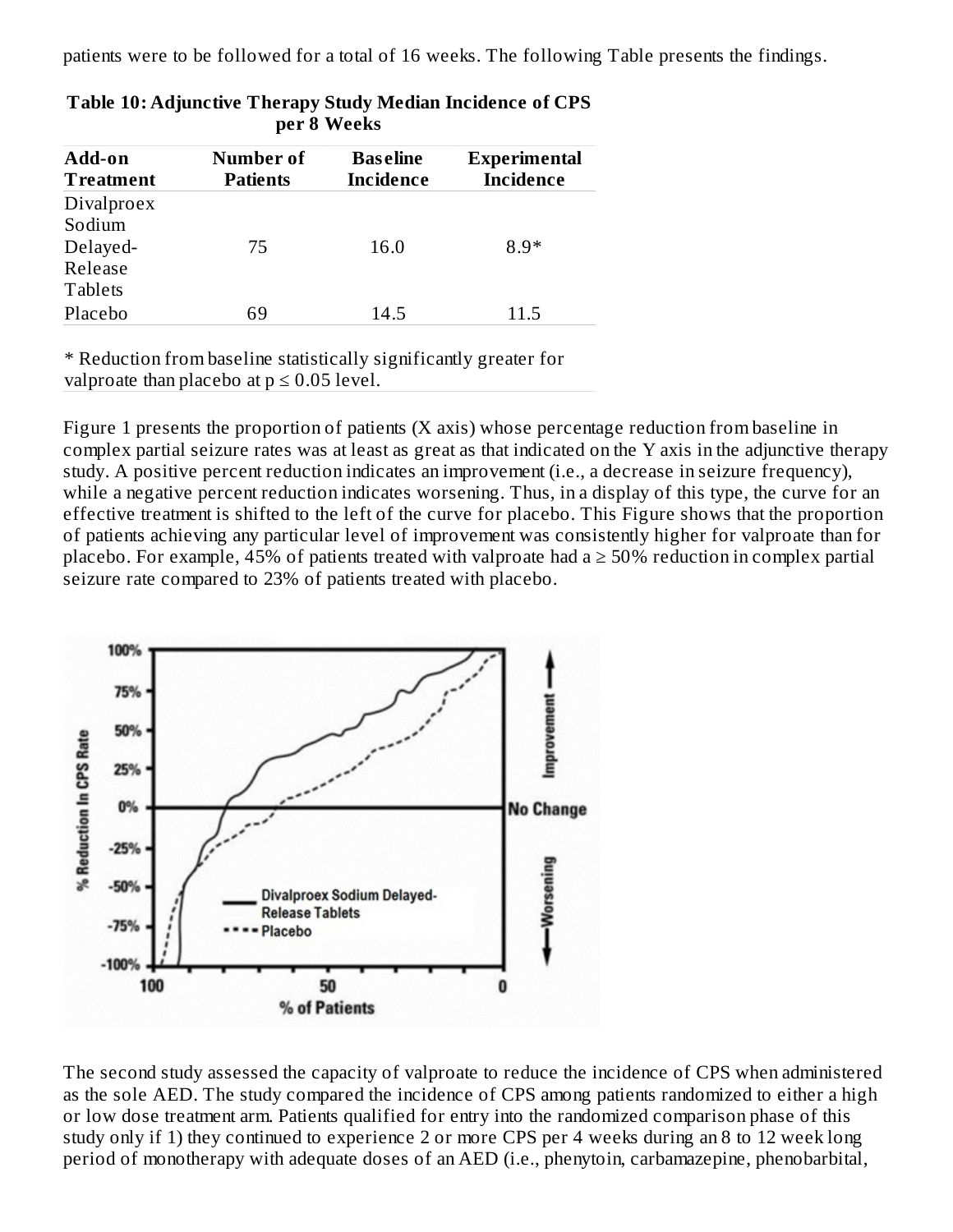patients were to be followed for a total of 16 weeks. The following Table presents the findings.

**Table 10: Adjunctive Therapy Study Median Incidence of CPS per 8 Weeks**

| Add-on Treatment | Number of Patients | Baseline Incidence | Experimental Incidence |
|---|---|---|---|
| Divalproex Sodium Delayed-Release Tablets | 75 | 16.0 | 8.9* |
| Placebo | 69 | 14.5 | 11.5 |

* Reduction from baseline statistically significantly greater for valproate than placebo at $p \leq 0.05$ level.

Figure 1 presents the proportion of patients (X axis) whose percentage reduction from baseline in complex partial seizure rates was at least as great as that indicated on the Y axis in the adjunctive therapy study. A positive percent reduction indicates an improvement (i.e., a decrease in seizure frequency), while a negative percent reduction indicates worsening. Thus, in a display of this type, the curve for an effective treatment is shifted to the left of the curve for placebo. This Figure shows that the proportion of patients achieving any particular level of improvement was consistently higher for valproate than for placebo. For example, 45% of patients treated with valproate had a ≥ 50% reduction in complex partial seizure rate compared to 23% of patients treated with placebo.

The second study assessed the capacity of valproate to reduce the incidence of CPS when administered as the sole AED. The study compared the incidence of CPS among patients randomized to either a high or low dose treatment arm. Patients qualified for entry into the randomized comparison phase of this study only if 1) they continued to experience 2 or more CPS per 4 weeks during an 8 to 12 week long period of monotherapy with adequate doses of an AED (i.e., phenytoin, carbamazepine, phenobarbital,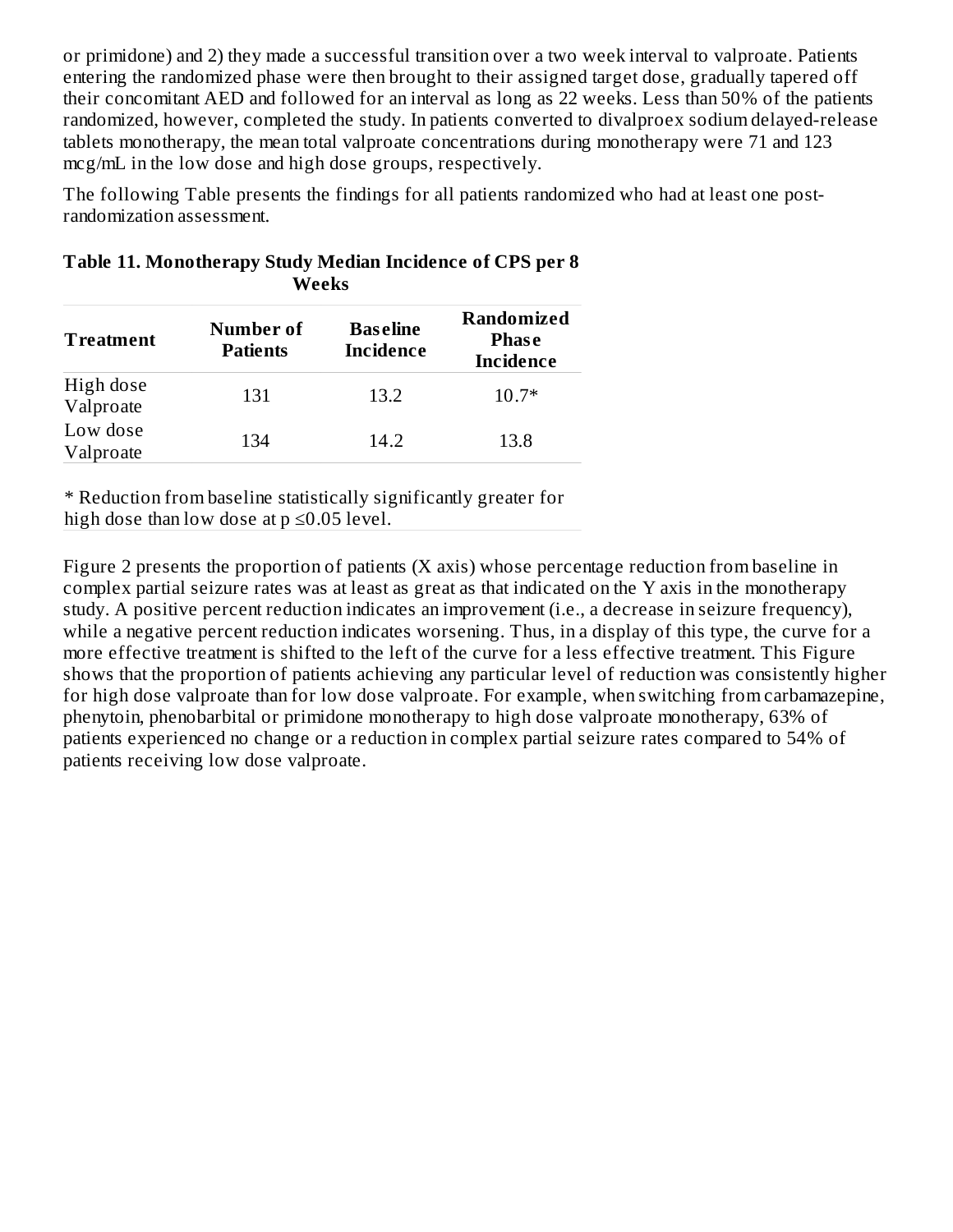or primidone) and 2) they made a successful transition over a two week interval to valproate. Patients entering the randomized phase were then brought to their assigned target dose, gradually tapered off their concomitant AED and followed for an interval as long as 22 weeks. Less than 50% of the patients randomized, however, completed the study. In patients converted to divalproex sodium delayed-release tablets monotherapy, the mean total valproate concentrations during monotherapy were 71 and 123 mcg/mL in the low dose and high dose groups, respectively.

The following Table presents the findings for all patients randomized who had at least one post-randomization assessment.

**Table 11. Monotherapy Study Median Incidence of CPS per 8 Weeks**

| Treatment | Number of Patients | Baseline Incidence | Randomized Phase Incidence |
|---|---|---|---|
| High dose Valproate | 131 | 13.2 | 10.7* |
| Low dose Valproate | 134 | 14.2 | 13.8 |

* Reduction from baseline statistically significantly greater for high dose than low dose at p ≤0.05 level.

Figure 2 presents the proportion of patients (X axis) whose percentage reduction from baseline in complex partial seizure rates was at least as great as that indicated on the Y axis in the monotherapy study. A positive percent reduction indicates an improvement (i.e., a decrease in seizure frequency), while a negative percent reduction indicates worsening. Thus, in a display of this type, the curve for a more effective treatment is shifted to the left of the curve for a less effective treatment. This Figure shows that the proportion of patients achieving any particular level of reduction was consistently higher for high dose valproate than for low dose valproate. For example, when switching from carbamazepine, phenytoin, phenobarbital or primidone monotherapy to high dose valproate monotherapy, 63% of patients experienced no change or a reduction in complex partial seizure rates compared to 54% of patients receiving low dose valproate.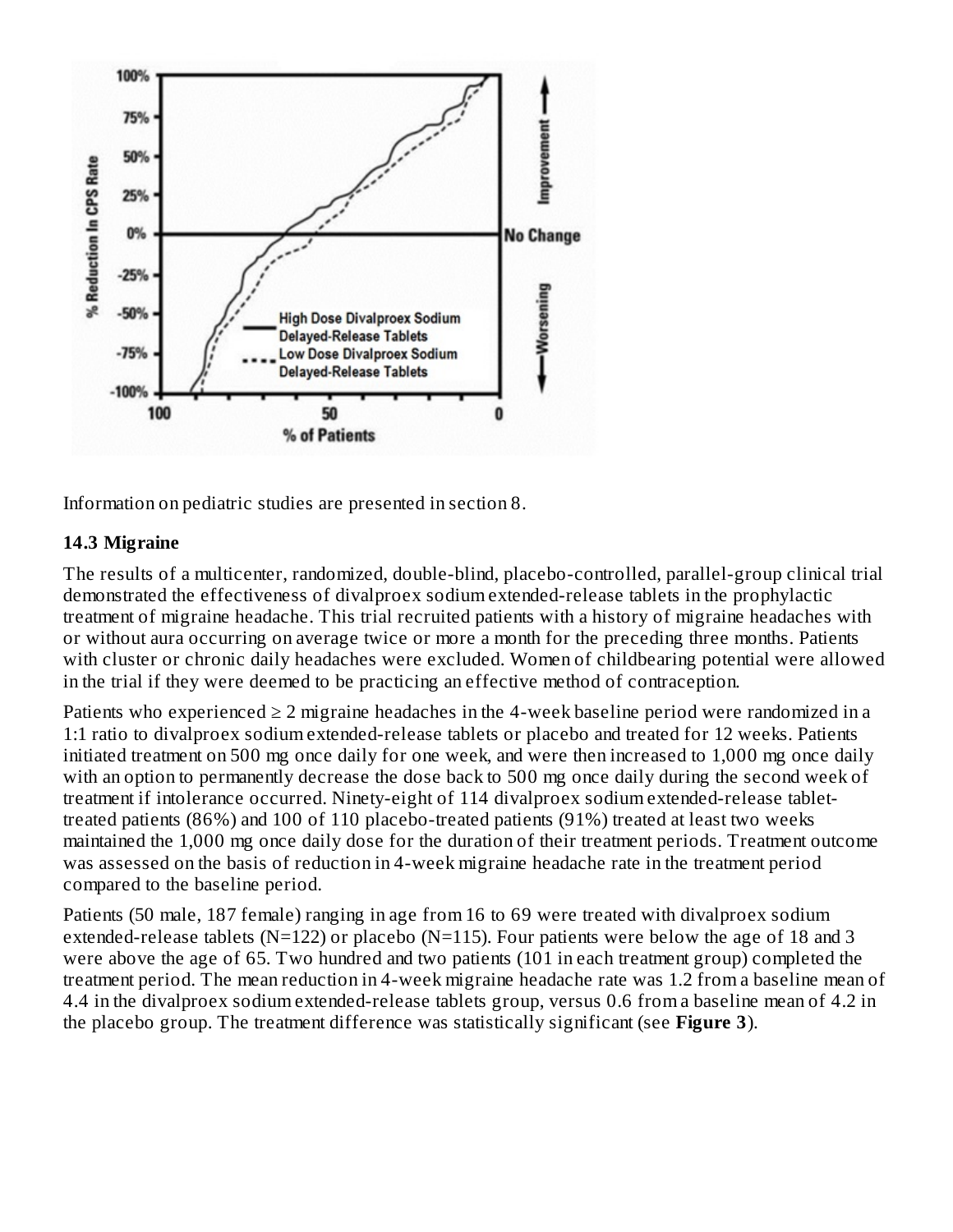Information on pediatric studies are presented in section 8.

### 14.3 Migraine

The results of a multicenter, randomized, double-blind, placebo-controlled, parallel-group clinical trial demonstrated the effectiveness of divalproex sodium extended-release tablets in the prophylactic treatment of migraine headache. This trial recruited patients with a history of migraine headaches with or without aura occurring on average twice or more a month for the preceding three months. Patients with cluster or chronic daily headaches were excluded. Women of childbearing potential were allowed in the trial if they were deemed to be practicing an effective method of contraception.

Patients who experienced ≥ 2 migraine headaches in the 4-week baseline period were randomized in a 1:1 ratio to divalproex sodium extended-release tablets or placebo and treated for 12 weeks. Patients initiated treatment on 500 mg once daily for one week, and were then increased to 1,000 mg once daily with an option to permanently decrease the dose back to 500 mg once daily during the second week of treatment if intolerance occurred. Ninety-eight of 114 divalproex sodium extended-release tablet-treated patients (86%) and 100 of 110 placebo-treated patients (91%) treated at least two weeks maintained the 1,000 mg once daily dose for the duration of their treatment periods. Treatment outcome was assessed on the basis of reduction in 4-week migraine headache rate in the treatment period compared to the baseline period.

Patients (50 male, 187 female) ranging in age from 16 to 69 were treated with divalproex sodium extended-release tablets (N=122) or placebo (N=115). Four patients were below the age of 18 and 3 were above the age of 65. Two hundred and two patients (101 in each treatment group) completed the treatment period. The mean reduction in 4-week migraine headache rate was 1.2 from a baseline mean of 4.4 in the divalproex sodium extended-release tablets group, versus 0.6 from a baseline mean of 4.2 in the placebo group. The treatment difference was statistically significant (see **Figure 3**).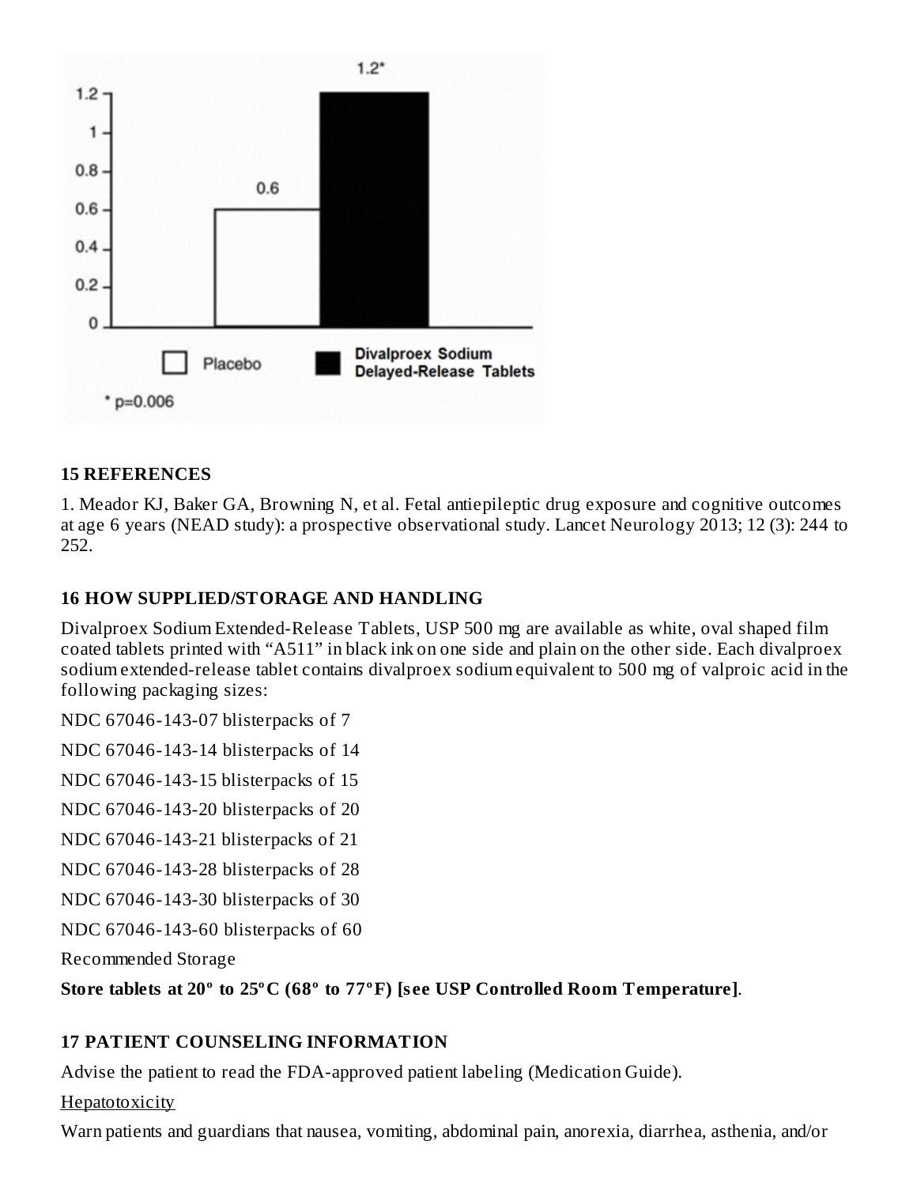## 15 REFERENCES

1. Meador KJ, Baker GA, Browning N, et al. Fetal antiepileptic drug exposure and cognitive outcomes at age 6 years (NEAD study): a prospective observational study. Lancet Neurology 2013; 12 (3): 244 to 252.

## 16 HOW SUPPLIED/STORAGE AND HANDLING

Divalproex Sodium Extended-Release Tablets, USP 500 mg are available as white, oval shaped film coated tablets printed with "A511" in black ink on one side and plain on the other side. Each divalproex sodium extended-release tablet contains divalproex sodium equivalent to 500 mg of valproic acid in the following packaging sizes:

NDC 67046-143-07 blisterpacks of 7

NDC 67046-143-14 blisterpacks of 14

NDC 67046-143-15 blisterpacks of 15

NDC 67046-143-20 blisterpacks of 20

NDC 67046-143-21 blisterpacks of 21

NDC 67046-143-28 blisterpacks of 28

NDC 67046-143-30 blisterpacks of 30

NDC 67046-143-60 blisterpacks of 60

Recommended Storage

**Store tablets at 20º to 25ºC (68º to 77ºF) [see USP Controlled Room Temperature]**.

## 17 PATIENT COUNSELING INFORMATION

Advise the patient to read the FDA-approved patient labeling (Medication Guide).

Hepatotoxicity

Warn patients and guardians that nausea, vomiting, abdominal pain, anorexia, diarrhea, asthenia, and/or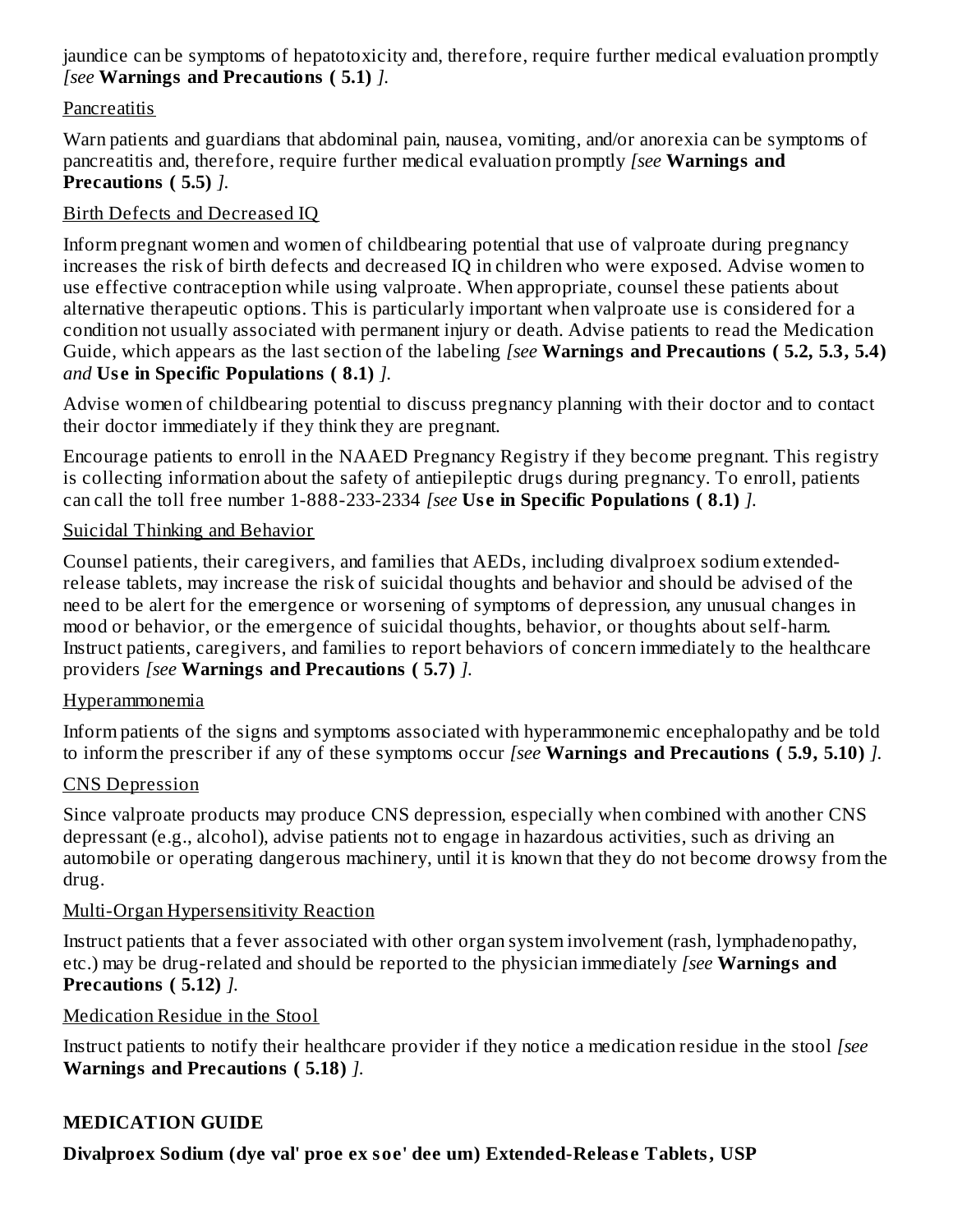jaundice can be symptoms of hepatotoxicity and, therefore, require further medical evaluation promptly *[see* **Warnings and Precautions ( 5.1)** *].*

Pancreatitis

Warn patients and guardians that abdominal pain, nausea, vomiting, and/or anorexia can be symptoms of pancreatitis and, therefore, require further medical evaluation promptly *[see* **Warnings and Precautions ( 5.5)** *].*

Birth Defects and Decreased IQ

Inform pregnant women and women of childbearing potential that use of valproate during pregnancy increases the risk of birth defects and decreased IQ in children who were exposed. Advise women to use effective contraception while using valproate. When appropriate, counsel these patients about alternative therapeutic options. This is particularly important when valproate use is considered for a condition not usually associated with permanent injury or death. Advise patients to read the Medication Guide, which appears as the last section of the labeling *[see* **Warnings and Precautions ( 5.2, 5.3, 5.4)** *and* **Use in Specific Populations ( 8.1)** *].*

Advise women of childbearing potential to discuss pregnancy planning with their doctor and to contact their doctor immediately if they think they are pregnant.

Encourage patients to enroll in the NAAED Pregnancy Registry if they become pregnant. This registry is collecting information about the safety of antiepileptic drugs during pregnancy. To enroll, patients can call the toll free number 1-888-233-2334 *[see* **Use in Specific Populations ( 8.1)** *].*

Suicidal Thinking and Behavior

Counsel patients, their caregivers, and families that AEDs, including divalproex sodium extended-release tablets, may increase the risk of suicidal thoughts and behavior and should be advised of the need to be alert for the emergence or worsening of symptoms of depression, any unusual changes in mood or behavior, or the emergence of suicidal thoughts, behavior, or thoughts about self-harm. Instruct patients, caregivers, and families to report behaviors of concern immediately to the healthcare providers *[see* **Warnings and Precautions ( 5.7)** *].*

Hyperammonemia

Inform patients of the signs and symptoms associated with hyperammonemic encephalopathy and be told to inform the prescriber if any of these symptoms occur *[see* **Warnings and Precautions ( 5.9, 5.10)** *].*

CNS Depression

Since valproate products may produce CNS depression, especially when combined with another CNS depressant (e.g., alcohol), advise patients not to engage in hazardous activities, such as driving an automobile or operating dangerous machinery, until it is known that they do not become drowsy from the drug.

Multi-Organ Hypersensitivity Reaction

Instruct patients that a fever associated with other organ system involvement (rash, lymphadenopathy, etc.) may be drug-related and should be reported to the physician immediately *[see* **Warnings and Precautions ( 5.12)** *].*

Medication Residue in the Stool

Instruct patients to notify their healthcare provider if they notice a medication residue in the stool *[see* **Warnings and Precautions ( 5.18)** *].*

**MEDICATION GUIDE**

**Divalproex Sodium (dye val' proe ex soe' dee um) Extended-Release Tablets, USP**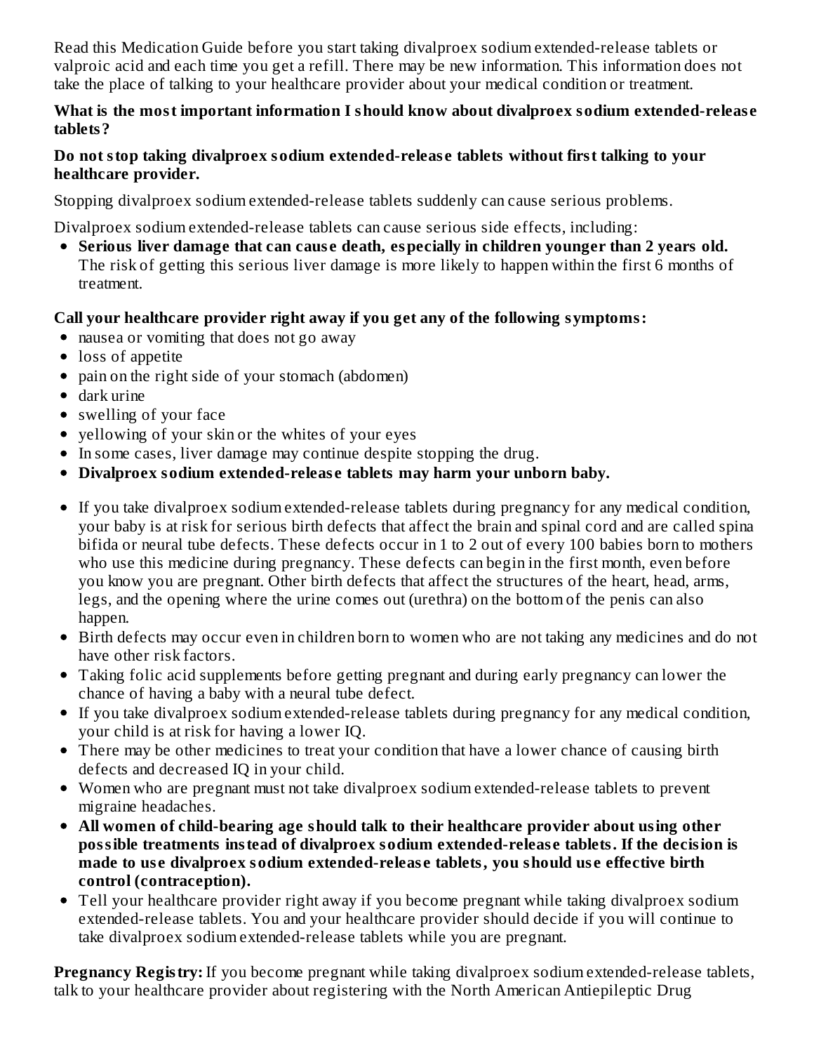Read this Medication Guide before you start taking divalproex sodium extended-release tablets or valproic acid and each time you get a refill. There may be new information. This information does not take the place of talking to your healthcare provider about your medical condition or treatment.

**What is the most important information I should know about divalproex sodium extended-release tablets?**

**Do not stop taking divalproex sodium extended-release tablets without first talking to your healthcare provider.**

Stopping divalproex sodium extended-release tablets suddenly can cause serious problems.

Divalproex sodium extended-release tablets can cause serious side effects, including:

- **Serious liver damage that can cause death, especially in children younger than 2 years old.** The risk of getting this serious liver damage is more likely to happen within the first 6 months of treatment.

**Call your healthcare provider right away if you get any of the following symptoms:**

- nausea or vomiting that does not go away
- loss of appetite
- pain on the right side of your stomach (abdomen)
- dark urine
- swelling of your face
- yellowing of your skin or the whites of your eyes
- In some cases, liver damage may continue despite stopping the drug.
- **Divalproex sodium extended-release tablets may harm your unborn baby.**

- If you take divalproex sodium extended-release tablets during pregnancy for any medical condition, your baby is at risk for serious birth defects that affect the brain and spinal cord and are called spina bifida or neural tube defects. These defects occur in 1 to 2 out of every 100 babies born to mothers who use this medicine during pregnancy. These defects can begin in the first month, even before you know you are pregnant. Other birth defects that affect the structures of the heart, head, arms, legs, and the opening where the urine comes out (urethra) on the bottom of the penis can also happen.
- Birth defects may occur even in children born to women who are not taking any medicines and do not have other risk factors.
- Taking folic acid supplements before getting pregnant and during early pregnancy can lower the chance of having a baby with a neural tube defect.
- If you take divalproex sodium extended-release tablets during pregnancy for any medical condition, your child is at risk for having a lower IQ.
- There may be other medicines to treat your condition that have a lower chance of causing birth defects and decreased IQ in your child.
- Women who are pregnant must not take divalproex sodium extended-release tablets to prevent migraine headaches.
- **All women of child-bearing age should talk to their healthcare provider about using other possible treatments instead of divalproex sodium extended-release tablets. If the decision is made to use divalproex sodium extended-release tablets, you should use effective birth control (contraception).**
- Tell your healthcare provider right away if you become pregnant while taking divalproex sodium extended-release tablets. You and your healthcare provider should decide if you will continue to take divalproex sodium extended-release tablets while you are pregnant.

**Pregnancy Registry:** If you become pregnant while taking divalproex sodium extended-release tablets, talk to your healthcare provider about registering with the North American Antiepileptic Drug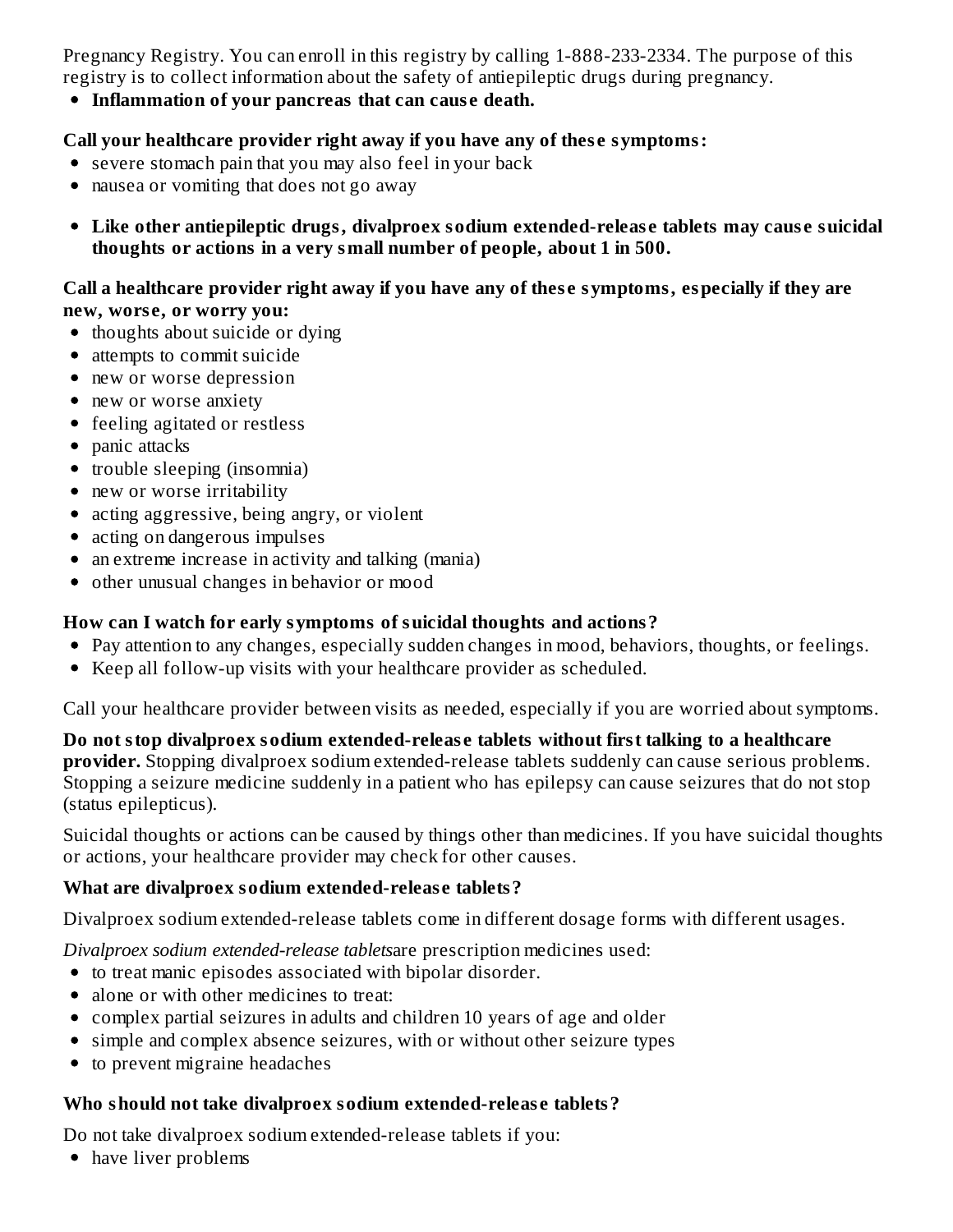Pregnancy Registry. You can enroll in this registry by calling 1-888-233-2334. The purpose of this registry is to collect information about the safety of antiepileptic drugs during pregnancy.

- **Inflammation of your pancreas that can cause death.**

**Call your healthcare provider right away if you have any of these symptoms:**

- severe stomach pain that you may also feel in your back
- nausea or vomiting that does not go away

- **Like other antiepileptic drugs, divalproex sodium extended-release tablets may cause suicidal thoughts or actions in a very small number of people, about 1 in 500.**

**Call a healthcare provider right away if you have any of these symptoms, especially if they are new, worse, or worry you:**

- thoughts about suicide or dying
- attempts to commit suicide
- new or worse depression
- new or worse anxiety
- feeling agitated or restless
- panic attacks
- trouble sleeping (insomnia)
- new or worse irritability
- acting aggressive, being angry, or violent
- acting on dangerous impulses
- an extreme increase in activity and talking (mania)
- other unusual changes in behavior or mood

**How can I watch for early symptoms of suicidal thoughts and actions?**

- Pay attention to any changes, especially sudden changes in mood, behaviors, thoughts, or feelings.
- Keep all follow-up visits with your healthcare provider as scheduled.

Call your healthcare provider between visits as needed, especially if you are worried about symptoms.

**Do not stop divalproex sodium extended-release tablets without first talking to a healthcare provider.** Stopping divalproex sodium extended-release tablets suddenly can cause serious problems. Stopping a seizure medicine suddenly in a patient who has epilepsy can cause seizures that do not stop (status epilepticus).

Suicidal thoughts or actions can be caused by things other than medicines. If you have suicidal thoughts or actions, your healthcare provider may check for other causes.

**What are divalproex sodium extended-release tablets?**

Divalproex sodium extended-release tablets come in different dosage forms with different usages.

*Divalproex sodium extended-release tablets*are prescription medicines used:

- to treat manic episodes associated with bipolar disorder.
- alone or with other medicines to treat:
- complex partial seizures in adults and children 10 years of age and older
- simple and complex absence seizures, with or without other seizure types
- to prevent migraine headaches

**Who should not take divalproex sodium extended-release tablets?**

Do not take divalproex sodium extended-release tablets if you:

- have liver problems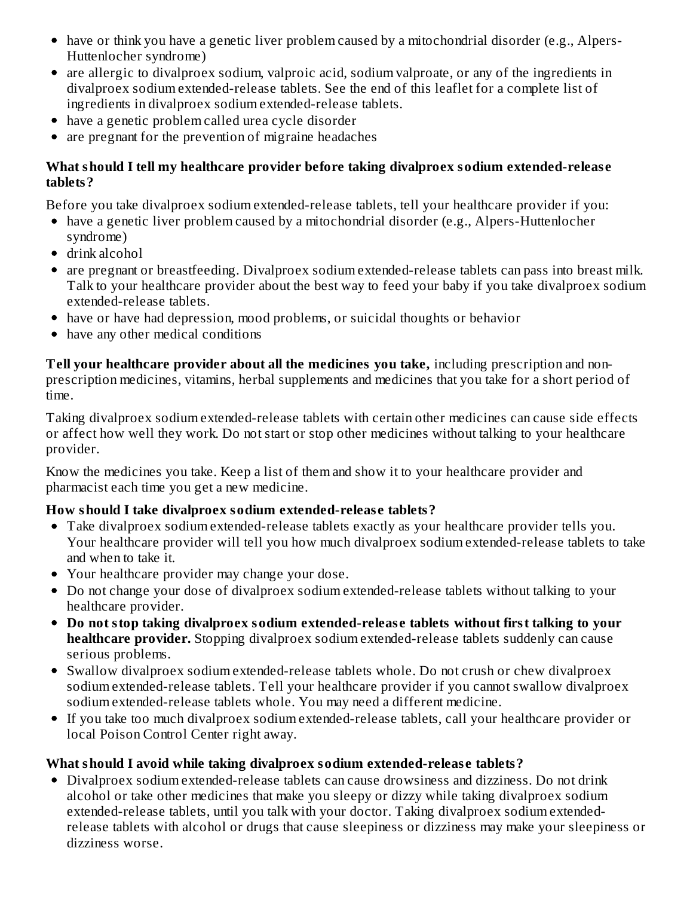- have or think you have a genetic liver problem caused by a mitochondrial disorder (e.g., Alpers-Huttenlocher syndrome)
- are allergic to divalproex sodium, valproic acid, sodium valproate, or any of the ingredients in divalproex sodium extended-release tablets. See the end of this leaflet for a complete list of ingredients in divalproex sodium extended-release tablets.
- have a genetic problem called urea cycle disorder
- are pregnant for the prevention of migraine headaches

**What should I tell my healthcare provider before taking divalproex sodium extended-release tablets?**

Before you take divalproex sodium extended-release tablets, tell your healthcare provider if you:

- have a genetic liver problem caused by a mitochondrial disorder (e.g., Alpers-Huttenlocher syndrome)
- drink alcohol
- are pregnant or breastfeeding. Divalproex sodium extended-release tablets can pass into breast milk. Talk to your healthcare provider about the best way to feed your baby if you take divalproex sodium extended-release tablets.
- have or have had depression, mood problems, or suicidal thoughts or behavior
- have any other medical conditions

**Tell your healthcare provider about all the medicines you take,** including prescription and non-prescription medicines, vitamins, herbal supplements and medicines that you take for a short period of time.

Taking divalproex sodium extended-release tablets with certain other medicines can cause side effects or affect how well they work. Do not start or stop other medicines without talking to your healthcare provider.

Know the medicines you take. Keep a list of them and show it to your healthcare provider and pharmacist each time you get a new medicine.

**How should I take divalproex sodium extended-release tablets?**

- Take divalproex sodium extended-release tablets exactly as your healthcare provider tells you. Your healthcare provider will tell you how much divalproex sodium extended-release tablets to take and when to take it.
- Your healthcare provider may change your dose.
- Do not change your dose of divalproex sodium extended-release tablets without talking to your healthcare provider.
- **Do not stop taking divalproex sodium extended-release tablets without first talking to your healthcare provider.** Stopping divalproex sodium extended-release tablets suddenly can cause serious problems.
- Swallow divalproex sodium extended-release tablets whole. Do not crush or chew divalproex sodium extended-release tablets. Tell your healthcare provider if you cannot swallow divalproex sodium extended-release tablets whole. You may need a different medicine.
- If you take too much divalproex sodium extended-release tablets, call your healthcare provider or local Poison Control Center right away.

**What should I avoid while taking divalproex sodium extended-release tablets?**

- Divalproex sodium extended-release tablets can cause drowsiness and dizziness. Do not drink alcohol or take other medicines that make you sleepy or dizzy while taking divalproex sodium extended-release tablets, until you talk with your doctor. Taking divalproex sodium extended-release tablets with alcohol or drugs that cause sleepiness or dizziness may make your sleepiness or dizziness worse.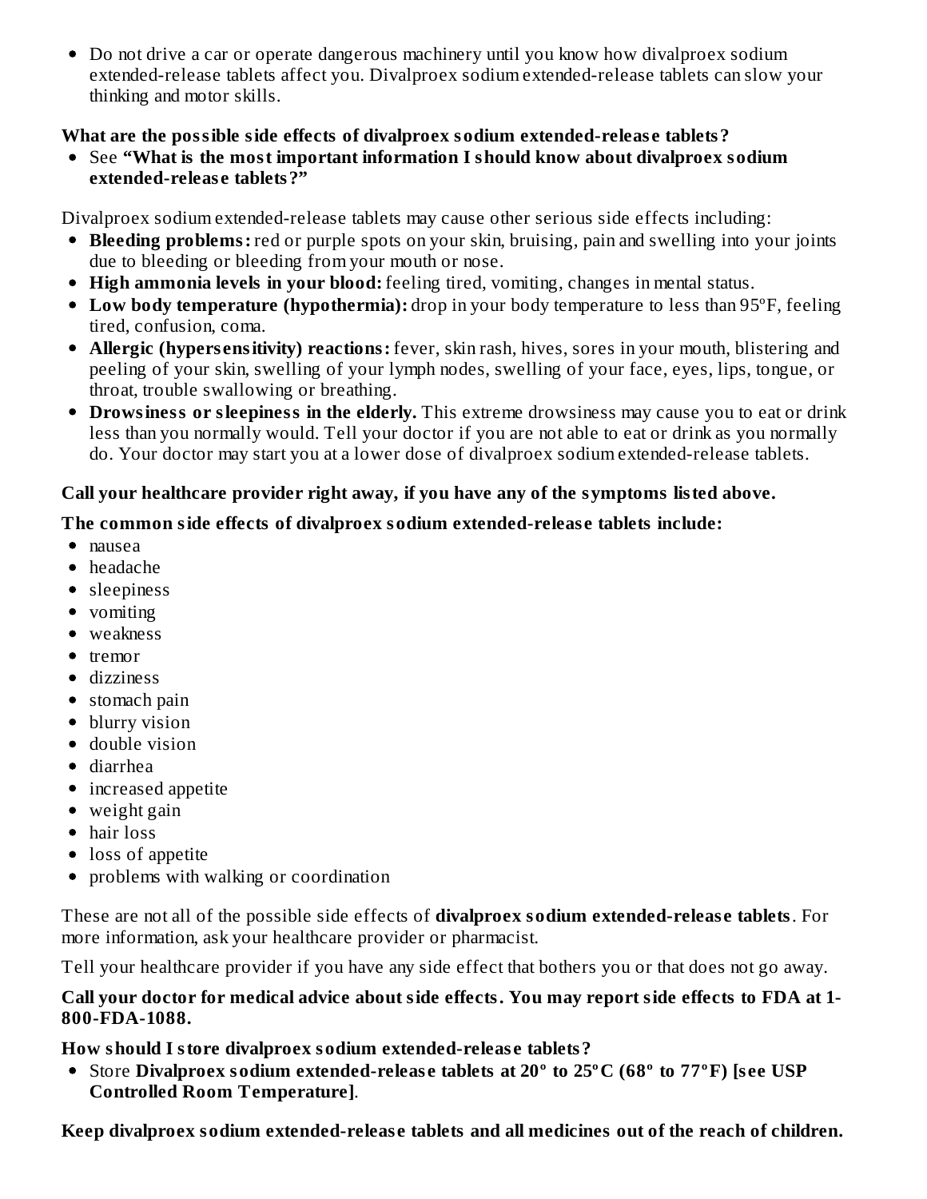- Do not drive a car or operate dangerous machinery until you know how divalproex sodium extended-release tablets affect you. Divalproex sodium extended-release tablets can slow your thinking and motor skills.

**What are the possible side effects of divalproex sodium extended-release tablets?**

- See **"What is the most important information I should know about divalproex sodium extended-release tablets?"**

Divalproex sodium extended-release tablets may cause other serious side effects including:

- **Bleeding problems:** red or purple spots on your skin, bruising, pain and swelling into your joints due to bleeding or bleeding from your mouth or nose.
- **High ammonia levels in your blood:** feeling tired, vomiting, changes in mental status.
- **Low body temperature (hypothermia):** drop in your body temperature to less than 95ºF, feeling tired, confusion, coma.
- **Allergic (hypersensitivity) reactions:** fever, skin rash, hives, sores in your mouth, blistering and peeling of your skin, swelling of your lymph nodes, swelling of your face, eyes, lips, tongue, or throat, trouble swallowing or breathing.
- **Drowsiness or sleepiness in the elderly.** This extreme drowsiness may cause you to eat or drink less than you normally would. Tell your doctor if you are not able to eat or drink as you normally do. Your doctor may start you at a lower dose of divalproex sodium extended-release tablets.

**Call your healthcare provider right away, if you have any of the symptoms listed above.**

**The common side effects of divalproex sodium extended-release tablets include:**

- nausea
- headache
- sleepiness
- vomiting
- weakness
- tremor
- dizziness
- stomach pain
- blurry vision
- double vision
- diarrhea
- increased appetite
- weight gain
- hair loss
- loss of appetite
- problems with walking or coordination

These are not all of the possible side effects of **divalproex sodium extended-release tablets**. For more information, ask your healthcare provider or pharmacist.

Tell your healthcare provider if you have any side effect that bothers you or that does not go away.

**Call your doctor for medical advice about side effects. You may report side effects to FDA at 1-800-FDA-1088.**

**How should I store divalproex sodium extended-release tablets?**

- Store **Divalproex sodium extended-release tablets at 20º to 25ºC (68º to 77ºF) [see USP Controlled Room Temperature]**.

**Keep divalproex sodium extended-release tablets and all medicines out of the reach of children.**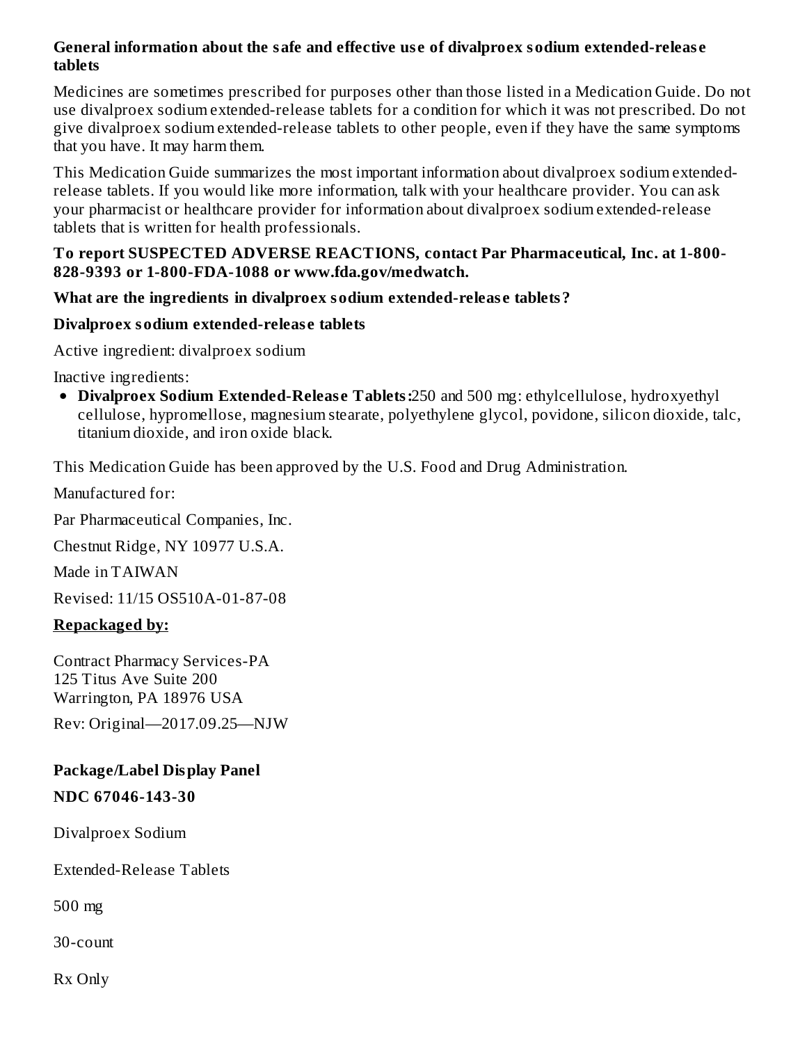**General information about the safe and effective use of divalproex sodium extended-release tablets**

Medicines are sometimes prescribed for purposes other than those listed in a Medication Guide. Do not use divalproex sodium extended-release tablets for a condition for which it was not prescribed. Do not give divalproex sodium extended-release tablets to other people, even if they have the same symptoms that you have. It may harm them.

This Medication Guide summarizes the most important information about divalproex sodium extended-release tablets. If you would like more information, talk with your healthcare provider. You can ask your pharmacist or healthcare provider for information about divalproex sodium extended-release tablets that is written for health professionals.

**To report SUSPECTED ADVERSE REACTIONS, contact Par Pharmaceutical, Inc. at 1-800-828-9393 or 1-800-FDA-1088 or www.fda.gov/medwatch.**

**What are the ingredients in divalproex sodium extended-release tablets?**

**Divalproex sodium extended-release tablets**

Active ingredient: divalproex sodium

Inactive ingredients:

- **Divalproex Sodium Extended-Release Tablets:** 250 and 500 mg: ethylcellulose, hydroxyethyl cellulose, hypromellose, magnesium stearate, polyethylene glycol, povidone, silicon dioxide, talc, titanium dioxide, and iron oxide black.

This Medication Guide has been approved by the U.S. Food and Drug Administration.

Manufactured for:

Par Pharmaceutical Companies, Inc.

Chestnut Ridge, NY 10977 U.S.A.

Made in TAIWAN

Revised: 11/15 OS510A-01-87-08

**Repackaged by:**

Contract Pharmacy Services-PA
125 Titus Ave Suite 200
Warrington, PA 18976 USA

Rev: Original—2017.09.25—NJW

**Package/Label Display Panel**

**NDC 67046-143-30**

Divalproex Sodium

Extended-Release Tablets

500 mg

30-count

Rx Only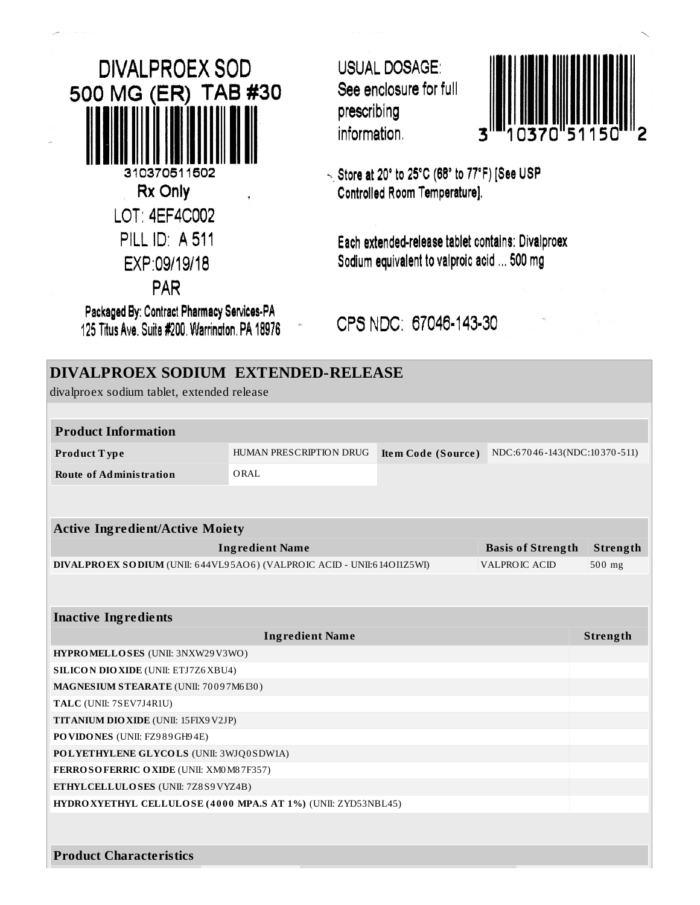DIVALPROEX SOD
500 MG (ER) TAB #30

310370511502

Rx Only

LOT: 4EF4C002

PILL ID: A 511

EXP:09/19/18

PAR

Packaged By: Contract Pharmacy Services-PA
125 Titus Ave. Suite #200, Warrington, PA 18976

USUAL DOSAGE:
See enclosure for full prescribing information.

3 10370 51150 2

Store at 20° to 25°C (68° to 77°F) [See USP Controlled Room Temperature].

Each extended-release tablet contains: Divalproex Sodium equivalent to valproic acid ... 500 mg

CPS NDC: 67046-143-30

## DIVALPROEX SODIUM EXTENDED-RELEASE

divalproex sodium tablet, extended release

| Product Information | | | |
|---|---|---|---|
| **Product Type** | HUMAN PRESCRIPTION DRUG | **Item Code (Source)** | NDC:67046-143(NDC:10370-511) |
| **Route of Administration** | ORAL | | |

| Active Ingredient/Active Moiety | | |
|---|---|---|
| **Ingredient Name** | **Basis of Strength** | **Strength** |
| **DIVALPROEX SODIUM** (UNII: 644VL95AO6) (VALPROIC ACID - UNII:614OI1Z5WI) | VALPROIC ACID | 500 mg |

| Inactive Ingredients | |
|---|---|
| **Ingredient Name** | **Strength** |
| **HYPROMELLOSES** (UNII: 3NXW29V3WO) | |
| **SILICON DIOXIDE** (UNII: ETJ7Z6XBU4) | |
| **MAGNESIUM STEARATE** (UNII: 70097M6I30) | |
| **TALC** (UNII: 7SEV7J4R1U) | |
| **TITANIUM DIOXIDE** (UNII: 15FIX9V2JP) | |
| **POVIDONES** (UNII: FZ989GH94E) | |
| **POLYETHYLENE GLYCOLS** (UNII: 3WJQ0SDW1A) | |
| **FERROSOFERRIC OXIDE** (UNII: XM0M87F357) | |
| **ETHYLCELLULOSES** (UNII: 7Z8S9VYZ4B) | |
| **HYDROXYETHYL CELLULOSE (4000 MPA.S AT 1%)** (UNII: ZYD53NBL45) | |

**Product Characteristics**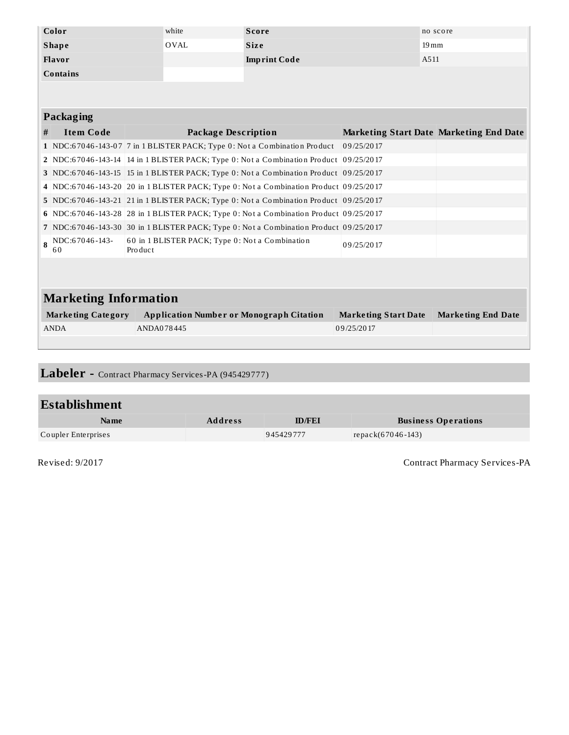| | | | |
|---|---|---|---|
| **Color** | white | **Score** | no score |
| **Shape** | OVAL | **Size** | 19mm |
| **Flavor** | | **Imprint Code** | A511 |
| **Contains** | | | |

## Packaging

| # | Item Code | Package Description | Marketing Start Date | Marketing End Date |
|---|---|---|---|---|
| 1 | NDC:67046-143-07 | 7 in 1 BLISTER PACK; Type 0: Not a Combination Product | 09/25/2017 | |
| 2 | NDC:67046-143-14 | 14 in 1 BLISTER PACK; Type 0: Not a Combination Product | 09/25/2017 | |
| 3 | NDC:67046-143-15 | 15 in 1 BLISTER PACK; Type 0: Not a Combination Product | 09/25/2017 | |
| 4 | NDC:67046-143-20 | 20 in 1 BLISTER PACK; Type 0: Not a Combination Product | 09/25/2017 | |
| 5 | NDC:67046-143-21 | 21 in 1 BLISTER PACK; Type 0: Not a Combination Product | 09/25/2017 | |
| 6 | NDC:67046-143-28 | 28 in 1 BLISTER PACK; Type 0: Not a Combination Product | 09/25/2017 | |
| 7 | NDC:67046-143-30 | 30 in 1 BLISTER PACK; Type 0: Not a Combination Product | 09/25/2017 | |
| 8 | NDC:67046-143-60 | 60 in 1 BLISTER PACK; Type 0: Not a Combination Product | 09/25/2017 | |

## Marketing Information

| Marketing Category | Application Number or Monograph Citation | Marketing Start Date | Marketing End Date |
|---|---|---|---|
| ANDA | ANDA078445 | 09/25/2017 | |

## Labeler - Contract Pharmacy Services-PA (945429777)

## Establishment

| Name | Address | ID/FEI | Business Operations |
|---|---|---|---|
| Coupler Enterprises | | 945429777 | repack(67046-143) |

Revised: 9/2017

Contract Pharmacy Services-PA